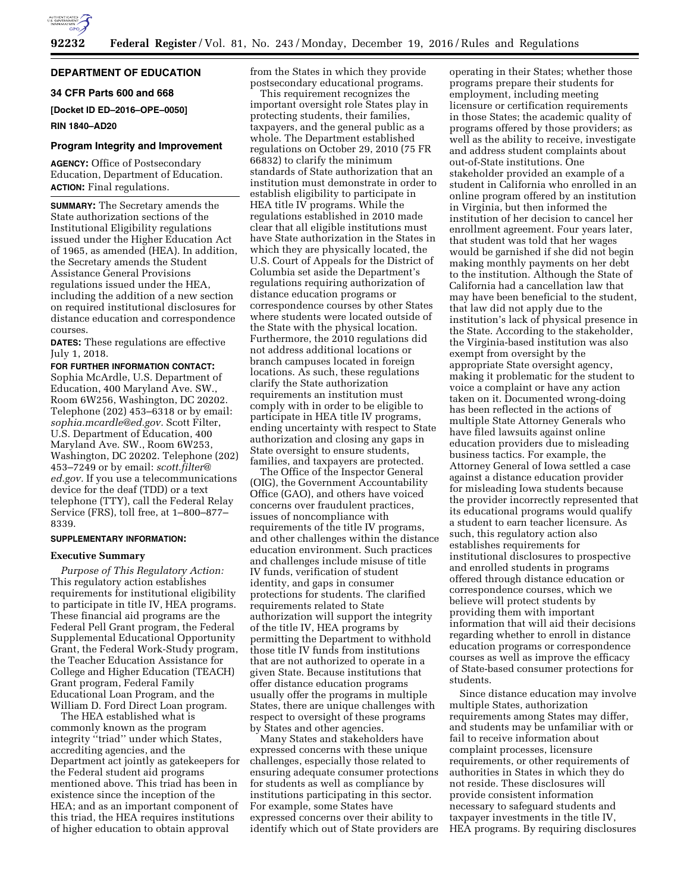# DEPARTMENT OF EDUCATION

## 34 CFR Parts 600 and 668

**[Docket ID ED–2016–OPE–0050]**

**RIN 1840–AD20**

## Program Integrity and Improvement

**AGENCY:** Office of Postsecondary Education, Department of Education.

**ACTION:** Final regulations.

**SUMMARY:** The Secretary amends the State authorization sections of the Institutional Eligibility regulations issued under the Higher Education Act of 1965, as amended (HEA). In addition, the Secretary amends the Student Assistance General Provisions regulations issued under the HEA, including the addition of a new section on required institutional disclosures for distance education and correspondence courses.

**DATES:** These regulations are effective July 1, 2018.

**FOR FURTHER INFORMATION CONTACT:** Sophia McArdle, U.S. Department of Education, 400 Maryland Ave. SW., Room 6W256, Washington, DC 20202. Telephone (202) 453–6318 or by email: *sophia.mcardle@ed.gov.* Scott Filter, U.S. Department of Education, 400 Maryland Ave. SW., Room 6W253, Washington, DC 20202. Telephone (202) 453–7249 or by email: *scott.filter@ed.gov.* If you use a telecommunications device for the deaf (TDD) or a text telephone (TTY), call the Federal Relay Service (FRS), toll free, at 1–800–877–8339.

**SUPPLEMENTARY INFORMATION:**

### Executive Summary

*Purpose of This Regulatory Action:* This regulatory action establishes requirements for institutional eligibility to participate in title IV, HEA programs. These financial aid programs are the Federal Pell Grant program, the Federal Supplemental Educational Opportunity Grant, the Federal Work-Study program, the Teacher Education Assistance for College and Higher Education (TEACH) Grant program, Federal Family Educational Loan Program, and the William D. Ford Direct Loan program.

The HEA established what is commonly known as the program integrity "triad" under which States, accrediting agencies, and the Department act jointly as gatekeepers for the Federal student aid programs mentioned above. This triad has been in existence since the inception of the HEA; and as an important component of this triad, the HEA requires institutions of higher education to obtain approval from the States in which they provide postsecondary educational programs.

This requirement recognizes the important oversight role States play in protecting students, their families, taxpayers, and the general public as a whole. The Department established regulations on October 29, 2010 (75 FR 66832) to clarify the minimum standards of State authorization that an institution must demonstrate in order to establish eligibility to participate in HEA title IV programs. While the regulations established in 2010 made clear that all eligible institutions must have State authorization in the States in which they are physically located, the U.S. Court of Appeals for the District of Columbia set aside the Department's regulations requiring authorization of distance education programs or correspondence courses by other States where students were located outside of the State with the physical location. Furthermore, the 2010 regulations did not address additional locations or branch campuses located in foreign locations. As such, these regulations clarify the State authorization requirements an institution must comply with in order to be eligible to participate in HEA title IV programs, ending uncertainty with respect to State authorization and closing any gaps in State oversight to ensure students, families, and taxpayers are protected.

The Office of the Inspector General (OIG), the Government Accountability Office (GAO), and others have voiced concerns over fraudulent practices, issues of noncompliance with requirements of the title IV programs, and other challenges within the distance education environment. Such practices and challenges include misuse of title IV funds, verification of student identity, and gaps in consumer protections for students. The clarified requirements related to State authorization will support the integrity of the title IV, HEA programs by permitting the Department to withhold those title IV funds from institutions that are not authorized to operate in a given State. Because institutions that offer distance education programs usually offer the programs in multiple States, there are unique challenges with respect to oversight of these programs by States and other agencies.

Many States and stakeholders have expressed concerns with these unique challenges, especially those related to ensuring adequate consumer protections for students as well as compliance by institutions participating in this sector. For example, some States have expressed concerns over their ability to identify which out of State providers are operating in their States; whether those programs prepare their students for employment, including meeting licensure or certification requirements in those States; the academic quality of programs offered by those providers; as well as the ability to receive, investigate and address student complaints about out-of-State institutions. One stakeholder provided an example of a student in California who enrolled in an online program offered by an institution in Virginia, but then informed the institution of her decision to cancel her enrollment agreement. Four years later, that student was told that her wages would be garnished if she did not begin making monthly payments on her debt to the institution. Although the State of California had a cancellation law that may have been beneficial to the student, that law did not apply due to the institution's lack of physical presence in the State. According to the stakeholder, the Virginia-based institution was also exempt from oversight by the appropriate State oversight agency, making it problematic for the student to voice a complaint or have any action taken on it. Documented wrong-doing has been reflected in the actions of multiple State Attorney Generals who have filed lawsuits against online education providers due to misleading business tactics. For example, the Attorney General of Iowa settled a case against a distance education provider for misleading Iowa students because the provider incorrectly represented that its educational programs would qualify a student to earn teacher licensure. As such, this regulatory action also establishes requirements for institutional disclosures to prospective and enrolled students in programs offered through distance education or correspondence courses, which we believe will protect students by providing them with important information that will aid their decisions regarding whether to enroll in distance education programs or correspondence courses as well as improve the efficacy of State-based consumer protections for students.

Since distance education may involve multiple States, authorization requirements among States may differ, and students may be unfamiliar with or fail to receive information about complaint processes, licensure requirements, or other requirements of authorities in States in which they do not reside. These disclosures will provide consistent information necessary to safeguard students and taxpayer investments in the title IV, HEA programs. By requiring disclosures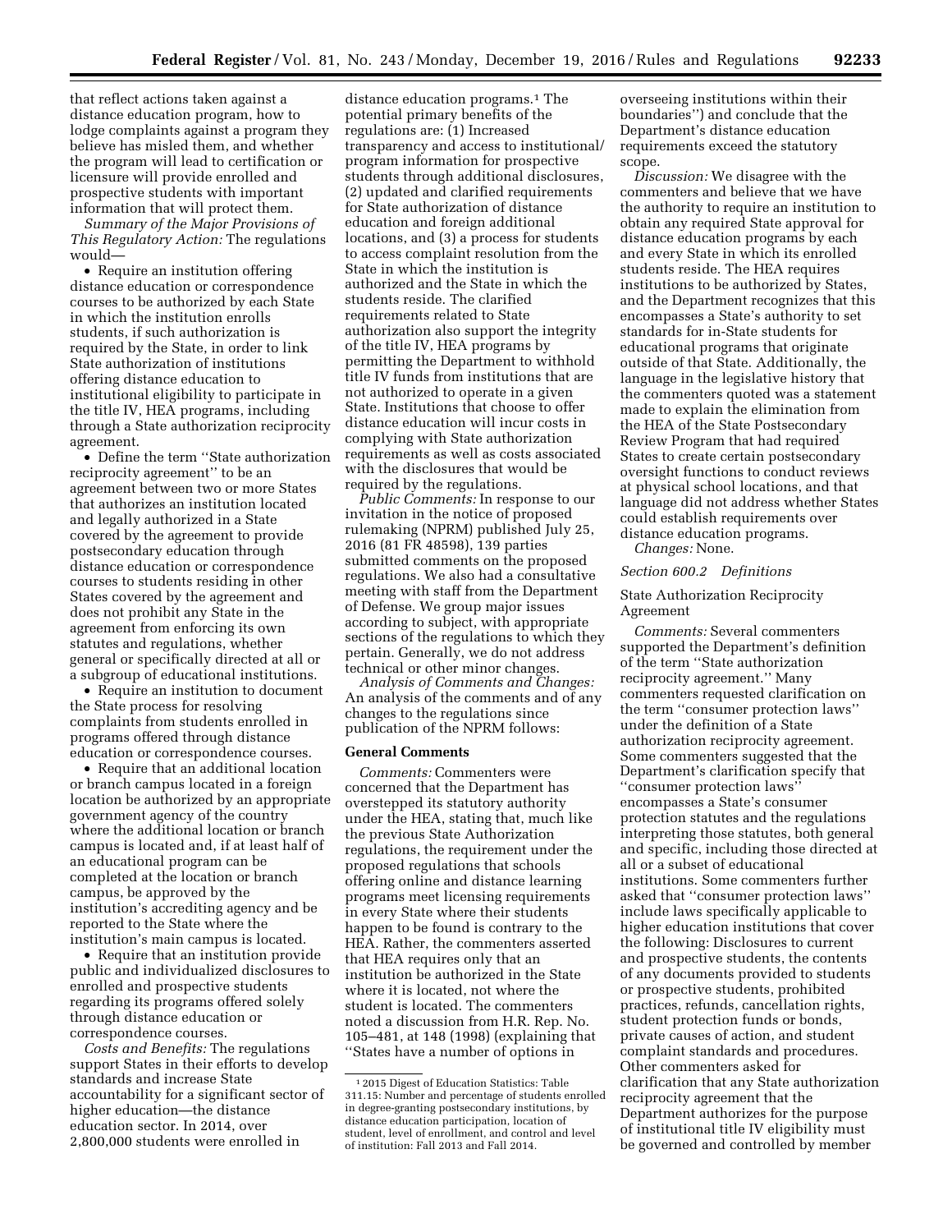that reflect actions taken against a distance education program, how to lodge complaints against a program they believe has misled them, and whether the program will lead to certification or licensure will provide enrolled and prospective students with important information that will protect them.

*Summary of the Major Provisions of This Regulatory Action:* The regulations would—

- Require an institution offering distance education or correspondence courses to be authorized by each State in which the institution enrolls students, if such authorization is required by the State, in order to link State authorization of institutions offering distance education to institutional eligibility to participate in the title IV, HEA programs, including through a State authorization reciprocity agreement.
- Define the term ''State authorization reciprocity agreement'' to be an agreement between two or more States that authorizes an institution located and legally authorized in a State covered by the agreement to provide postsecondary education through distance education or correspondence courses to students residing in other States covered by the agreement and does not prohibit any State in the agreement from enforcing its own statutes and regulations, whether general or specifically directed at all or a subgroup of educational institutions.
- Require an institution to document the State process for resolving complaints from students enrolled in programs offered through distance education or correspondence courses.
- Require that an additional location or branch campus located in a foreign location be authorized by an appropriate government agency of the country where the additional location or branch campus is located and, if at least half of an educational program can be completed at the location or branch campus, be approved by the institution's accrediting agency and be reported to the State where the institution's main campus is located.
- Require that an institution provide public and individualized disclosures to enrolled and prospective students regarding its programs offered solely through distance education or correspondence courses.

*Costs and Benefits:* The regulations support States in their efforts to develop standards and increase State accountability for a significant sector of higher education—the distance education sector. In 2014, over 2,800,000 students were enrolled in distance education programs.[1] The potential primary benefits of the regulations are: (1) Increased transparency and access to institutional/program information for prospective students through additional disclosures, (2) updated and clarified requirements for State authorization of distance education and foreign additional locations, and (3) a process for students to access complaint resolution from the State in which the institution is authorized and the State in which the students reside. The clarified requirements related to State authorization also support the integrity of the title IV, HEA programs by permitting the Department to withhold title IV funds from institutions that are not authorized to operate in a given State. Institutions that choose to offer distance education will incur costs in complying with State authorization requirements as well as costs associated with the disclosures that would be required by the regulations.

*Public Comments:* In response to our invitation in the notice of proposed rulemaking (NPRM) published July 25, 2016 (81 FR 48598), 139 parties submitted comments on the proposed regulations. We also had a consultative meeting with staff from the Department of Defense. We group major issues according to subject, with appropriate sections of the regulations to which they pertain. Generally, we do not address technical or other minor changes.

*Analysis of Comments and Changes:* An analysis of the comments and of any changes to the regulations since publication of the NPRM follows:

**General Comments**

*Comments:* Commenters were concerned that the Department has overstepped its statutory authority under the HEA, stating that, much like the previous State Authorization regulations, the requirement under the proposed regulations that schools offering online and distance learning programs meet licensing requirements in every State where their students happen to be found is contrary to the HEA. Rather, the commenters asserted that HEA requires only that an institution be authorized in the State where it is located, not where the student is located. The commenters noted a discussion from H.R. Rep. No. 105–481, at 148 (1998) (explaining that ''States have a number of options in overseeing institutions within their boundaries'') and conclude that the Department's distance education requirements exceed the statutory scope.

*Discussion:* We disagree with the commenters and believe that we have the authority to require an institution to obtain any required State approval for distance education programs by each and every State in which its enrolled students reside. The HEA requires institutions to be authorized by States, and the Department recognizes that this encompasses a State's authority to set standards for in-State students for educational programs that originate outside of that State. Additionally, the language in the legislative history that the commenters quoted was a statement made to explain the elimination from the HEA of the State Postsecondary Review Program that had required States to create certain postsecondary oversight functions to conduct reviews at physical school locations, and that language did not address whether States could establish requirements over distance education programs.

*Changes:* None.

*Section 600.2 Definitions*

State Authorization Reciprocity Agreement

*Comments:* Several commenters supported the Department's definition of the term ''State authorization reciprocity agreement.'' Many commenters requested clarification on the term ''consumer protection laws'' under the definition of a State authorization reciprocity agreement. Some commenters suggested that the Department's clarification specify that ''consumer protection laws'' encompasses a State's consumer protection statutes and the regulations interpreting those statutes, both general and specific, including those directed at all or a subset of educational institutions. Some commenters further asked that ''consumer protection laws'' include laws specifically applicable to higher education institutions that cover the following: Disclosures to current and prospective students, the contents of any documents provided to students or prospective students, prohibited practices, refunds, cancellation rights, student protection funds or bonds, private causes of action, and student complaint standards and procedures. Other commenters asked for clarification that any State authorization reciprocity agreement that the Department authorizes for the purpose of institutional title IV eligibility must be governed and controlled by member

[1] 2015 Digest of Education Statistics: Table 311.15: Number and percentage of students enrolled in degree-granting postsecondary institutions, by distance education participation, location of student, level of enrollment, and control and level of institution: Fall 2013 and Fall 2014.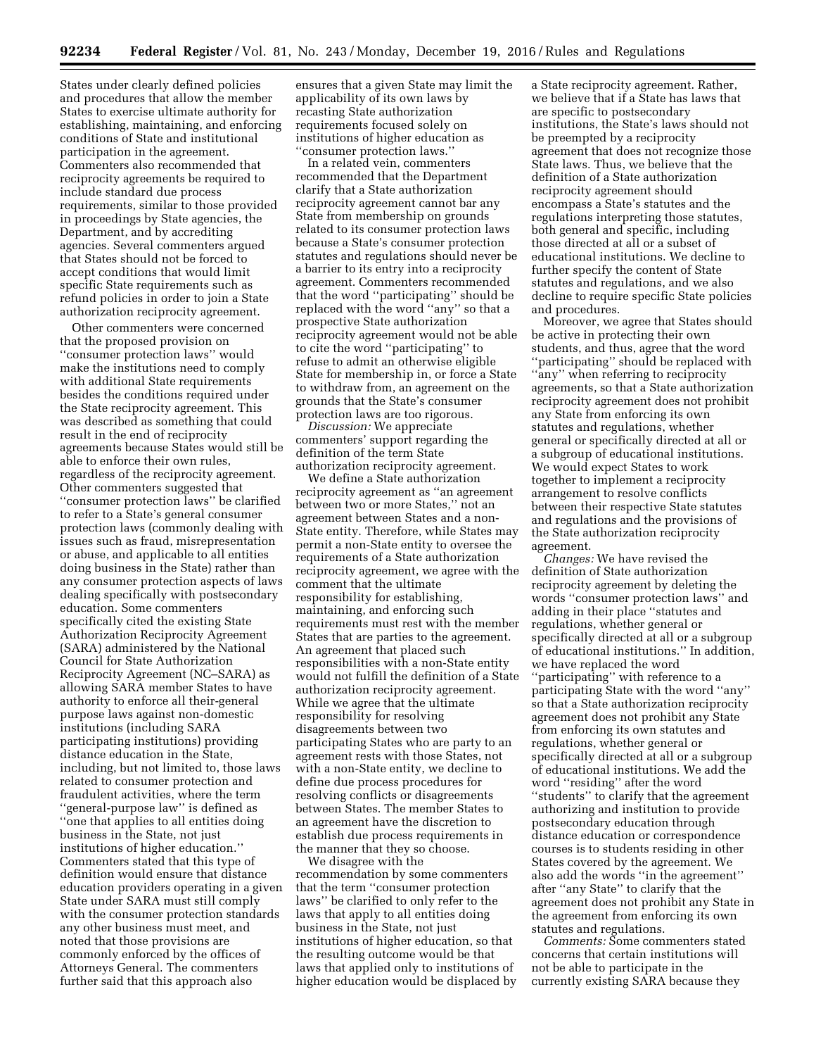States under clearly defined policies and procedures that allow the member States to exercise ultimate authority for establishing, maintaining, and enforcing conditions of State and institutional participation in the agreement. Commenters also recommended that reciprocity agreements be required to include standard due process requirements, similar to those provided in proceedings by State agencies, the Department, and by accrediting agencies. Several commenters argued that States should not be forced to accept conditions that would limit specific State requirements such as refund policies in order to join a State authorization reciprocity agreement.

Other commenters were concerned that the proposed provision on ''consumer protection laws'' would make the institutions need to comply with additional State requirements besides the conditions required under the State reciprocity agreement. This was described as something that could result in the end of reciprocity agreements because States would still be able to enforce their own rules, regardless of the reciprocity agreement. Other commenters suggested that ''consumer protection laws'' be clarified to refer to a State's general consumer protection laws (commonly dealing with issues such as fraud, misrepresentation or abuse, and applicable to all entities doing business in the State) rather than any consumer protection aspects of laws dealing specifically with postsecondary education. Some commenters specifically cited the existing State Authorization Reciprocity Agreement (SARA) administered by the National Council for State Authorization Reciprocity Agreement (NC–SARA) as allowing SARA member States to have authority to enforce all their-general purpose laws against non-domestic institutions (including SARA participating institutions) providing distance education in the State, including, but not limited to, those laws related to consumer protection and fraudulent activities, where the term ''general-purpose law'' is defined as ''one that applies to all entities doing business in the State, not just institutions of higher education.'' Commenters stated that this type of definition would ensure that distance education providers operating in a given State under SARA must still comply with the consumer protection standards any other business must meet, and noted that those provisions are commonly enforced by the offices of Attorneys General. The commenters further said that this approach also ensures that a given State may limit the applicability of its own laws by recasting State authorization requirements focused solely on institutions of higher education as ''consumer protection laws.''

In a related vein, commenters recommended that the Department clarify that a State authorization reciprocity agreement cannot bar any State from membership on grounds related to its consumer protection laws because a State's consumer protection statutes and regulations should never be a barrier to its entry into a reciprocity agreement. Commenters recommended that the word ''participating'' should be replaced with the word ''any'' so that a prospective State authorization reciprocity agreement would not be able to cite the word ''participating'' to refuse to admit an otherwise eligible State for membership in, or force a State to withdraw from, an agreement on the grounds that the State's consumer protection laws are too rigorous.

*Discussion:* We appreciate commenters' support regarding the definition of the term State authorization reciprocity agreement.

We define a State authorization reciprocity agreement as ''an agreement between two or more States,'' not an agreement between States and a non-State entity. Therefore, while States may permit a non-State entity to oversee the requirements of a State authorization reciprocity agreement, we agree with the comment that the ultimate responsibility for establishing, maintaining, and enforcing such requirements must rest with the member States that are parties to the agreement. An agreement that placed such responsibilities with a non-State entity would not fulfill the definition of a State authorization reciprocity agreement. While we agree that the ultimate responsibility for resolving disagreements between two participating States who are party to an agreement rests with those States, not with a non-State entity, we decline to define due process procedures for resolving conflicts or disagreements between States. The member States to an agreement have the discretion to establish due process requirements in the manner that they so choose.

We disagree with the recommendation by some commenters that the term ''consumer protection laws'' be clarified to only refer to the laws that apply to all entities doing business in the State, not just institutions of higher education, so that the resulting outcome would be that laws that applied only to institutions of higher education would be displaced by a State reciprocity agreement. Rather, we believe that if a State has laws that are specific to postsecondary institutions, the State's laws should not be preempted by a reciprocity agreement that does not recognize those State laws. Thus, we believe that the definition of a State authorization reciprocity agreement should encompass a State's statutes and the regulations interpreting those statutes, both general and specific, including those directed at all or a subset of educational institutions. We decline to further specify the content of State statutes and regulations, and we also decline to require specific State policies and procedures.

Moreover, we agree that States should be active in protecting their own students, and thus, agree that the word ''participating'' should be replaced with ''any'' when referring to reciprocity agreements, so that a State authorization reciprocity agreement does not prohibit any State from enforcing its own statutes and regulations, whether general or specifically directed at all or a subgroup of educational institutions. We would expect States to work together to implement a reciprocity arrangement to resolve conflicts between their respective State statutes and regulations and the provisions of the State authorization reciprocity agreement.

*Changes:* We have revised the definition of State authorization reciprocity agreement by deleting the words ''consumer protection laws'' and adding in their place ''statutes and regulations, whether general or specifically directed at all or a subgroup of educational institutions.'' In addition, we have replaced the word ''participating'' with reference to a participating State with the word ''any'' so that a State authorization reciprocity agreement does not prohibit any State from enforcing its own statutes and regulations, whether general or specifically directed at all or a subgroup of educational institutions. We add the word ''residing'' after the word ''students'' to clarify that the agreement authorizing and institution to provide postsecondary education through distance education or correspondence courses is to students residing in other States covered by the agreement. We also add the words ''in the agreement'' after ''any State'' to clarify that the agreement does not prohibit any State in the agreement from enforcing its own statutes and regulations.

*Comments:* Some commenters stated concerns that certain institutions will not be able to participate in the currently existing SARA because they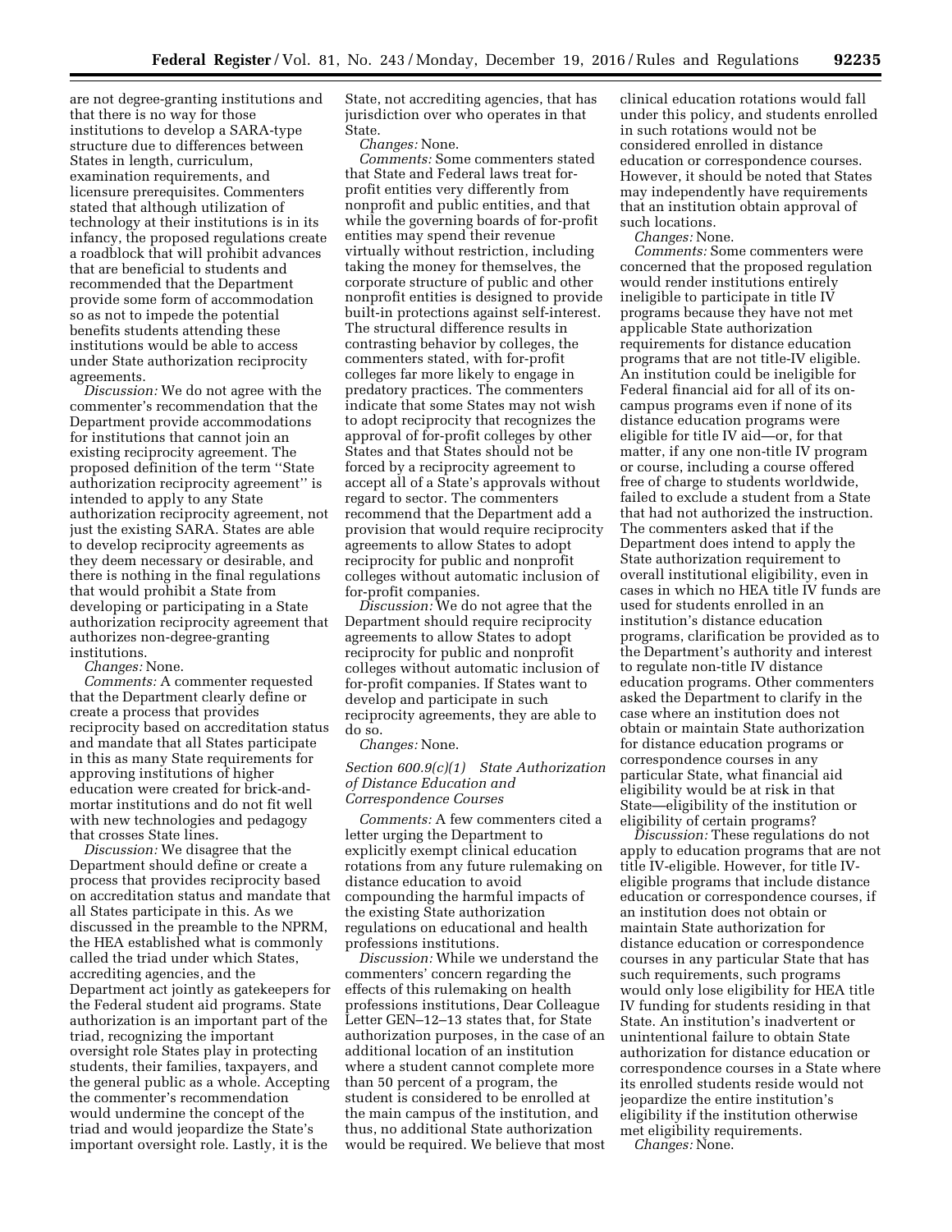are not degree-granting institutions and that there is no way for those institutions to develop a SARA-type structure due to differences between States in length, curriculum, examination requirements, and licensure prerequisites. Commenters stated that although utilization of technology at their institutions is in its infancy, the proposed regulations create a roadblock that will prohibit advances that are beneficial to students and recommended that the Department provide some form of accommodation so as not to impede the potential benefits students attending these institutions would be able to access under State authorization reciprocity agreements.

*Discussion:* We do not agree with the commenter's recommendation that the Department provide accommodations for institutions that cannot join an existing reciprocity agreement. The proposed definition of the term ''State authorization reciprocity agreement'' is intended to apply to any State authorization reciprocity agreement, not just the existing SARA. States are able to develop reciprocity agreements as they deem necessary or desirable, and there is nothing in the final regulations that would prohibit a State from developing or participating in a State authorization reciprocity agreement that authorizes non-degree-granting institutions.

*Changes:* None.

*Comments:* A commenter requested that the Department clearly define or create a process that provides reciprocity based on accreditation status and mandate that all States participate in this as many State requirements for approving institutions of higher education were created for brick-and-mortar institutions and do not fit well with new technologies and pedagogy that crosses State lines.

*Discussion:* We disagree that the Department should define or create a process that provides reciprocity based on accreditation status and mandate that all States participate in this. As we discussed in the preamble to the NPRM, the HEA established what is commonly called the triad under which States, accrediting agencies, and the Department act jointly as gatekeepers for the Federal student aid programs. State authorization is an important part of the triad, recognizing the important oversight role States play in protecting students, their families, taxpayers, and the general public as a whole. Accepting the commenter's recommendation would undermine the concept of the triad and would jeopardize the State's important oversight role. Lastly, it is the State, not accrediting agencies, that has jurisdiction over who operates in that State.

*Changes:* None.

*Comments:* Some commenters stated that State and Federal laws treat for-profit entities very differently from nonprofit and public entities, and that while the governing boards of for-profit entities may spend their revenue virtually without restriction, including taking the money for themselves, the corporate structure of public and other nonprofit entities is designed to provide built-in protections against self-interest. The structural difference results in contrasting behavior by colleges, the commenters stated, with for-profit colleges far more likely to engage in predatory practices. The commenters indicate that some States may not wish to adopt reciprocity that recognizes the approval of for-profit colleges by other States and that States should not be forced by a reciprocity agreement to accept all of a State's approvals without regard to sector. The commenters recommend that the Department add a provision that would require reciprocity agreements to allow States to adopt reciprocity for public and nonprofit colleges without automatic inclusion of for-profit companies.

*Discussion:* We do not agree that the Department should require reciprocity agreements to allow States to adopt reciprocity for public and nonprofit colleges without automatic inclusion of for-profit companies. If States want to develop and participate in such reciprocity agreements, they are able to do so.

*Changes:* None.

### *Section 600.9(c)(1) State Authorization of Distance Education and Correspondence Courses*

*Comments:* A few commenters cited a letter urging the Department to explicitly exempt clinical education rotations from any future rulemaking on distance education to avoid compounding the harmful impacts of the existing State authorization regulations on educational and health professions institutions.

*Discussion:* While we understand the commenters' concern regarding the effects of this rulemaking on health professions institutions, Dear Colleague Letter GEN–12–13 states that, for State authorization purposes, in the case of an additional location of an institution where a student cannot complete more than 50 percent of a program, the student is considered to be enrolled at the main campus of the institution, and thus, no additional State authorization would be required. We believe that most clinical education rotations would fall under this policy, and students enrolled in such rotations would not be considered enrolled in distance education or correspondence courses. However, it should be noted that States may independently have requirements that an institution obtain approval of such locations.

*Changes:* None.

*Comments:* Some commenters were concerned that the proposed regulation would render institutions entirely ineligible to participate in title IV programs because they have not met applicable State authorization requirements for distance education programs that are not title-IV eligible. An institution could be ineligible for Federal financial aid for all of its on-campus programs even if none of its distance education programs were eligible for title IV aid—or, for that matter, if any one non-title IV program or course, including a course offered free of charge to students worldwide, failed to exclude a student from a State that had not authorized the instruction. The commenters asked that if the Department does intend to apply the State authorization requirement to overall institutional eligibility, even in cases in which no HEA title IV funds are used for students enrolled in an institution's distance education programs, clarification be provided as to the Department's authority and interest to regulate non-title IV distance education programs. Other commenters asked the Department to clarify in the case where an institution does not obtain or maintain State authorization for distance education programs or correspondence courses in any particular State, what financial aid eligibility would be at risk in that State—eligibility of the institution or eligibility of certain programs?

*Discussion:* These regulations do not apply to education programs that are not title IV-eligible. However, for title IV-eligible programs that include distance education or correspondence courses, if an institution does not obtain or maintain State authorization for distance education or correspondence courses in any particular State that has such requirements, such programs would only lose eligibility for HEA title IV funding for students residing in that State. An institution's inadvertent or unintentional failure to obtain State authorization for distance education or correspondence courses in a State where its enrolled students reside would not jeopardize the entire institution's eligibility if the institution otherwise met eligibility requirements.

*Changes:* None.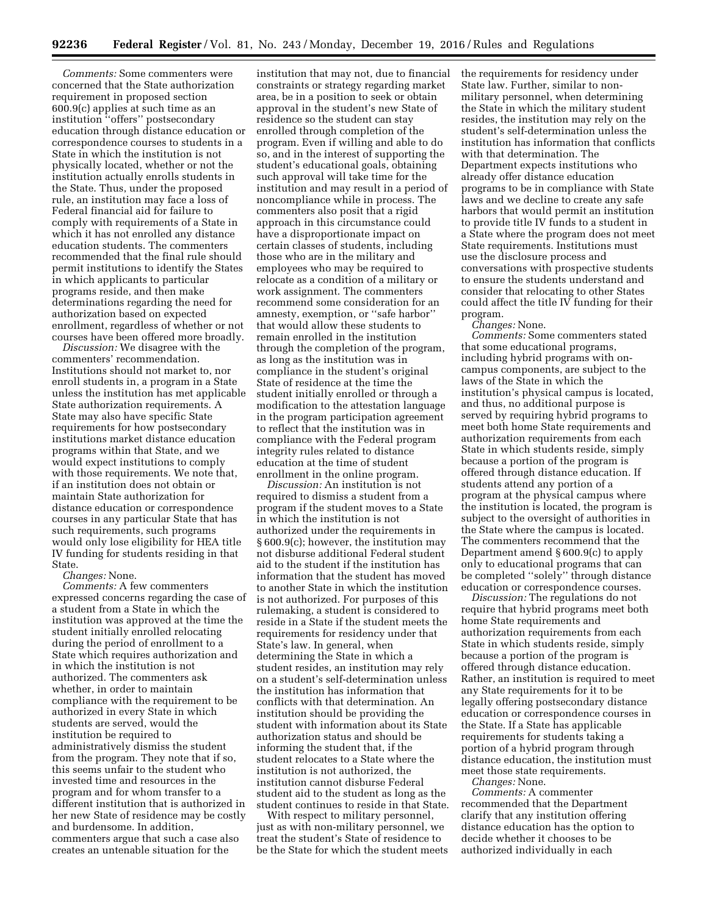*Comments:* Some commenters were concerned that the State authorization requirement in proposed section 600.9(c) applies at such time as an institution ''offers'' postsecondary education through distance education or correspondence courses to students in a State in which the institution is not physically located, whether or not the institution actually enrolls students in the State. Thus, under the proposed rule, an institution may face a loss of Federal financial aid for failure to comply with requirements of a State in which it has not enrolled any distance education students. The commenters recommended that the final rule should permit institutions to identify the States in which applicants to particular programs reside, and then make determinations regarding the need for authorization based on expected enrollment, regardless of whether or not courses have been offered more broadly.

*Discussion:* We disagree with the commenters' recommendation. Institutions should not market to, nor enroll students in, a program in a State unless the institution has met applicable State authorization requirements. A State may also have specific State requirements for how postsecondary institutions market distance education programs within that State, and we would expect institutions to comply with those requirements. We note that, if an institution does not obtain or maintain State authorization for distance education or correspondence courses in any particular State that has such requirements, such programs would only lose eligibility for HEA title IV funding for students residing in that State.

*Changes:* None.

*Comments:* A few commenters expressed concerns regarding the case of a student from a State in which the institution was approved at the time the student initially enrolled relocating during the period of enrollment to a State which requires authorization and in which the institution is not authorized. The commenters ask whether, in order to maintain compliance with the requirement to be authorized in every State in which students are served, would the institution be required to administratively dismiss the student from the program. They note that if so, this seems unfair to the student who invested time and resources in the program and for whom transfer to a different institution that is authorized in her new State of residence may be costly and burdensome. In addition, commenters argue that such a case also creates an untenable situation for the institution that may not, due to financial constraints or strategy regarding market area, be in a position to seek or obtain approval in the student's new State of residence so the student can stay enrolled through completion of the program. Even if willing and able to do so, and in the interest of supporting the student's educational goals, obtaining such approval will take time for the institution and may result in a period of noncompliance while in process. The commenters also posit that a rigid approach in this circumstance could have a disproportionate impact on certain classes of students, including those who are in the military and employees who may be required to relocate as a condition of a military or work assignment. The commenters recommend some consideration for an amnesty, exemption, or ''safe harbor'' that would allow these students to remain enrolled in the institution through the completion of the program, as long as the institution was in compliance in the student's original State of residence at the time the student initially enrolled or through a modification to the attestation language in the program participation agreement to reflect that the institution was in compliance with the Federal program integrity rules related to distance education at the time of student enrollment in the online program.

*Discussion:* An institution is not required to dismiss a student from a program if the student moves to a State in which the institution is not authorized under the requirements in § 600.9(c); however, the institution may not disburse additional Federal student aid to the student if the institution has information that the student has moved to another State in which the institution is not authorized. For purposes of this rulemaking, a student is considered to reside in a State if the student meets the requirements for residency under that State's law. In general, when determining the State in which a student resides, an institution may rely on a student's self-determination unless the institution has information that conflicts with that determination. An institution should be providing the student with information about its State authorization status and should be informing the student that, if the student relocates to a State where the institution is not authorized, the institution cannot disburse Federal student aid to the student as long as the student continues to reside in that State.

With respect to military personnel, just as with non-military personnel, we treat the student's State of residence to be the State for which the student meets the requirements for residency under State law. Further, similar to non-military personnel, when determining the State in which the military student resides, the institution may rely on the student's self-determination unless the institution has information that conflicts with that determination. The Department expects institutions who already offer distance education programs to be in compliance with State laws and we decline to create any safe harbors that would permit an institution to provide title IV funds to a student in a State where the program does not meet State requirements. Institutions must use the disclosure process and conversations with prospective students to ensure the students understand and consider that relocating to other States could affect the title IV funding for their program.

*Changes:* None.

*Comments:* Some commenters stated that some educational programs, including hybrid programs with on-campus components, are subject to the laws of the State in which the institution's physical campus is located, and thus, no additional purpose is served by requiring hybrid programs to meet both home State requirements and authorization requirements from each State in which students reside, simply because a portion of the program is offered through distance education. If students attend any portion of a program at the physical campus where the institution is located, the program is subject to the oversight of authorities in the State where the campus is located. The commenters recommend that the Department amend § 600.9(c) to apply only to educational programs that can be completed ''solely'' through distance education or correspondence courses.

*Discussion:* The regulations do not require that hybrid programs meet both home State requirements and authorization requirements from each State in which students reside, simply because a portion of the program is offered through distance education. Rather, an institution is required to meet any State requirements for it to be legally offering postsecondary distance education or correspondence courses in the State. If a State has applicable requirements for students taking a portion of a hybrid program through distance education, the institution must meet those state requirements.

*Changes:* None.

*Comments:* A commenter recommended that the Department clarify that any institution offering distance education has the option to decide whether it chooses to be authorized individually in each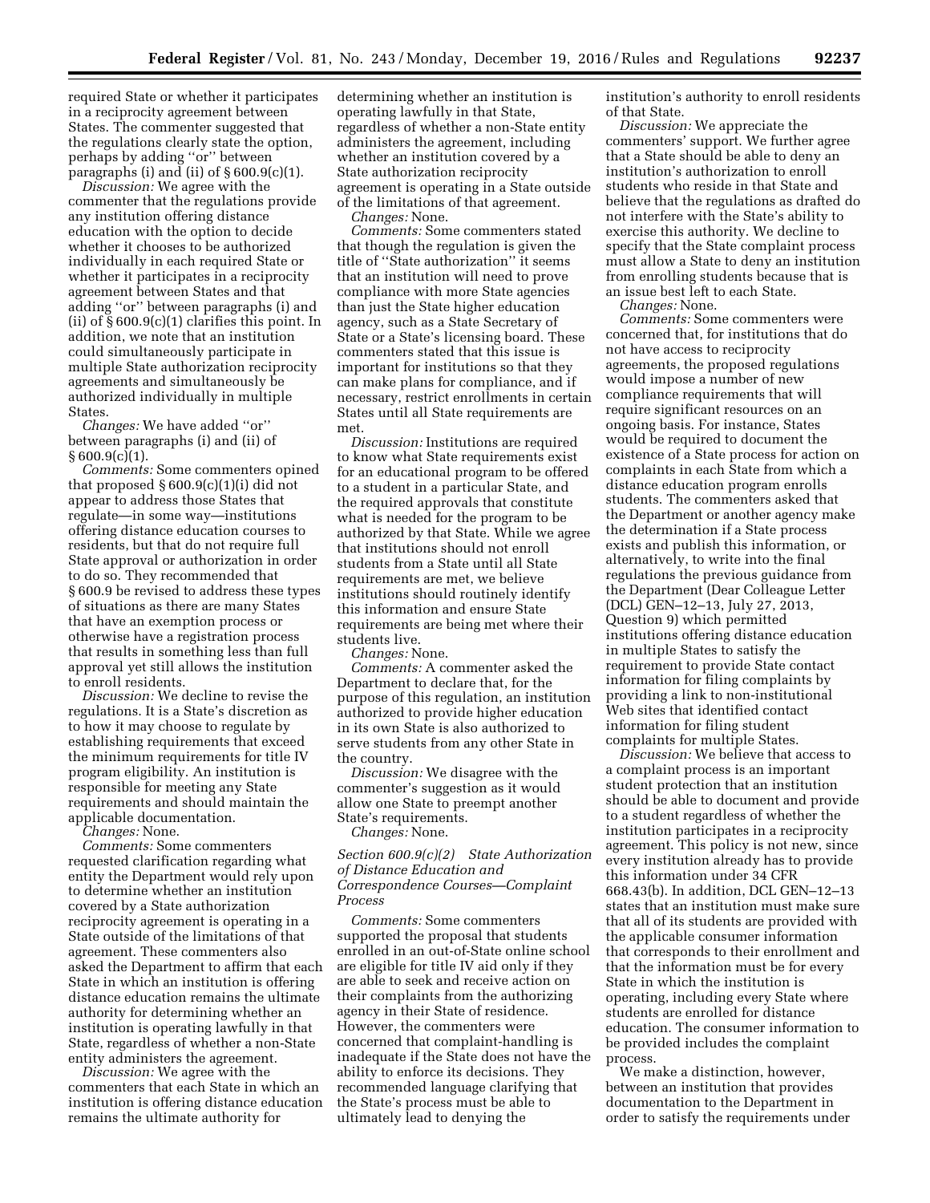required State or whether it participates in a reciprocity agreement between States. The commenter suggested that the regulations clearly state the option, perhaps by adding "or" between paragraphs (i) and (ii) of § 600.9(c)(1).

*Discussion:* We agree with the commenter that the regulations provide any institution offering distance education with the option to decide whether it chooses to be authorized individually in each required State or whether it participates in a reciprocity agreement between States and that adding "or" between paragraphs (i) and (ii) of § 600.9(c)(1) clarifies this point. In addition, we note that an institution could simultaneously participate in multiple State authorization reciprocity agreements and simultaneously be authorized individually in multiple States.

*Changes:* We have added "or" between paragraphs (i) and (ii) of § 600.9(c)(1).

*Comments:* Some commenters opined that proposed § 600.9(c)(1)(i) did not appear to address those States that regulate—in some way—institutions offering distance education courses to residents, but that do not require full State approval or authorization in order to do so. They recommended that § 600.9 be revised to address these types of situations as there are many States that have an exemption process or otherwise have a registration process that results in something less than full approval yet still allows the institution to enroll residents.

*Discussion:* We decline to revise the regulations. It is a State's discretion as to how it may choose to regulate by establishing requirements that exceed the minimum requirements for title IV program eligibility. An institution is responsible for meeting any State requirements and should maintain the applicable documentation.

*Changes:* None.

*Comments:* Some commenters requested clarification regarding what entity the Department would rely upon to determine whether an institution covered by a State authorization reciprocity agreement is operating in a State outside of the limitations of that agreement. These commenters also asked the Department to affirm that each State in which an institution is offering distance education remains the ultimate authority for determining whether an institution is operating lawfully in that State, regardless of whether a non-State entity administers the agreement.

*Discussion:* We agree with the commenters that each State in which an institution is offering distance education remains the ultimate authority for determining whether an institution is operating lawfully in that State, regardless of whether a non-State entity administers the agreement, including whether an institution covered by a State authorization reciprocity agreement is operating in a State outside of the limitations of that agreement.

*Changes:* None.

*Comments:* Some commenters stated that though the regulation is given the title of "State authorization" it seems that an institution will need to prove compliance with more State agencies than just the State higher education agency, such as a State Secretary of State or a State's licensing board. These commenters stated that this issue is important for institutions so that they can make plans for compliance, and if necessary, restrict enrollments in certain States until all State requirements are met.

*Discussion:* Institutions are required to know what State requirements exist for an educational program to be offered to a student in a particular State, and the required approvals that constitute what is needed for the program to be authorized by that State. While we agree that institutions should not enroll students from a State until all State requirements are met, we believe institutions should routinely identify this information and ensure State requirements are being met where their students live.

*Changes:* None.

*Comments:* A commenter asked the Department to declare that, for the purpose of this regulation, an institution authorized to provide higher education in its own State is also authorized to serve students from any other State in the country.

*Discussion:* We disagree with the commenter's suggestion as it would allow one State to preempt another State's requirements.

*Changes:* None.

### *Section 600.9(c)(2) State Authorization of Distance Education and Correspondence Courses—Complaint Process*

*Comments:* Some commenters supported the proposal that students enrolled in an out-of-State online school are eligible for title IV aid only if they are able to seek and receive action on their complaints from the authorizing agency in their State of residence. However, the commenters were concerned that complaint-handling is inadequate if the State does not have the ability to enforce its decisions. They recommended language clarifying that the State's process must be able to ultimately lead to denying the institution's authority to enroll residents of that State.

*Discussion:* We appreciate the commenters' support. We further agree that a State should be able to deny an institution's authorization to enroll students who reside in that State and believe that the regulations as drafted do not interfere with the State's ability to exercise this authority. We decline to specify that the State complaint process must allow a State to deny an institution from enrolling students because that is an issue best left to each State.

*Changes:* None.

*Comments:* Some commenters were concerned that, for institutions that do not have access to reciprocity agreements, the proposed regulations would impose a number of new compliance requirements that will require significant resources on an ongoing basis. For instance, States would be required to document the existence of a State process for action on complaints in each State from which a distance education program enrolls students. The commenters asked that the Department or another agency make the determination if a State process exists and publish this information, or alternatively, to write into the final regulations the previous guidance from the Department (Dear Colleague Letter (DCL) GEN–12–13, July 27, 2013, Question 9) which permitted institutions offering distance education in multiple States to satisfy the requirement to provide State contact information for filing complaints by providing a link to non-institutional Web sites that identified contact information for filing student complaints for multiple States.

*Discussion:* We believe that access to a complaint process is an important student protection that an institution should be able to document and provide to a student regardless of whether the institution participates in a reciprocity agreement. This policy is not new, since every institution already has to provide this information under 34 CFR 668.43(b). In addition, DCL GEN–12–13 states that an institution must make sure that all of its students are provided with the applicable consumer information that corresponds to their enrollment and that the information must be for every State in which the institution is operating, including every State where students are enrolled for distance education. The consumer information to be provided includes the complaint process.

We make a distinction, however, between an institution that provides documentation to the Department in order to satisfy the requirements under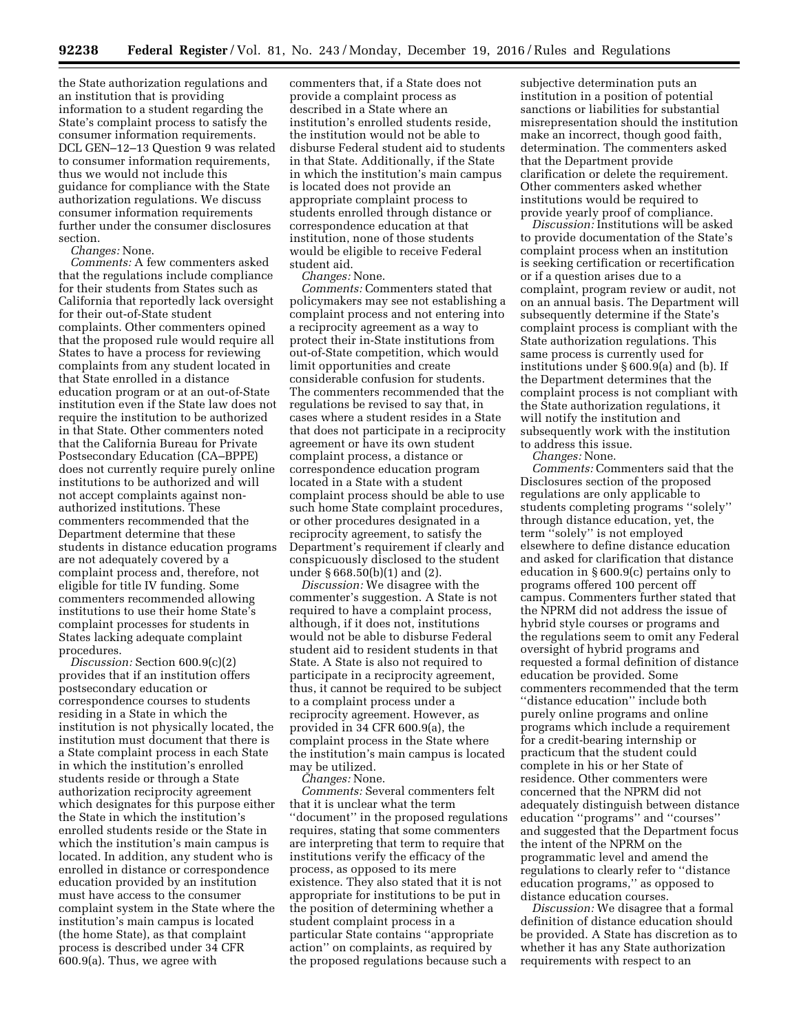the State authorization regulations and an institution that is providing information to a student regarding the State's complaint process to satisfy the consumer information requirements. DCL GEN–12–13 Question 9 was related to consumer information requirements, thus we would not include this guidance for compliance with the State authorization regulations. We discuss consumer information requirements further under the consumer disclosures section.

*Changes:* None.

*Comments:* A few commenters asked that the regulations include compliance for their students from States such as California that reportedly lack oversight for their out-of-State student complaints. Other commenters opined that the proposed rule would require all States to have a process for reviewing complaints from any student located in that State enrolled in a distance education program or at an out-of-State institution even if the State law does not require the institution to be authorized in that State. Other commenters noted that the California Bureau for Private Postsecondary Education (CA–BPPE) does not currently require purely online institutions to be authorized and will not accept complaints against non-authorized institutions. These commenters recommended that the Department determine that these students in distance education programs are not adequately covered by a complaint process and, therefore, not eligible for title IV funding. Some commenters recommended allowing institutions to use their home State's complaint processes for students in States lacking adequate complaint procedures.

*Discussion:* Section 600.9(c)(2) provides that if an institution offers postsecondary education or correspondence courses to students residing in a State in which the institution is not physically located, the institution must document that there is a State complaint process in each State in which the institution's enrolled students reside or through a State authorization reciprocity agreement which designates for this purpose either the State in which the institution's enrolled students reside or the State in which the institution's main campus is located. In addition, any student who is enrolled in distance or correspondence education provided by an institution must have access to the consumer complaint system in the State where the institution's main campus is located (the home State), as that complaint process is described under 34 CFR 600.9(a). Thus, we agree with commenters that, if a State does not provide a complaint process as described in a State where an institution's enrolled students reside, the institution would not be able to disburse Federal student aid to students in that State. Additionally, if the State in which the institution's main campus is located does not provide an appropriate complaint process to students enrolled through distance or correspondence education at that institution, none of those students would be eligible to receive Federal student aid.

*Changes:* None.

*Comments:* Commenters stated that policymakers may see not establishing a complaint process and not entering into a reciprocity agreement as a way to protect their in-State institutions from out-of-State competition, which would limit opportunities and create considerable confusion for students. The commenters recommended that the regulations be revised to say that, in cases where a student resides in a State that does not participate in a reciprocity agreement or have its own student complaint process, a distance or correspondence education program located in a State with a student complaint process should be able to use such home State complaint procedures, or other procedures designated in a reciprocity agreement, to satisfy the Department's requirement if clearly and conspicuously disclosed to the student under § 668.50(b)(1) and (2).

*Discussion:* We disagree with the commenter's suggestion. A State is not required to have a complaint process, although, if it does not, institutions would not be able to disburse Federal student aid to resident students in that State. A State is also not required to participate in a reciprocity agreement, thus, it cannot be required to be subject to a complaint process under a reciprocity agreement. However, as provided in 34 CFR 600.9(a), the complaint process in the State where the institution's main campus is located may be utilized.

*Changes:* None.

*Comments:* Several commenters felt that it is unclear what the term ''document'' in the proposed regulations requires, stating that some commenters are interpreting that term to require that institutions verify the efficacy of the process, as opposed to its mere existence. They also stated that it is not appropriate for institutions to be put in the position of determining whether a student complaint process in a particular State contains ''appropriate action'' on complaints, as required by the proposed regulations because such a subjective determination puts an institution in a position of potential sanctions or liabilities for substantial misrepresentation should the institution make an incorrect, though good faith, determination. The commenters asked that the Department provide clarification or delete the requirement. Other commenters asked whether institutions would be required to provide yearly proof of compliance.

*Discussion:* Institutions will be asked to provide documentation of the State's complaint process when an institution is seeking certification or recertification or if a question arises due to a complaint, program review or audit, not on an annual basis. The Department will subsequently determine if the State's complaint process is compliant with the State authorization regulations. This same process is currently used for institutions under § 600.9(a) and (b). If the Department determines that the complaint process is not compliant with the State authorization regulations, it will notify the institution and subsequently work with the institution to address this issue.

*Changes:* None.

*Comments:* Commenters said that the Disclosures section of the proposed regulations are only applicable to students completing programs ''solely'' through distance education, yet, the term ''solely'' is not employed elsewhere to define distance education and asked for clarification that distance education in § 600.9(c) pertains only to programs offered 100 percent off campus. Commenters further stated that the NPRM did not address the issue of hybrid style courses or programs and the regulations seem to omit any Federal oversight of hybrid programs and requested a formal definition of distance education be provided. Some commenters recommended that the term ''distance education'' include both purely online programs and online programs which include a requirement for a credit-bearing internship or practicum that the student could complete in his or her State of residence. Other commenters were concerned that the NPRM did not adequately distinguish between distance education ''programs'' and ''courses'' and suggested that the Department focus the intent of the NPRM on the programmatic level and amend the regulations to clearly refer to ''distance education programs,'' as opposed to distance education courses.

*Discussion:* We disagree that a formal definition of distance education should be provided. A State has discretion as to whether it has any State authorization requirements with respect to an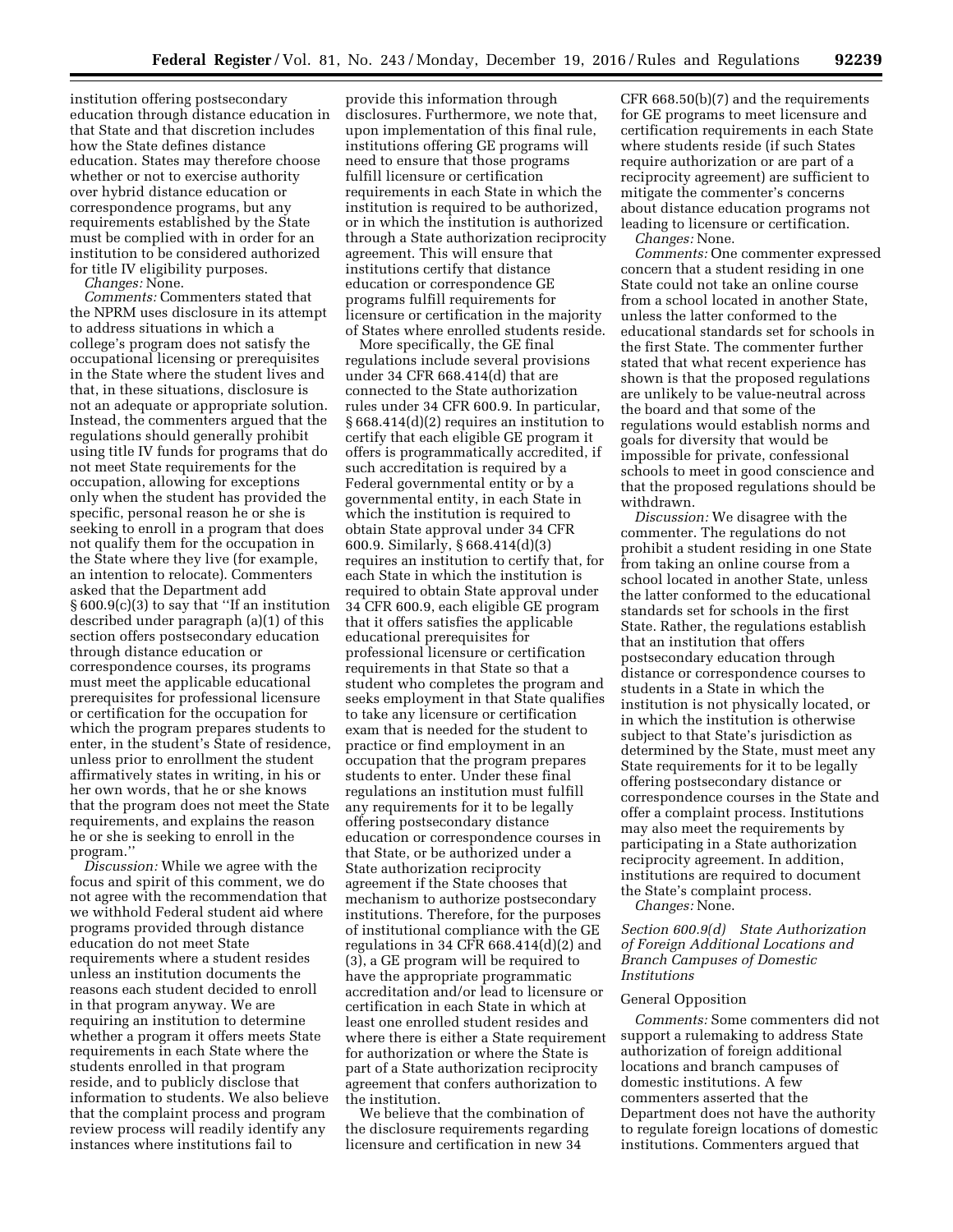institution offering postsecondary education through distance education in that State and that discretion includes how the State defines distance education. States may therefore choose whether or not to exercise authority over hybrid distance education or correspondence programs, but any requirements established by the State must be complied with in order for an institution to be considered authorized for title IV eligibility purposes.

*Changes:* None.

*Comments:* Commenters stated that the NPRM uses disclosure in its attempt to address situations in which a college's program does not satisfy the occupational licensing or prerequisites in the State where the student lives and that, in these situations, disclosure is not an adequate or appropriate solution. Instead, the commenters argued that the regulations should generally prohibit using title IV funds for programs that do not meet State requirements for the occupation, allowing for exceptions only when the student has provided the specific, personal reason he or she is seeking to enroll in a program that does not qualify them for the occupation in the State where they live (for example, an intention to relocate). Commenters asked that the Department add § 600.9(c)(3) to say that ''If an institution described under paragraph (a)(1) of this section offers postsecondary education through distance education or correspondence courses, its programs must meet the applicable educational prerequisites for professional licensure or certification for the occupation for which the program prepares students to enter, in the student's State of residence, unless prior to enrollment the student affirmatively states in writing, in his or her own words, that he or she knows that the program does not meet the State requirements, and explains the reason he or she is seeking to enroll in the program.''

*Discussion:* While we agree with the focus and spirit of this comment, we do not agree with the recommendation that we withhold Federal student aid where programs provided through distance education do not meet State requirements where a student resides unless an institution documents the reasons each student decided to enroll in that program anyway. We are requiring an institution to determine whether a program it offers meets State requirements in each State where the students enrolled in that program reside, and to publicly disclose that information to students. We also believe that the complaint process and program review process will readily identify any instances where institutions fail to provide this information through disclosures. Furthermore, we note that, upon implementation of this final rule, institutions offering GE programs will need to ensure that those programs fulfill licensure or certification requirements in each State in which the institution is required to be authorized, or in which the institution is authorized through a State authorization reciprocity agreement. This will ensure that institutions certify that distance education or correspondence GE programs fulfill requirements for licensure or certification in the majority of States where enrolled students reside.

More specifically, the GE final regulations include several provisions under 34 CFR 668.414(d) that are connected to the State authorization rules under 34 CFR 600.9. In particular, § 668.414(d)(2) requires an institution to certify that each eligible GE program it offers is programmatically accredited, if such accreditation is required by a Federal governmental entity or by a governmental entity, in each State in which the institution is required to obtain State approval under 34 CFR 600.9. Similarly, § 668.414(d)(3) requires an institution to certify that, for each State in which the institution is required to obtain State approval under 34 CFR 600.9, each eligible GE program that it offers satisfies the applicable educational prerequisites for professional licensure or certification requirements in that State so that a student who completes the program and seeks employment in that State qualifies to take any licensure or certification exam that is needed for the student to practice or find employment in an occupation that the program prepares students to enter. Under these final regulations an institution must fulfill any requirements for it to be legally offering postsecondary distance education or correspondence courses in that State, or be authorized under a State authorization reciprocity agreement if the State chooses that mechanism to authorize postsecondary institutions. Therefore, for the purposes of institutional compliance with the GE regulations in 34 CFR 668.414(d)(2) and (3), a GE program will be required to have the appropriate programmatic accreditation and/or lead to licensure or certification in each State in which at least one enrolled student resides and where there is either a State requirement for authorization or where the State is part of a State authorization reciprocity agreement that confers authorization to the institution.

We believe that the combination of the disclosure requirements regarding licensure and certification in new 34 CFR 668.50(b)(7) and the requirements for GE programs to meet licensure and certification requirements in each State where students reside (if such States require authorization or are part of a reciprocity agreement) are sufficient to mitigate the commenter's concerns about distance education programs not leading to licensure or certification.

*Changes:* None.

*Comments:* One commenter expressed concern that a student residing in one State could not take an online course from a school located in another State, unless the latter conformed to the educational standards set for schools in the first State. The commenter further stated that what recent experience has shown is that the proposed regulations are unlikely to be value-neutral across the board and that some of the regulations would establish norms and goals for diversity that would be impossible for private, confessional schools to meet in good conscience and that the proposed regulations should be withdrawn.

*Discussion:* We disagree with the commenter. The regulations do not prohibit a student residing in one State from taking an online course from a school located in another State, unless the latter conformed to the educational standards set for schools in the first State. Rather, the regulations establish that an institution that offers postsecondary education through distance or correspondence courses to students in a State in which the institution is not physically located, or in which the institution is otherwise subject to that State's jurisdiction as determined by the State, must meet any State requirements for it to be legally offering postsecondary distance or correspondence courses in the State and offer a complaint process. Institutions may also meet the requirements by participating in a State authorization reciprocity agreement. In addition, institutions are required to document the State's complaint process.

*Changes:* None.

### Section 600.9(d) State Authorization of Foreign Additional Locations and Branch Campuses of Domestic Institutions

#### General Opposition

*Comments:* Some commenters did not support a rulemaking to address State authorization of foreign additional locations and branch campuses of domestic institutions. A few commenters asserted that the Department does not have the authority to regulate foreign locations of domestic institutions. Commenters argued that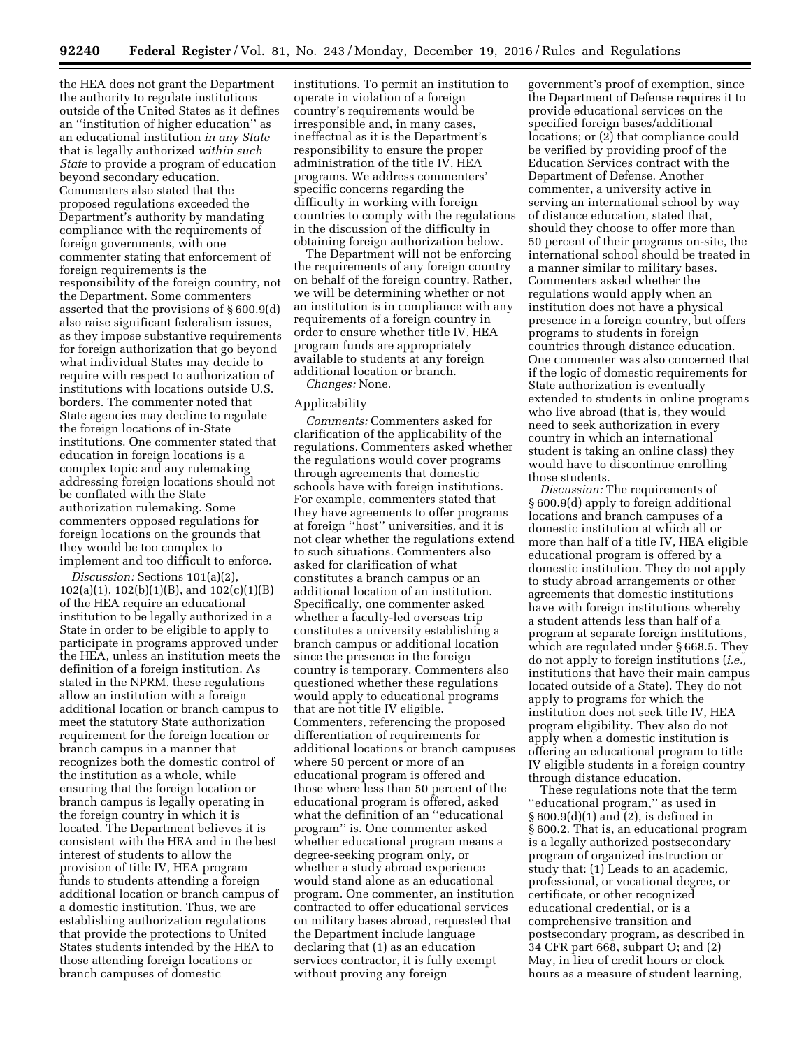the HEA does not grant the Department the authority to regulate institutions outside of the United States as it defines an ''institution of higher education'' as an educational institution *in any State* that is legally authorized *within such State* to provide a program of education beyond secondary education. Commenters also stated that the proposed regulations exceeded the Department's authority by mandating compliance with the requirements of foreign governments, with one commenter stating that enforcement of foreign requirements is the responsibility of the foreign country, not the Department. Some commenters asserted that the provisions of § 600.9(d) also raise significant federalism issues, as they impose substantive requirements for foreign authorization that go beyond what individual States may decide to require with respect to authorization of institutions with locations outside U.S. borders. The commenter noted that State agencies may decline to regulate the foreign locations of in-State institutions. One commenter stated that education in foreign locations is a complex topic and any rulemaking addressing foreign locations should not be conflated with the State authorization rulemaking. Some commenters opposed regulations for foreign locations on the grounds that they would be too complex to implement and too difficult to enforce.

*Discussion:* Sections 101(a)(2), 102(a)(1), 102(b)(1)(B), and 102(c)(1)(B) of the HEA require an educational institution to be legally authorized in a State in order to be eligible to apply to participate in programs approved under the HEA, unless an institution meets the definition of a foreign institution. As stated in the NPRM, these regulations allow an institution with a foreign additional location or branch campus to meet the statutory State authorization requirement for the foreign location or branch campus in a manner that recognizes both the domestic control of the institution as a whole, while ensuring that the foreign location or branch campus is legally operating in the foreign country in which it is located. The Department believes it is consistent with the HEA and in the best interest of students to allow the provision of title IV, HEA program funds to students attending a foreign additional location or branch campus of a domestic institution. Thus, we are establishing authorization regulations that provide the protections to United States students intended by the HEA to those attending foreign locations or branch campuses of domestic institutions. To permit an institution to operate in violation of a foreign country's requirements would be irresponsible and, in many cases, ineffectual as it is the Department's responsibility to ensure the proper administration of the title IV, HEA programs. We address commenters' specific concerns regarding the difficulty in working with foreign countries to comply with the regulations in the discussion of the difficulty in obtaining foreign authorization below.

The Department will not be enforcing the requirements of any foreign country on behalf of the foreign country. Rather, we will be determining whether or not an institution is in compliance with any requirements of a foreign country in order to ensure whether title IV, HEA program funds are appropriately available to students at any foreign additional location or branch.

*Changes:* None.

Applicability

*Comments:* Commenters asked for clarification of the applicability of the regulations. Commenters asked whether the regulations would cover programs through agreements that domestic schools have with foreign institutions. For example, commenters stated that they have agreements to offer programs at foreign ''host'' universities, and it is not clear whether the regulations extend to such situations. Commenters also asked for clarification of what constitutes a branch campus or an additional location of an institution. Specifically, one commenter asked whether a faculty-led overseas trip constitutes a university establishing a branch campus or additional location since the presence in the foreign country is temporary. Commenters also questioned whether these regulations would apply to educational programs that are not title IV eligible. Commenters, referencing the proposed differentiation of requirements for additional locations or branch campuses where 50 percent or more of an educational program is offered and those where less than 50 percent of the educational program is offered, asked what the definition of an ''educational program'' is. One commenter asked whether educational program means a degree-seeking program only, or whether a study abroad experience would stand alone as an educational program. One commenter, an institution contracted to offer educational services on military bases abroad, requested that the Department include language declaring that (1) as an education services contractor, it is fully exempt without proving any foreign government's proof of exemption, since the Department of Defense requires it to provide educational services on the specified foreign bases/additional locations; or (2) that compliance could be verified by providing proof of the Education Services contract with the Department of Defense. Another commenter, a university active in serving an international school by way of distance education, stated that, should they choose to offer more than 50 percent of their programs on-site, the international school should be treated in a manner similar to military bases. Commenters asked whether the regulations would apply when an institution does not have a physical presence in a foreign country, but offers programs to students in foreign countries through distance education. One commenter was also concerned that if the logic of domestic requirements for State authorization is eventually extended to students in online programs who live abroad (that is, they would need to seek authorization in every country in which an international student is taking an online class) they would have to discontinue enrolling those students.

*Discussion:* The requirements of § 600.9(d) apply to foreign additional locations and branch campuses of a domestic institution at which all or more than half of a title IV, HEA eligible educational program is offered by a domestic institution. They do not apply to study abroad arrangements or other agreements that domestic institutions have with foreign institutions whereby a student attends less than half of a program at separate foreign institutions, which are regulated under § 668.5. They do not apply to foreign institutions (*i.e.,* institutions that have their main campus located outside of a State). They do not apply to programs for which the institution does not seek title IV, HEA program eligibility. They also do not apply when a domestic institution is offering an educational program to title IV eligible students in a foreign country through distance education.

These regulations note that the term ''educational program,'' as used in § 600.9(d)(1) and (2), is defined in § 600.2. That is, an educational program is a legally authorized postsecondary program of organized instruction or study that: (1) Leads to an academic, professional, or vocational degree, or certificate, or other recognized educational credential, or is a comprehensive transition and postsecondary program, as described in 34 CFR part 668, subpart O; and (2) May, in lieu of credit hours or clock hours as a measure of student learning,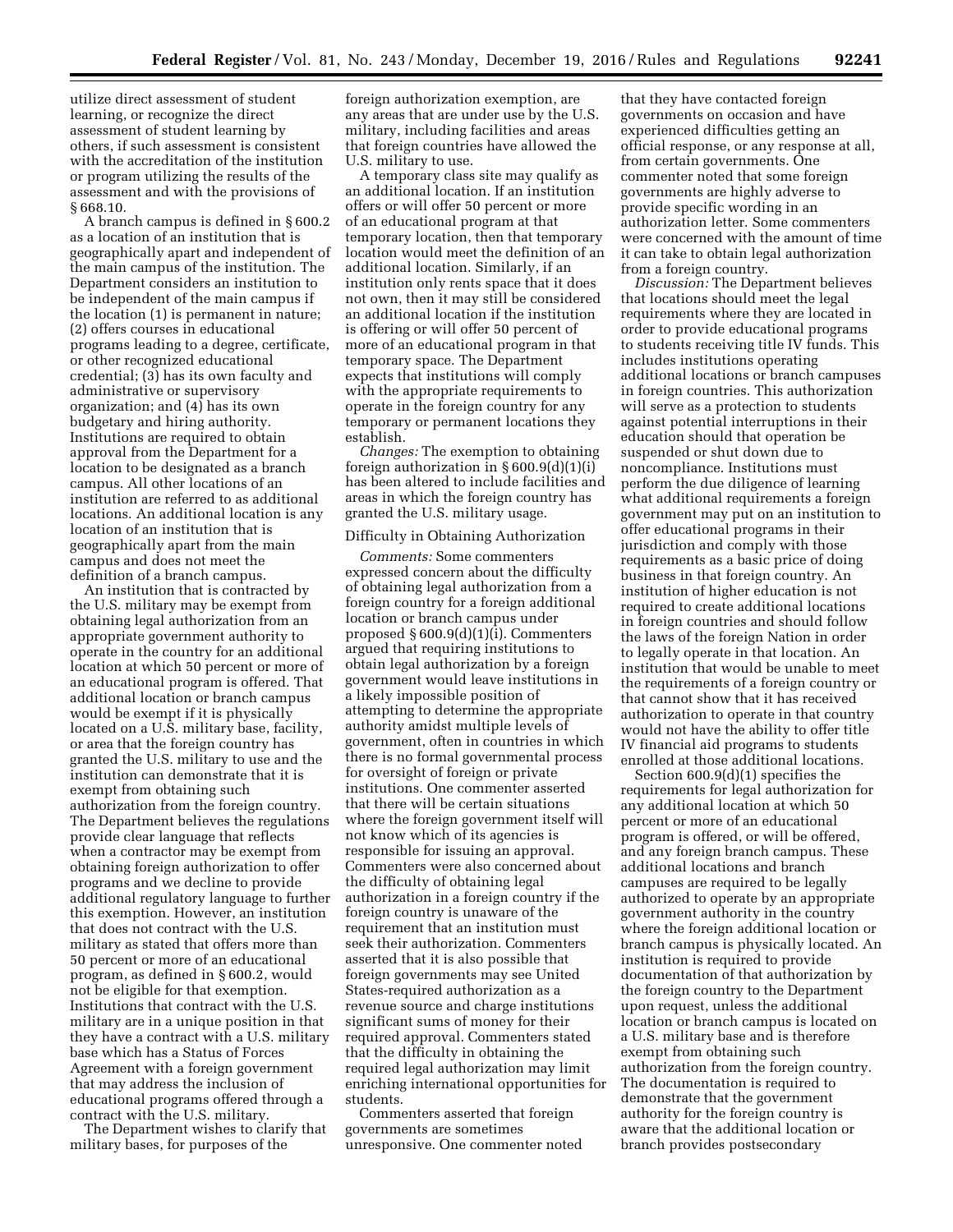utilize direct assessment of student learning, or recognize the direct assessment of student learning by others, if such assessment is consistent with the accreditation of the institution or program utilizing the results of the assessment and with the provisions of § 668.10.

A branch campus is defined in § 600.2 as a location of an institution that is geographically apart and independent of the main campus of the institution. The Department considers an institution to be independent of the main campus if the location (1) is permanent in nature; (2) offers courses in educational programs leading to a degree, certificate, or other recognized educational credential; (3) has its own faculty and administrative or supervisory organization; and (4) has its own budgetary and hiring authority. Institutions are required to obtain approval from the Department for a location to be designated as a branch campus. All other locations of an institution are referred to as additional locations. An additional location is any location of an institution that is geographically apart from the main campus and does not meet the definition of a branch campus.

An institution that is contracted by the U.S. military may be exempt from obtaining legal authorization from an appropriate government authority to operate in the country for an additional location at which 50 percent or more of an educational program is offered. That additional location or branch campus would be exempt if it is physically located on a U.S. military base, facility, or area that the foreign country has granted the U.S. military to use and the institution can demonstrate that it is exempt from obtaining such authorization from the foreign country. The Department believes the regulations provide clear language that reflects when a contractor may be exempt from obtaining foreign authorization to offer programs and we decline to provide additional regulatory language to further this exemption. However, an institution that does not contract with the U.S. military as stated that offers more than 50 percent or more of an educational program, as defined in § 600.2, would not be eligible for that exemption. Institutions that contract with the U.S. military are in a unique position in that they have a contract with a U.S. military base which has a Status of Forces Agreement with a foreign government that may address the inclusion of educational programs offered through a contract with the U.S. military.

The Department wishes to clarify that military bases, for purposes of the foreign authorization exemption, are any areas that are under use by the U.S. military, including facilities and areas that foreign countries have allowed the U.S. military to use.

A temporary class site may qualify as an additional location. If an institution offers or will offer 50 percent or more of an educational program at that temporary location, then that temporary location would meet the definition of an additional location. Similarly, if an institution only rents space that it does not own, then it may still be considered an additional location if the institution is offering or will offer 50 percent of more of an educational program in that temporary space. The Department expects that institutions will comply with the appropriate requirements to operate in the foreign country for any temporary or permanent locations they establish.

*Changes:* The exemption to obtaining foreign authorization in § 600.9(d)(1)(i) has been altered to include facilities and areas in which the foreign country has granted the U.S. military usage.

Difficulty in Obtaining Authorization

*Comments:* Some commenters expressed concern about the difficulty of obtaining legal authorization from a foreign country for a foreign additional location or branch campus under proposed § 600.9(d)(1)(i). Commenters argued that requiring institutions to obtain legal authorization by a foreign government would leave institutions in a likely impossible position of attempting to determine the appropriate authority amidst multiple levels of government, often in countries in which there is no formal governmental process for oversight of foreign or private institutions. One commenter asserted that there will be certain situations where the foreign government itself will not know which of its agencies is responsible for issuing an approval. Commenters were also concerned about the difficulty of obtaining legal authorization in a foreign country if the foreign country is unaware of the requirement that an institution must seek their authorization. Commenters asserted that it is also possible that foreign governments may see United States-required authorization as a revenue source and charge institutions significant sums of money for their required approval. Commenters stated that the difficulty in obtaining the required legal authorization may limit enriching international opportunities for students.

Commenters asserted that foreign governments are sometimes unresponsive. One commenter noted that they have contacted foreign governments on occasion and have experienced difficulties getting an official response, or any response at all, from certain governments. One commenter noted that some foreign governments are highly adverse to provide specific wording in an authorization letter. Some commenters were concerned with the amount of time it can take to obtain legal authorization from a foreign country.

*Discussion:* The Department believes that locations should meet the legal requirements where they are located in order to provide educational programs to students receiving title IV funds. This includes institutions operating additional locations or branch campuses in foreign countries. This authorization will serve as a protection to students against potential interruptions in their education should that operation be suspended or shut down due to noncompliance. Institutions must perform the due diligence of learning what additional requirements a foreign government may put on an institution to offer educational programs in their jurisdiction and comply with those requirements as a basic price of doing business in that foreign country. An institution of higher education is not required to create additional locations in foreign countries and should follow the laws of the foreign Nation in order to legally operate in that location. An institution that would be unable to meet the requirements of a foreign country or that cannot show that it has received authorization to operate in that country would not have the ability to offer title IV financial aid programs to students enrolled at those additional locations.

Section 600.9(d)(1) specifies the requirements for legal authorization for any additional location at which 50 percent or more of an educational program is offered, or will be offered, and any foreign branch campus. These additional locations and branch campuses are required to be legally authorized to operate by an appropriate government authority in the country where the foreign additional location or branch campus is physically located. An institution is required to provide documentation of that authorization by the foreign country to the Department upon request, unless the additional location or branch campus is located on a U.S. military base and is therefore exempt from obtaining such authorization from the foreign country. The documentation is required to demonstrate that the government authority for the foreign country is aware that the additional location or branch provides postsecondary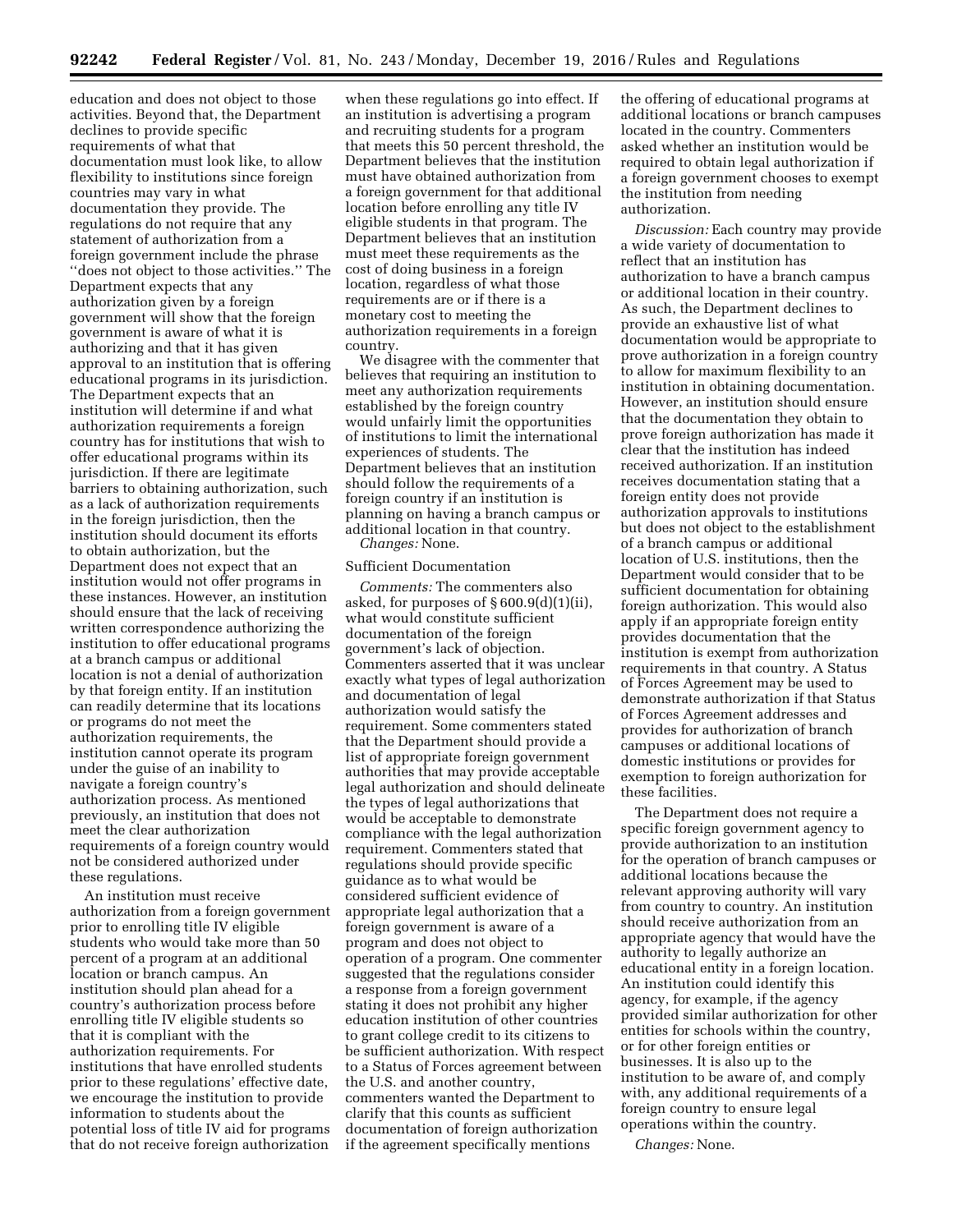education and does not object to those activities. Beyond that, the Department declines to provide specific requirements of what that documentation must look like, to allow flexibility to institutions since foreign countries may vary in what documentation they provide. The regulations do not require that any statement of authorization from a foreign government include the phrase ''does not object to those activities.'' The Department expects that any authorization given by a foreign government will show that the foreign government is aware of what it is authorizing and that it has given approval to an institution that is offering educational programs in its jurisdiction. The Department expects that an institution will determine if and what authorization requirements a foreign country has for institutions that wish to offer educational programs within its jurisdiction. If there are legitimate barriers to obtaining authorization, such as a lack of authorization requirements in the foreign jurisdiction, then the institution should document its efforts to obtain authorization, but the Department does not expect that an institution would not offer programs in these instances. However, an institution should ensure that the lack of receiving written correspondence authorizing the institution to offer educational programs at a branch campus or additional location is not a denial of authorization by that foreign entity. If an institution can readily determine that its locations or programs do not meet the authorization requirements, the institution cannot operate its program under the guise of an inability to navigate a foreign country's authorization process. As mentioned previously, an institution that does not meet the clear authorization requirements of a foreign country would not be considered authorized under these regulations.

An institution must receive authorization from a foreign government prior to enrolling title IV eligible students who would take more than 50 percent of a program at an additional location or branch campus. An institution should plan ahead for a country's authorization process before enrolling title IV eligible students so that it is compliant with the authorization requirements. For institutions that have enrolled students prior to these regulations' effective date, we encourage the institution to provide information to students about the potential loss of title IV aid for programs that do not receive foreign authorization when these regulations go into effect. If an institution is advertising a program and recruiting students for a program that meets this 50 percent threshold, the Department believes that the institution must have obtained authorization from a foreign government for that additional location before enrolling any title IV eligible students in that program. The Department believes that an institution must meet these requirements as the cost of doing business in a foreign location, regardless of what those requirements are or if there is a monetary cost to meeting the authorization requirements in a foreign country.

We disagree with the commenter that believes that requiring an institution to meet any authorization requirements established by the foreign country would unfairly limit the opportunities of institutions to limit the international experiences of students. The Department believes that an institution should follow the requirements of a foreign country if an institution is planning on having a branch campus or additional location in that country.

*Changes:* None.

Sufficient Documentation

*Comments:* The commenters also asked, for purposes of § 600.9(d)(1)(ii), what would constitute sufficient documentation of the foreign government's lack of objection. Commenters asserted that it was unclear exactly what types of legal authorization and documentation of legal authorization would satisfy the requirement. Some commenters stated that the Department should provide a list of appropriate foreign government authorities that may provide acceptable legal authorization and should delineate the types of legal authorizations that would be acceptable to demonstrate compliance with the legal authorization requirement. Commenters stated that regulations should provide specific guidance as to what would be considered sufficient evidence of appropriate legal authorization that a foreign government is aware of a program and does not object to operation of a program. One commenter suggested that the regulations consider a response from a foreign government stating it does not prohibit any higher education institution of other countries to grant college credit to its citizens to be sufficient authorization. With respect to a Status of Forces agreement between the U.S. and another country, commenters wanted the Department to clarify that this counts as sufficient documentation of foreign authorization if the agreement specifically mentions the offering of educational programs at additional locations or branch campuses located in the country. Commenters asked whether an institution would be required to obtain legal authorization if a foreign government chooses to exempt the institution from needing authorization.

*Discussion:* Each country may provide a wide variety of documentation to reflect that an institution has authorization to have a branch campus or additional location in their country. As such, the Department declines to provide an exhaustive list of what documentation would be appropriate to prove authorization in a foreign country to allow for maximum flexibility to an institution in obtaining documentation. However, an institution should ensure that the documentation they obtain to prove foreign authorization has made it clear that the institution has indeed received authorization. If an institution receives documentation stating that a foreign entity does not provide authorization approvals to institutions but does not object to the establishment of a branch campus or additional location of U.S. institutions, then the Department would consider that to be sufficient documentation for obtaining foreign authorization. This would also apply if an appropriate foreign entity provides documentation that the institution is exempt from authorization requirements in that country. A Status of Forces Agreement may be used to demonstrate authorization if that Status of Forces Agreement addresses and provides for authorization of branch campuses or additional locations of domestic institutions or provides for exemption to foreign authorization for these facilities.

The Department does not require a specific foreign government agency to provide authorization to an institution for the operation of branch campuses or additional locations because the relevant approving authority will vary from country to country. An institution should receive authorization from an appropriate agency that would have the authority to legally authorize an educational entity in a foreign location. An institution could identify this agency, for example, if the agency provided similar authorization for other entities for schools within the country, or for other foreign entities or businesses. It is also up to the institution to be aware of, and comply with, any additional requirements of a foreign country to ensure legal operations within the country.

*Changes:* None.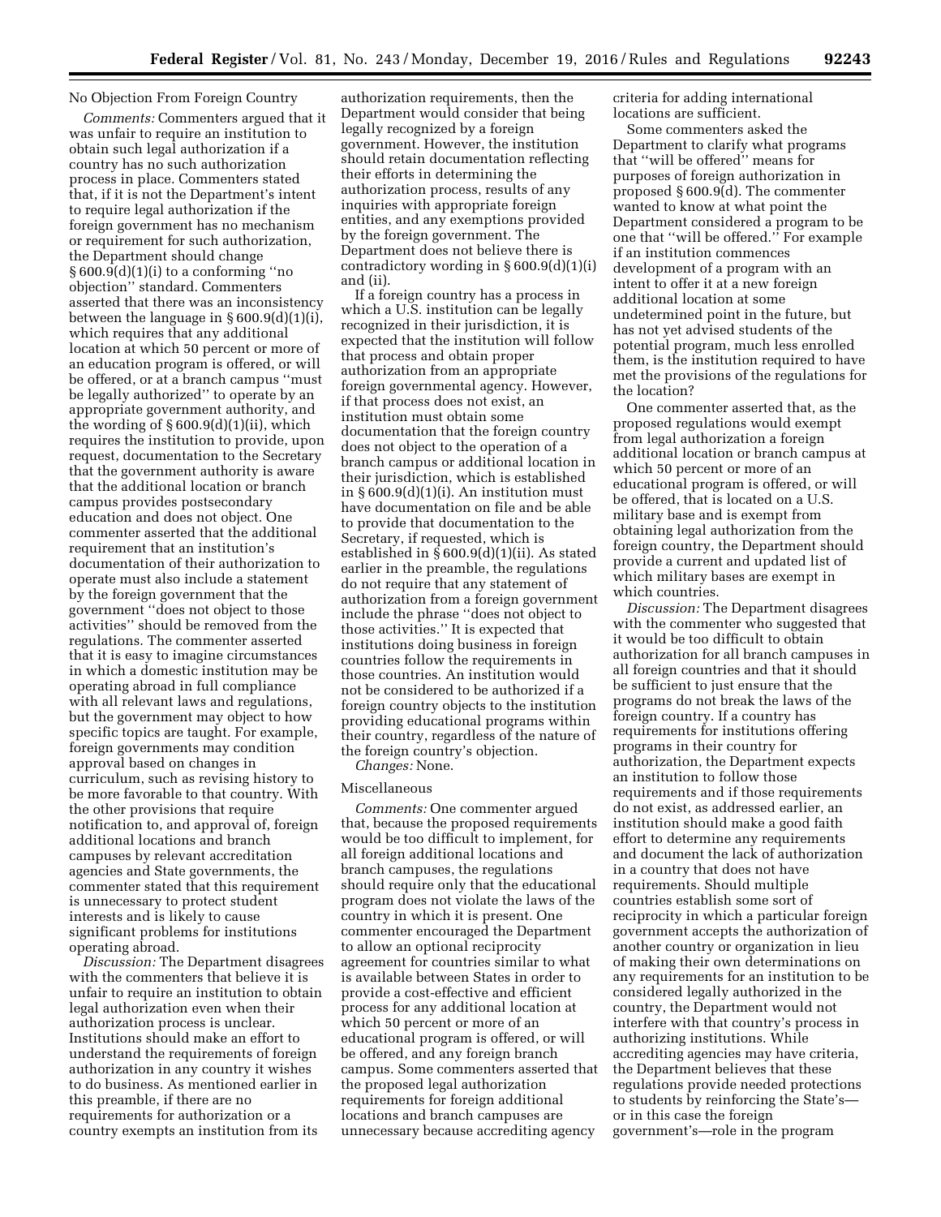No Objection From Foreign Country

*Comments:* Commenters argued that it was unfair to require an institution to obtain such legal authorization if a country has no such authorization process in place. Commenters stated that, if it is not the Department's intent to require legal authorization if the foreign government has no mechanism or requirement for such authorization, the Department should change § 600.9(d)(1)(i) to a conforming ''no objection'' standard. Commenters asserted that there was an inconsistency between the language in § 600.9(d)(1)(i), which requires that any additional location at which 50 percent or more of an education program is offered, or will be offered, or at a branch campus ''must be legally authorized'' to operate by an appropriate government authority, and the wording of § 600.9(d)(1)(ii), which requires the institution to provide, upon request, documentation to the Secretary that the government authority is aware that the additional location or branch campus provides postsecondary education and does not object. One commenter asserted that the additional requirement that an institution's documentation of their authorization to operate must also include a statement by the foreign government that the government ''does not object to those activities'' should be removed from the regulations. The commenter asserted that it is easy to imagine circumstances in which a domestic institution may be operating abroad in full compliance with all relevant laws and regulations, but the government may object to how specific topics are taught. For example, foreign governments may condition approval based on changes in curriculum, such as revising history to be more favorable to that country. With the other provisions that require notification to, and approval of, foreign additional locations and branch campuses by relevant accreditation agencies and State governments, the commenter stated that this requirement is unnecessary to protect student interests and is likely to cause significant problems for institutions operating abroad.

*Discussion:* The Department disagrees with the commenters that believe it is unfair to require an institution to obtain legal authorization even when their authorization process is unclear. Institutions should make an effort to understand the requirements of foreign authorization in any country it wishes to do business. As mentioned earlier in this preamble, if there are no requirements for authorization or a country exempts an institution from its authorization requirements, then the Department would consider that being legally recognized by a foreign government. However, the institution should retain documentation reflecting their efforts in determining the authorization process, results of any inquiries with appropriate foreign entities, and any exemptions provided by the foreign government. The Department does not believe there is contradictory wording in § 600.9(d)(1)(i) and (ii).

If a foreign country has a process in which a U.S. institution can be legally recognized in their jurisdiction, it is expected that the institution will follow that process and obtain proper authorization from an appropriate foreign governmental agency. However, if that process does not exist, an institution must obtain some documentation that the foreign country does not object to the operation of a branch campus or additional location in their jurisdiction, which is established in § 600.9(d)(1)(i). An institution must have documentation on file and be able to provide that documentation to the Secretary, if requested, which is established in § 600.9(d)(1)(ii). As stated earlier in the preamble, the regulations do not require that any statement of authorization from a foreign government include the phrase ''does not object to those activities.'' It is expected that institutions doing business in foreign countries follow the requirements in those countries. An institution would not be considered to be authorized if a foreign country objects to the institution providing educational programs within their country, regardless of the nature of the foreign country's objection.

*Changes:* None.

Miscellaneous

*Comments:* One commenter argued that, because the proposed requirements would be too difficult to implement, for all foreign additional locations and branch campuses, the regulations should require only that the educational program does not violate the laws of the country in which it is present. One commenter encouraged the Department to allow an optional reciprocity agreement for countries similar to what is available between States in order to provide a cost-effective and efficient process for any additional location at which 50 percent or more of an educational program is offered, or will be offered, and any foreign branch campus. Some commenters asserted that the proposed legal authorization requirements for foreign additional locations and branch campuses are unnecessary because accrediting agency criteria for adding international locations are sufficient.

Some commenters asked the Department to clarify what programs that ''will be offered'' means for purposes of foreign authorization in proposed § 600.9(d). The commenter wanted to know at what point the Department considered a program to be one that ''will be offered.'' For example if an institution commences development of a program with an intent to offer it at a new foreign additional location at some undetermined point in the future, but has not yet advised students of the potential program, much less enrolled them, is the institution required to have met the provisions of the regulations for the location?

One commenter asserted that, as the proposed regulations would exempt from legal authorization a foreign additional location or branch campus at which 50 percent or more of an educational program is offered, or will be offered, that is located on a U.S. military base and is exempt from obtaining legal authorization from the foreign country, the Department should provide a current and updated list of which military bases are exempt in which countries.

*Discussion:* The Department disagrees with the commenter who suggested that it would be too difficult to obtain authorization for all branch campuses in all foreign countries and that it should be sufficient to just ensure that the programs do not break the laws of the foreign country. If a country has requirements for institutions offering programs in their country for authorization, the Department expects an institution to follow those requirements and if those requirements do not exist, as addressed earlier, an institution should make a good faith effort to determine any requirements and document the lack of authorization in a country that does not have requirements. Should multiple countries establish some sort of reciprocity in which a particular foreign government accepts the authorization of another country or organization in lieu of making their own determinations on any requirements for an institution to be considered legally authorized in the country, the Department would not interfere with that country's process in authorizing institutions. While accrediting agencies may have criteria, the Department believes that these regulations provide needed protections to students by reinforcing the State's—or in this case the foreign government's—role in the program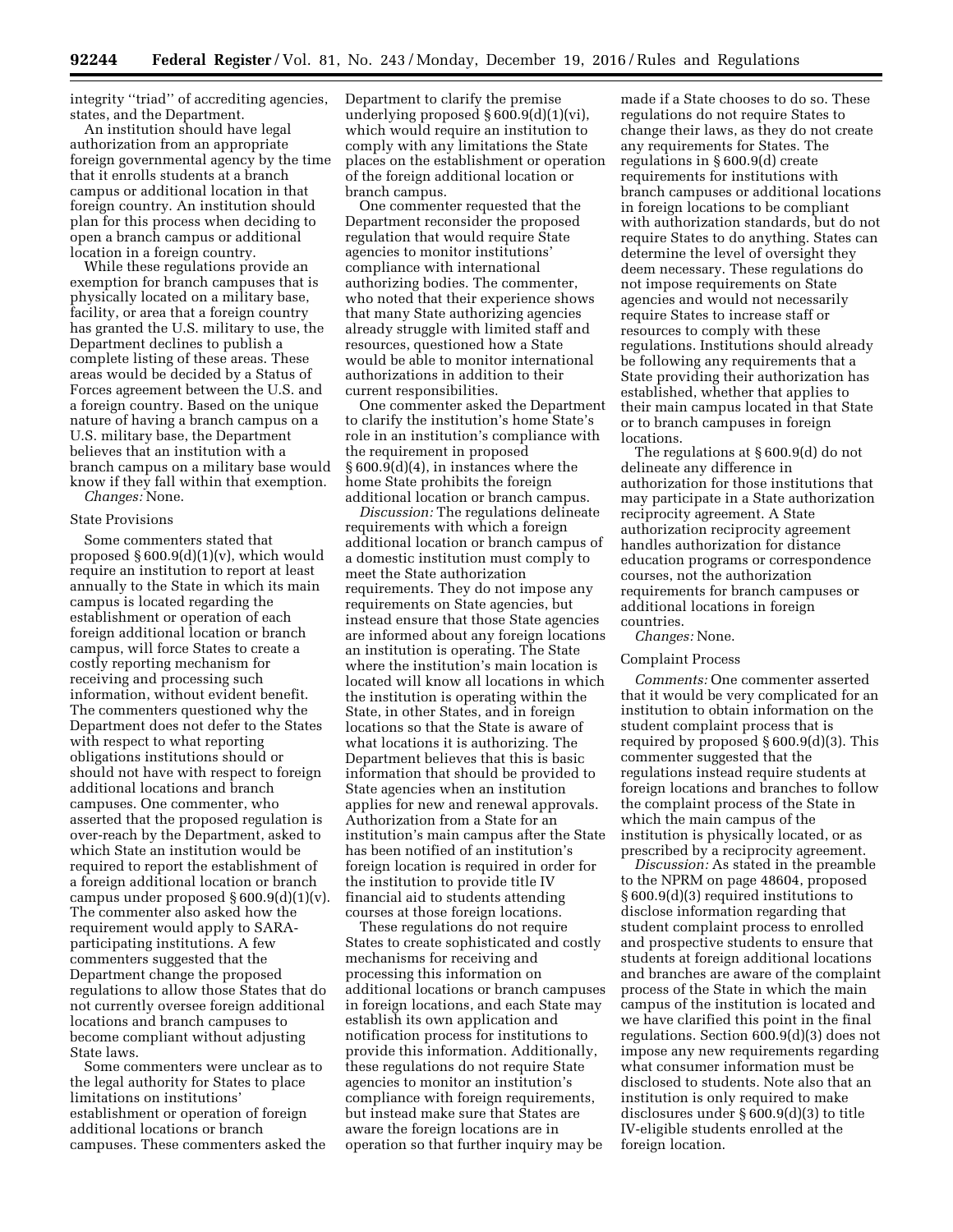integrity "triad" of accrediting agencies, states, and the Department.

An institution should have legal authorization from an appropriate foreign governmental agency by the time that it enrolls students at a branch campus or additional location in that foreign country. An institution should plan for this process when deciding to open a branch campus or additional location in a foreign country.

While these regulations provide an exemption for branch campuses that is physically located on a military base, facility, or area that a foreign country has granted the U.S. military to use, the Department declines to publish a complete listing of these areas. These areas would be decided by a Status of Forces agreement between the U.S. and a foreign country. Based on the unique nature of having a branch campus on a U.S. military base, the Department believes that an institution with a branch campus on a military base would know if they fall within that exemption.

*Changes:* None.

State Provisions

Some commenters stated that proposed § 600.9(d)(1)(v), which would require an institution to report at least annually to the State in which its main campus is located regarding the establishment or operation of each foreign additional location or branch campus, will force States to create a costly reporting mechanism for receiving and processing such information, without evident benefit. The commenters questioned why the Department does not defer to the States with respect to what reporting obligations institutions should or should not have with respect to foreign additional locations and branch campuses. One commenter, who asserted that the proposed regulation is over-reach by the Department, asked to which State an institution would be required to report the establishment of a foreign additional location or branch campus under proposed § 600.9(d)(1)(v). The commenter also asked how the requirement would apply to SARA-participating institutions. A few commenters suggested that the Department change the proposed regulations to allow those States that do not currently oversee foreign additional locations and branch campuses to become compliant without adjusting State laws.

Some commenters were unclear as to the legal authority for States to place limitations on institutions' establishment or operation of foreign additional locations or branch campuses. These commenters asked the Department to clarify the premise underlying proposed § 600.9(d)(1)(vi), which would require an institution to comply with any limitations the State places on the establishment or operation of the foreign additional location or branch campus.

One commenter requested that the Department reconsider the proposed regulation that would require State agencies to monitor institutions' compliance with international authorizing bodies. The commenter, who noted that their experience shows that many State authorizing agencies already struggle with limited staff and resources, questioned how a State would be able to monitor international authorizations in addition to their current responsibilities.

One commenter asked the Department to clarify the institution's home State's role in an institution's compliance with the requirement in proposed § 600.9(d)(4), in instances where the home State prohibits the foreign additional location or branch campus.

*Discussion:* The regulations delineate requirements with which a foreign additional location or branch campus of a domestic institution must comply to meet the State authorization requirements. They do not impose any requirements on State agencies, but instead ensure that those State agencies are informed about any foreign locations an institution is operating. The State where the institution's main location is located will know all locations in which the institution is operating within the State, in other States, and in foreign locations so that the State is aware of what locations it is authorizing. The Department believes that this is basic information that should be provided to State agencies when an institution applies for new and renewal approvals. Authorization from a State for an institution's main campus after the State has been notified of an institution's foreign location is required in order for the institution to provide title IV financial aid to students attending courses at those foreign locations.

These regulations do not require States to create sophisticated and costly mechanisms for receiving and processing this information on additional locations or branch campuses in foreign locations, and each State may establish its own application and notification process for institutions to provide this information. Additionally, these regulations do not require State agencies to monitor an institution's compliance with foreign requirements, but instead make sure that States are aware the foreign locations are in operation so that further inquiry may be made if a State chooses to do so. These regulations do not require States to change their laws, as they do not create any requirements for States. The regulations in § 600.9(d) create requirements for institutions with branch campuses or additional locations in foreign locations to be compliant with authorization standards, but do not require States to do anything. States can determine the level of oversight they deem necessary. These regulations do not impose requirements on State agencies and would not necessarily require States to increase staff or resources to comply with these regulations. Institutions should already be following any requirements that a State providing their authorization has established, whether that applies to their main campus located in that State or to branch campuses in foreign locations.

The regulations at § 600.9(d) do not delineate any difference in authorization for those institutions that may participate in a State authorization reciprocity agreement. A State authorization reciprocity agreement handles authorization for distance education programs or correspondence courses, not the authorization requirements for branch campuses or additional locations in foreign countries.

*Changes:* None.

Complaint Process

*Comments:* One commenter asserted that it would be very complicated for an institution to obtain information on the student complaint process that is required by proposed § 600.9(d)(3). This commenter suggested that the regulations instead require students at foreign locations and branches to follow the complaint process of the State in which the main campus of the institution is physically located, or as prescribed by a reciprocity agreement.

*Discussion:* As stated in the preamble to the NPRM on page 48604, proposed § 600.9(d)(3) required institutions to disclose information regarding that student complaint process to enrolled and prospective students to ensure that students at foreign additional locations and branches are aware of the complaint process of the State in which the main campus of the institution is located and we have clarified this point in the final regulations. Section 600.9(d)(3) does not impose any new requirements regarding what consumer information must be disclosed to students. Note also that an institution is only required to make disclosures under § 600.9(d)(3) to title IV-eligible students enrolled at the foreign location.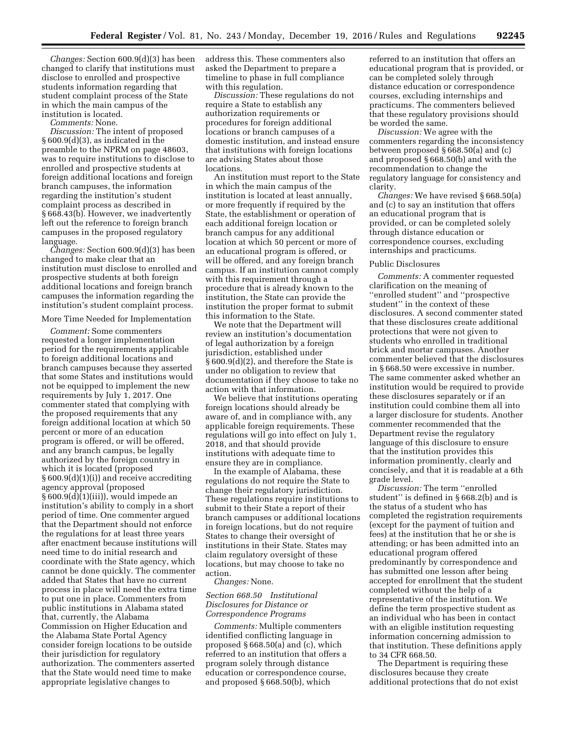*Changes:* Section 600.9(d)(3) has been changed to clarify that institutions must disclose to enrolled and prospective students information regarding that student complaint process of the State in which the main campus of the institution is located.

*Comments:* None.

*Discussion:* The intent of proposed § 600.9(d)(3), as indicated in the preamble to the NPRM on page 48603, was to require institutions to disclose to enrolled and prospective students at foreign additional locations and foreign branch campuses, the information regarding the institution's student complaint process as described in § 668.43(b). However, we inadvertently left out the reference to foreign branch campuses in the proposed regulatory language.

*Changes:* Section 600.9(d)(3) has been changed to make clear that an institution must disclose to enrolled and prospective students at both foreign additional locations and foreign branch campuses the information regarding the institution's student complaint process.

More Time Needed for Implementation

*Comment:* Some commenters requested a longer implementation period for the requirements applicable to foreign additional locations and branch campuses because they asserted that some States and institutions would not be equipped to implement the new requirements by July 1, 2017. One commenter stated that complying with the proposed requirements that any foreign additional location at which 50 percent or more of an education program is offered, or will be offered, and any branch campus, be legally authorized by the foreign country in which it is located (proposed § 600.9(d)(1)(i)) and receive accrediting agency approval (proposed § 600.9(d)(1)(iii)), would impede an institution's ability to comply in a short period of time. One commenter argued that the Department should not enforce the regulations for at least three years after enactment because institutions will need time to do initial research and coordinate with the State agency, which cannot be done quickly. The commenter added that States that have no current process in place will need the extra time to put one in place. Commenters from public institutions in Alabama stated that, currently, the Alabama Commission on Higher Education and the Alabama State Portal Agency consider foreign locations to be outside their jurisdiction for regulatory authorization. The commenters asserted that the State would need time to make appropriate legislative changes to address this. These commenters also asked the Department to prepare a timeline to phase in full compliance with this regulation.

*Discussion:* These regulations do not require a State to establish any authorization requirements or procedures for foreign additional locations or branch campuses of a domestic institution, and instead ensure that institutions with foreign locations are advising States about those locations.

An institution must report to the State in which the main campus of the institution is located at least annually, or more frequently if required by the State, the establishment or operation of each additional foreign location or branch campus for any additional location at which 50 percent or more of an educational program is offered, or will be offered, and any foreign branch campus. If an institution cannot comply with this requirement through a procedure that is already known to the institution, the State can provide the institution the proper format to submit this information to the State.

We note that the Department will review an institution's documentation of legal authorization by a foreign jurisdiction, established under § 600.9(d)(2), and therefore the State is under no obligation to review that documentation if they choose to take no action with that information.

We believe that institutions operating foreign locations should already be aware of, and in compliance with, any applicable foreign requirements. These regulations will go into effect on July 1, 2018, and that should provide institutions with adequate time to ensure they are in compliance.

In the example of Alabama, these regulations do not require the State to change their regulatory jurisdiction. These regulations require institutions to submit to their State a report of their branch campuses or additional locations in foreign locations, but do not require States to change their oversight of institutions in their State. States may claim regulatory oversight of these locations, but may choose to take no action.

*Changes:* None.

### *Section 668.50 Institutional Disclosures for Distance or Correspondence Programs*

*Comments:* Multiple commenters identified conflicting language in proposed § 668.50(a) and (c), which referred to an institution that offers a program solely through distance education or correspondence course, and proposed § 668.50(b), which referred to an institution that offers an educational program that is provided, or can be completed solely through distance education or correspondence courses, excluding internships and practicums. The commenters believed that these regulatory provisions should be worded the same.

*Discussion:* We agree with the commenters regarding the inconsistency between proposed § 668.50(a) and (c) and proposed § 668.50(b) and with the recommendation to change the regulatory language for consistency and clarity.

*Changes:* We have revised § 668.50(a) and (c) to say an institution that offers an educational program that is provided, or can be completed solely through distance education or correspondence courses, excluding internships and practicums.

Public Disclosures

*Comments:* A commenter requested clarification on the meaning of ''enrolled student'' and ''prospective student'' in the context of these disclosures. A second commenter stated that these disclosures create additional protections that were not given to students who enrolled in traditional brick and mortar campuses. Another commenter believed that the disclosures in § 668.50 were excessive in number. The same commenter asked whether an institution would be required to provide these disclosures separately or if an institution could combine them all into a larger disclosure for students. Another commenter recommended that the Department revise the regulatory language of this disclosure to ensure that the institution provides this information prominently, clearly and concisely, and that it is readable at a 6th grade level.

*Discussion:* The term ''enrolled student'' is defined in § 668.2(b) and is the status of a student who has completed the registration requirements (except for the payment of tuition and fees) at the institution that he or she is attending; or has been admitted into an educational program offered predominantly by correspondence and has submitted one lesson after being accepted for enrollment that the student completed without the help of a representative of the institution. We define the term prospective student as an individual who has been in contact with an eligible institution requesting information concerning admission to that institution. These definitions apply to 34 CFR 668.50.

The Department is requiring these disclosures because they create additional protections that do not exist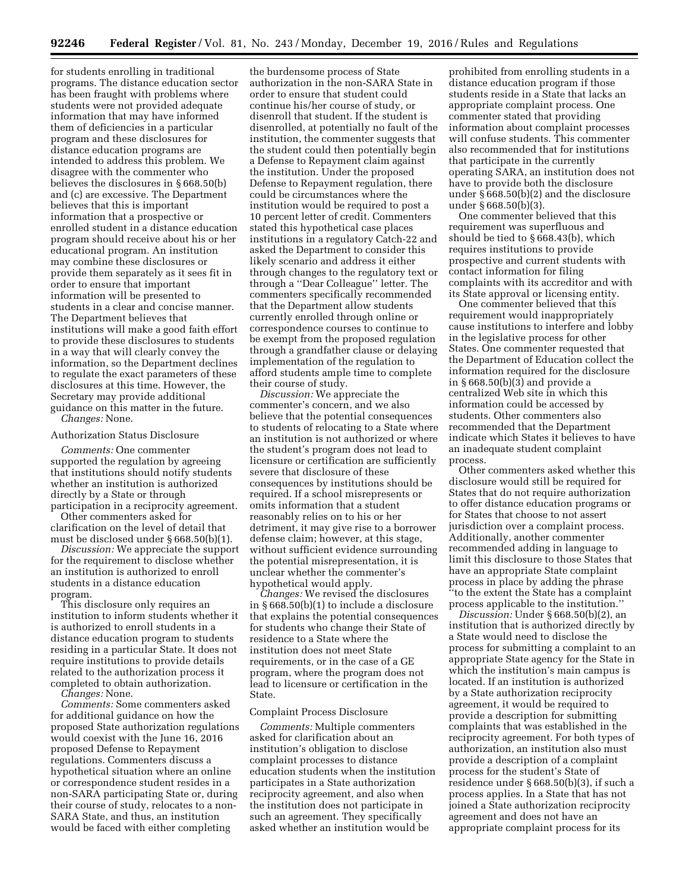for students enrolling in traditional programs. The distance education sector has been fraught with problems where students were not provided adequate information that may have informed them of deficiencies in a particular program and these disclosures for distance education programs are intended to address this problem. We disagree with the commenter who believes the disclosures in § 668.50(b) and (c) are excessive. The Department believes that this is important information that a prospective or enrolled student in a distance education program should receive about his or her educational program. An institution may combine these disclosures or provide them separately as it sees fit in order to ensure that important information will be presented to students in a clear and concise manner. The Department believes that institutions will make a good faith effort to provide these disclosures to students in a way that will clearly convey the information, so the Department declines to regulate the exact parameters of these disclosures at this time. However, the Secretary may provide additional guidance on this matter in the future.

*Changes:* None.

Authorization Status Disclosure

*Comments:* One commenter supported the regulation by agreeing that institutions should notify students whether an institution is authorized directly by a State or through participation in a reciprocity agreement.

Other commenters asked for clarification on the level of detail that must be disclosed under § 668.50(b)(1).

*Discussion:* We appreciate the support for the requirement to disclose whether an institution is authorized to enroll students in a distance education program.

This disclosure only requires an institution to inform students whether it is authorized to enroll students in a distance education program to students residing in a particular State. It does not require institutions to provide details related to the authorization process it completed to obtain authorization.

*Changes:* None.

*Comments:* Some commenters asked for additional guidance on how the proposed State authorization regulations would coexist with the June 16, 2016 proposed Defense to Repayment regulations. Commenters discuss a hypothetical situation where an online or correspondence student resides in a non-SARA participating State or, during their course of study, relocates to a non-SARA State, and thus, an institution would be faced with either completing the burdensome process of State authorization in the non-SARA State in order to ensure that student could continue his/her course of study, or disenroll that student. If the student is disenrolled, at potentially no fault of the institution, the commenter suggests that the student could then potentially begin a Defense to Repayment claim against the institution. Under the proposed Defense to Repayment regulation, there could be circumstances where the institution would be required to post a 10 percent letter of credit. Commenters stated this hypothetical case places institutions in a regulatory Catch-22 and asked the Department to consider this likely scenario and address it either through changes to the regulatory text or through a ''Dear Colleague'' letter. The commenters specifically recommended that the Department allow students currently enrolled through online or correspondence courses to continue to be exempt from the proposed regulation through a grandfather clause or delaying implementation of the regulation to afford students ample time to complete their course of study.

*Discussion:* We appreciate the commenter's concern, and we also believe that the potential consequences to students of relocating to a State where an institution is not authorized or where the student's program does not lead to licensure or certification are sufficiently severe that disclosure of these consequences by institutions should be required. If a school misrepresents or omits information that a student reasonably relies on to his or her detriment, it may give rise to a borrower defense claim; however, at this stage, without sufficient evidence surrounding the potential misrepresentation, it is unclear whether the commenter's hypothetical would apply.

*Changes:* We revised the disclosures in § 668.50(b)(1) to include a disclosure that explains the potential consequences for students who change their State of residence to a State where the institution does not meet State requirements, or in the case of a GE program, where the program does not lead to licensure or certification in the State.

Complaint Process Disclosure

*Comments:* Multiple commenters asked for clarification about an institution's obligation to disclose complaint processes to distance education students when the institution participates in a State authorization reciprocity agreement, and also when the institution does not participate in such an agreement. They specifically asked whether an institution would be prohibited from enrolling students in a distance education program if those students reside in a State that lacks an appropriate complaint process. One commenter stated that providing information about complaint processes will confuse students. This commenter also recommended that for institutions that participate in the currently operating SARA, an institution does not have to provide both the disclosure under § 668.50(b)(2) and the disclosure under § 668.50(b)(3).

One commenter believed that this requirement was superfluous and should be tied to § 668.43(b), which requires institutions to provide prospective and current students with contact information for filing complaints with its accreditor and with its State approval or licensing entity.

One commenter believed that this requirement would inappropriately cause institutions to interfere and lobby in the legislative process for other States. One commenter requested that the Department of Education collect the information required for the disclosure in § 668.50(b)(3) and provide a centralized Web site in which this information could be accessed by students. Other commenters also recommended that the Department indicate which States it believes to have an inadequate student complaint process.

Other commenters asked whether this disclosure would still be required for States that do not require authorization to offer distance education programs or for States that choose to not assert jurisdiction over a complaint process. Additionally, another commenter recommended adding in language to limit this disclosure to those States that have an appropriate State complaint process in place by adding the phrase ''to the extent the State has a complaint process applicable to the institution.''

*Discussion:* Under § 668.50(b)(2), an institution that is authorized directly by a State would need to disclose the process for submitting a complaint to an appropriate State agency for the State in which the institution's main campus is located. If an institution is authorized by a State authorization reciprocity agreement, it would be required to provide a description for submitting complaints that was established in the reciprocity agreement. For both types of authorization, an institution also must provide a description of a complaint process for the student's State of residence under § 668.50(b)(3), if such a process applies. In a State that has not joined a State authorization reciprocity agreement and does not have an appropriate complaint process for its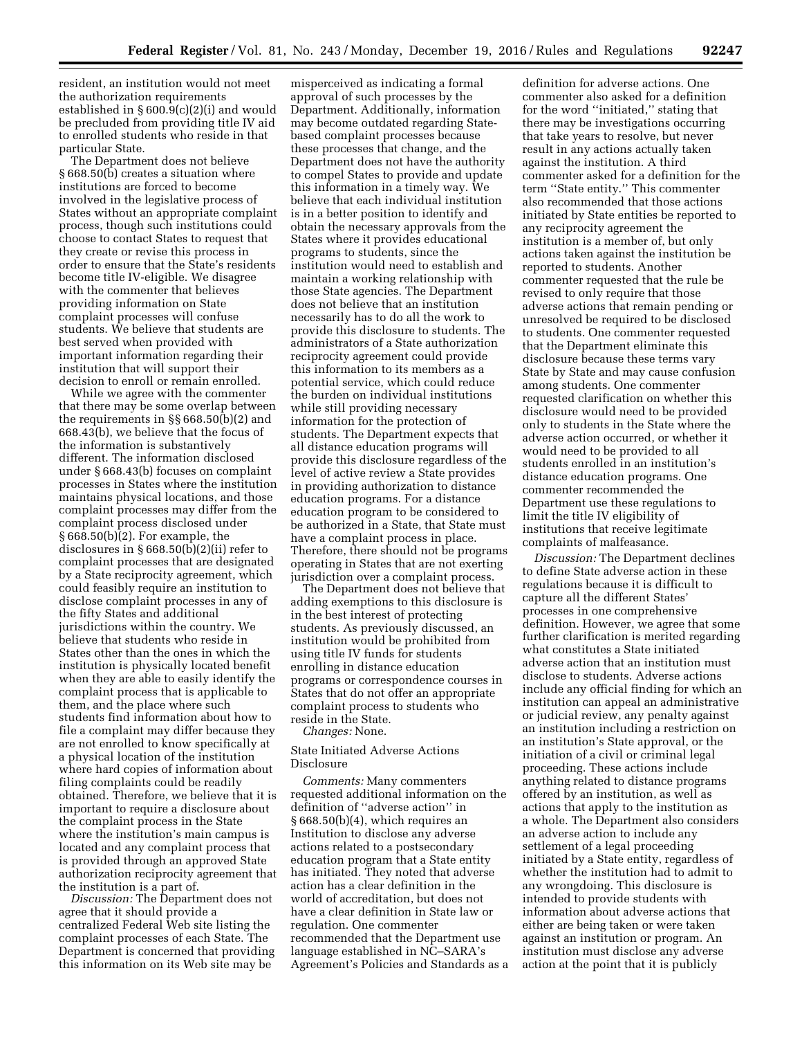resident, an institution would not meet the authorization requirements established in § 600.9(c)(2)(i) and would be precluded from providing title IV aid to enrolled students who reside in that particular State.

The Department does not believe § 668.50(b) creates a situation where institutions are forced to become involved in the legislative process of States without an appropriate complaint process, though such institutions could choose to contact States to request that they create or revise this process in order to ensure that the State's residents become title IV-eligible. We disagree with the commenter that believes providing information on State complaint processes will confuse students. We believe that students are best served when provided with important information regarding their institution that will support their decision to enroll or remain enrolled.

While we agree with the commenter that there may be some overlap between the requirements in §§ 668.50(b)(2) and 668.43(b), we believe that the focus of the information is substantively different. The information disclosed under § 668.43(b) focuses on complaint processes in States where the institution maintains physical locations, and those complaint processes may differ from the complaint process disclosed under § 668.50(b)(2). For example, the disclosures in § 668.50(b)(2)(ii) refer to complaint processes that are designated by a State reciprocity agreement, which could feasibly require an institution to disclose complaint processes in any of the fifty States and additional jurisdictions within the country. We believe that students who reside in States other than the ones in which the institution is physically located benefit when they are able to easily identify the complaint process that is applicable to them, and the place where such students find information about how to file a complaint may differ because they are not enrolled to know specifically at a physical location of the institution where hard copies of information about filing complaints could be readily obtained. Therefore, we believe that it is important to require a disclosure about the complaint process in the State where the institution's main campus is located and any complaint process that is provided through an approved State authorization reciprocity agreement that the institution is a part of.

*Discussion:* The Department does not agree that it should provide a centralized Federal Web site listing the complaint processes of each State. The Department is concerned that providing this information on its Web site may be misperceived as indicating a formal approval of such processes by the Department. Additionally, information may become outdated regarding State-based complaint processes because these processes that change, and the Department does not have the authority to compel States to provide and update this information in a timely way. We believe that each individual institution is in a better position to identify and obtain the necessary approvals from the States where it provides educational programs to students, since the institution would need to establish and maintain a working relationship with those State agencies. The Department does not believe that an institution necessarily has to do all the work to provide this disclosure to students. The administrators of a State authorization reciprocity agreement could provide this information to its members as a potential service, which could reduce the burden on individual institutions while still providing necessary information for the protection of students. The Department expects that all distance education programs will provide this disclosure regardless of the level of active review a State provides in providing authorization to distance education programs. For a distance education program to be considered to be authorized in a State, that State must have a complaint process in place. Therefore, there should not be programs operating in States that are not exerting jurisdiction over a complaint process.

The Department does not believe that adding exemptions to this disclosure is in the best interest of protecting students. As previously discussed, an institution would be prohibited from using title IV funds for students enrolling in distance education programs or correspondence courses in States that do not offer an appropriate complaint process to students who reside in the State.

*Changes:* None.

State Initiated Adverse Actions Disclosure

*Comments:* Many commenters requested additional information on the definition of ''adverse action'' in § 668.50(b)(4), which requires an Institution to disclose any adverse actions related to a postsecondary education program that a State entity has initiated. They noted that adverse action has a clear definition in the world of accreditation, but does not have a clear definition in State law or regulation. One commenter recommended that the Department use language established in NC–SARA's Agreement's Policies and Standards as a definition for adverse actions. One commenter also asked for a definition for the word ''initiated,'' stating that there may be investigations occurring that take years to resolve, but never result in any actions actually taken against the institution. A third commenter asked for a definition for the term ''State entity.'' This commenter also recommended that those actions initiated by State entities be reported to any reciprocity agreement the institution is a member of, but only actions taken against the institution be reported to students. Another commenter requested that the rule be revised to only require that those adverse actions that remain pending or unresolved be required to be disclosed to students. One commenter requested that the Department eliminate this disclosure because these terms vary State by State and may cause confusion among students. One commenter requested clarification on whether this disclosure would need to be provided only to students in the State where the adverse action occurred, or whether it would need to be provided to all students enrolled in an institution's distance education programs. One commenter recommended the Department use these regulations to limit the title IV eligibility of institutions that receive legitimate complaints of malfeasance.

*Discussion:* The Department declines to define State adverse action in these regulations because it is difficult to capture all the different States' processes in one comprehensive definition. However, we agree that some further clarification is merited regarding what constitutes a State initiated adverse action that an institution must disclose to students. Adverse actions include any official finding for which an institution can appeal an administrative or judicial review, any penalty against an institution including a restriction on an institution's State approval, or the initiation of a civil or criminal legal proceeding. These actions include anything related to distance programs offered by an institution, as well as actions that apply to the institution as a whole. The Department also considers an adverse action to include any settlement of a legal proceeding initiated by a State entity, regardless of whether the institution had to admit to any wrongdoing. This disclosure is intended to provide students with information about adverse actions that either are being taken or were taken against an institution or program. An institution must disclose any adverse action at the point that it is publicly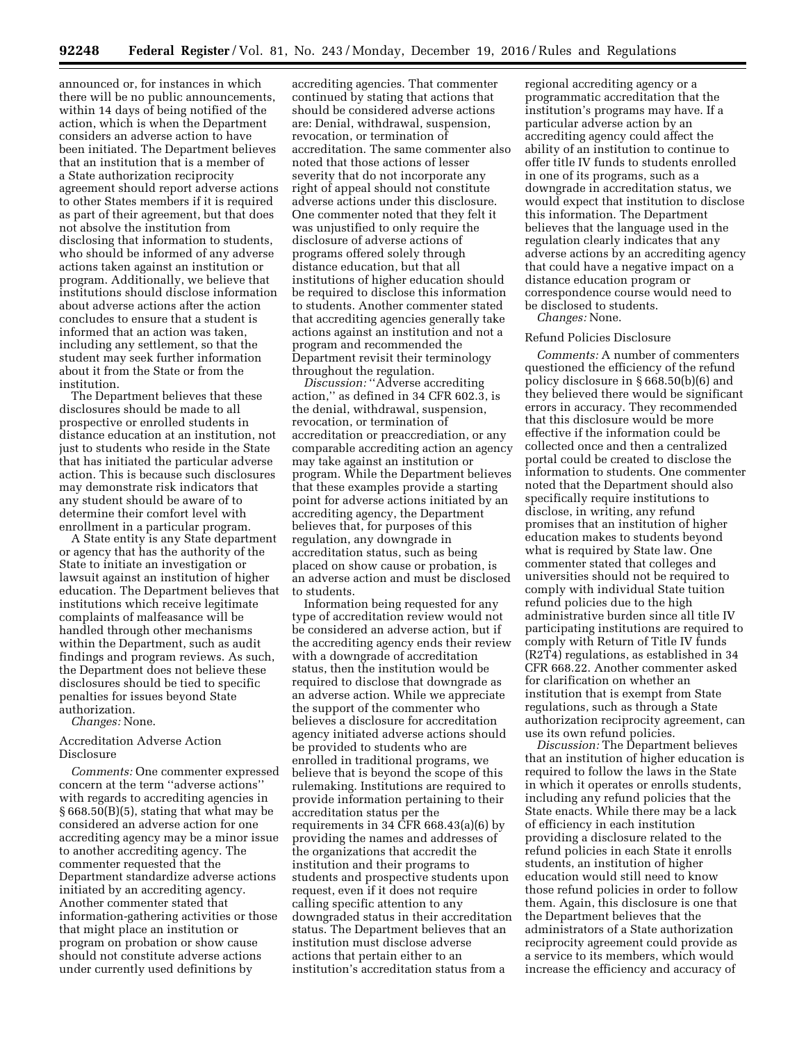announced or, for instances in which there will be no public announcements, within 14 days of being notified of the action, which is when the Department considers an adverse action to have been initiated. The Department believes that an institution that is a member of a State authorization reciprocity agreement should report adverse actions to other States members if it is required as part of their agreement, but that does not absolve the institution from disclosing that information to students, who should be informed of any adverse actions taken against an institution or program. Additionally, we believe that institutions should disclose information about adverse actions after the action concludes to ensure that a student is informed that an action was taken, including any settlement, so that the student may seek further information about it from the State or from the institution.

The Department believes that these disclosures should be made to all prospective or enrolled students in distance education at an institution, not just to students who reside in the State that has initiated the particular adverse action. This is because such disclosures may demonstrate risk indicators that any student should be aware of to determine their comfort level with enrollment in a particular program.

A State entity is any State department or agency that has the authority of the State to initiate an investigation or lawsuit against an institution of higher education. The Department believes that institutions which receive legitimate complaints of malfeasance will be handled through other mechanisms within the Department, such as audit findings and program reviews. As such, the Department does not believe these disclosures should be tied to specific penalties for issues beyond State authorization.

*Changes:* None.

Accreditation Adverse Action Disclosure

*Comments:* One commenter expressed concern at the term ''adverse actions'' with regards to accrediting agencies in § 668.50(B)(5), stating that what may be considered an adverse action for one accrediting agency may be a minor issue to another accrediting agency. The commenter requested that the Department standardize adverse actions initiated by an accrediting agency. Another commenter stated that information-gathering activities or those that might place an institution or program on probation or show cause should not constitute adverse actions under currently used definitions by accrediting agencies. That commenter continued by stating that actions that should be considered adverse actions are: Denial, withdrawal, suspension, revocation, or termination of accreditation. The same commenter also noted that those actions of lesser severity that do not incorporate any right of appeal should not constitute adverse actions under this disclosure. One commenter noted that they felt it was unjustified to only require the disclosure of adverse actions of programs offered solely through distance education, but that all institutions of higher education should be required to disclose this information to students. Another commenter stated that accrediting agencies generally take actions against an institution and not a program and recommended the Department revisit their terminology throughout the regulation.

*Discussion:* ''Adverse accrediting action,'' as defined in 34 CFR 602.3, is the denial, withdrawal, suspension, revocation, or termination of accreditation or preaccrediation, or any comparable accrediting action an agency may take against an institution or program. While the Department believes that these examples provide a starting point for adverse actions initiated by an accrediting agency, the Department believes that, for purposes of this regulation, any downgrade in accreditation status, such as being placed on show cause or probation, is an adverse action and must be disclosed to students.

Information being requested for any type of accreditation review would not be considered an adverse action, but if the accrediting agency ends their review with a downgrade of accreditation status, then the institution would be required to disclose that downgrade as an adverse action. While we appreciate the support of the commenter who believes a disclosure for accreditation agency initiated adverse actions should be provided to students who are enrolled in traditional programs, we believe that is beyond the scope of this rulemaking. Institutions are required to provide information pertaining to their accreditation status per the requirements in 34 CFR 668.43(a)(6) by providing the names and addresses of the organizations that accredit the institution and their programs to students and prospective students upon request, even if it does not require calling specific attention to any downgraded status in their accreditation status. The Department believes that an institution must disclose adverse actions that pertain either to an institution's accreditation status from a regional accrediting agency or a programmatic accreditation that the institution's programs may have. If a particular adverse action by an accrediting agency could affect the ability of an institution to continue to offer title IV funds to students enrolled in one of its programs, such as a downgrade in accreditation status, we would expect that institution to disclose this information. The Department believes that the language used in the regulation clearly indicates that any adverse actions by an accrediting agency that could have a negative impact on a distance education program or correspondence course would need to be disclosed to students.

*Changes:* None.

Refund Policies Disclosure

*Comments:* A number of commenters questioned the efficiency of the refund policy disclosure in § 668.50(b)(6) and they believed there would be significant errors in accuracy. They recommended that this disclosure would be more effective if the information could be collected once and then a centralized portal could be created to disclose the information to students. One commenter noted that the Department should also specifically require institutions to disclose, in writing, any refund promises that an institution of higher education makes to students beyond what is required by State law. One commenter stated that colleges and universities should not be required to comply with individual State tuition refund policies due to the high administrative burden since all title IV participating institutions are required to comply with Return of Title IV funds (R2T4) regulations, as established in 34 CFR 668.22. Another commenter asked for clarification on whether an institution that is exempt from State regulations, such as through a State authorization reciprocity agreement, can use its own refund policies.

*Discussion:* The Department believes that an institution of higher education is required to follow the laws in the State in which it operates or enrolls students, including any refund policies that the State enacts. While there may be a lack of efficiency in each institution providing a disclosure related to the refund policies in each State it enrolls students, an institution of higher education would still need to know those refund policies in order to follow them. Again, this disclosure is one that the Department believes that the administrators of a State authorization reciprocity agreement could provide as a service to its members, which would increase the efficiency and accuracy of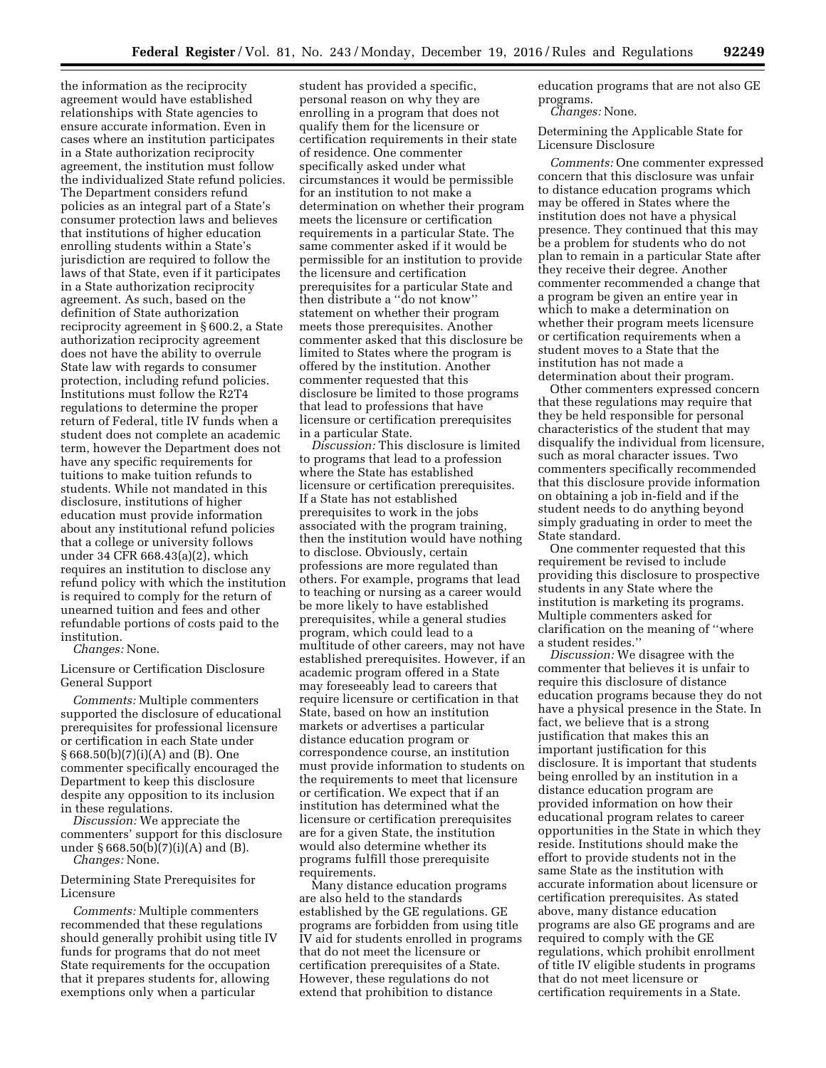the information as the reciprocity agreement would have established relationships with State agencies to ensure accurate information. Even in cases where an institution participates in a State authorization reciprocity agreement, the institution must follow the individualized State refund policies. The Department considers refund policies as an integral part of a State's consumer protection laws and believes that institutions of higher education enrolling students within a State's jurisdiction are required to follow the laws of that State, even if it participates in a State authorization reciprocity agreement. As such, based on the definition of State authorization reciprocity agreement in § 600.2, a State authorization reciprocity agreement does not have the ability to overrule State law with regards to consumer protection, including refund policies. Institutions must follow the R2T4 regulations to determine the proper return of Federal, title IV funds when a student does not complete an academic term, however the Department does not have any specific requirements for tuitions to make tuition refunds to students. While not mandated in this disclosure, institutions of higher education must provide information about any institutional refund policies that a college or university follows under 34 CFR 668.43(a)(2), which requires an institution to disclose any refund policy with which the institution is required to comply for the return of unearned tuition and fees and other refundable portions of costs paid to the institution.

*Changes:* None.

Licensure or Certification Disclosure General Support

*Comments:* Multiple commenters supported the disclosure of educational prerequisites for professional licensure or certification in each State under § 668.50(b)(7)(i)(A) and (B). One commenter specifically encouraged the Department to keep this disclosure despite any opposition to its inclusion in these regulations.

*Discussion:* We appreciate the commenters' support for this disclosure under § 668.50(b)(7)(i)(A) and (B).

*Changes:* None.

Determining State Prerequisites for Licensure

*Comments:* Multiple commenters recommended that these regulations should generally prohibit using title IV funds for programs that do not meet State requirements for the occupation that it prepares students for, allowing exemptions only when a particular student has provided a specific, personal reason on why they are enrolling in a program that does not qualify them for the licensure or certification requirements in their state of residence. One commenter specifically asked under what circumstances it would be permissible for an institution to not make a determination on whether their program meets the licensure or certification requirements in a particular State. The same commenter asked if it would be permissible for an institution to provide the licensure and certification prerequisites for a particular State and then distribute a "do not know" statement on whether their program meets those prerequisites. Another commenter asked that this disclosure be limited to States where the program is offered by the institution. Another commenter requested that this disclosure be limited to those programs that lead to professions that have licensure or certification prerequisites in a particular State.

*Discussion:* This disclosure is limited to programs that lead to a profession where the State has established licensure or certification prerequisites. If a State has not established prerequisites to work in the jobs associated with the program training, then the institution would have nothing to disclose. Obviously, certain professions are more regulated than others. For example, programs that lead to teaching or nursing as a career would be more likely to have established prerequisites, while a general studies program, which could lead to a multitude of other careers, may not have established prerequisites. However, if an academic program offered in a State may foreseeably lead to careers that require licensure or certification in that State, based on how an institution markets or advertises a particular distance education program or correspondence course, an institution must provide information to students on the requirements to meet that licensure or certification. We expect that if an institution has determined what the licensure or certification prerequisites are for a given State, the institution would also determine whether its programs fulfill those prerequisite requirements.

Many distance education programs are also held to the standards established by the GE regulations. GE programs are forbidden from using title IV aid for students enrolled in programs that do not meet the licensure or certification prerequisites of a State. However, these regulations do not extend that prohibition to distance education programs that are not also GE programs.

*Changes:* None.

Determining the Applicable State for Licensure Disclosure

*Comments:* One commenter expressed concern that this disclosure was unfair to distance education programs which may be offered in States where the institution does not have a physical presence. They continued that this may be a problem for students who do not plan to remain in a particular State after they receive their degree. Another commenter recommended a change that a program be given an entire year in which to make a determination on whether their program meets licensure or certification requirements when a student moves to a State that the institution has not made a determination about their program.

Other commenters expressed concern that these regulations may require that they be held responsible for personal characteristics of the student that may disqualify the individual from licensure, such as moral character issues. Two commenters specifically recommended that this disclosure provide information on obtaining a job in-field and if the student needs to do anything beyond simply graduating in order to meet the State standard.

One commenter requested that this requirement be revised to include providing this disclosure to prospective students in any State where the institution is marketing its programs. Multiple commenters asked for clarification on the meaning of "where a student resides."

*Discussion:* We disagree with the commenter that believes it is unfair to require this disclosure of distance education programs because they do not have a physical presence in the State. In fact, we believe that is a strong justification that makes this an important justification for this disclosure. It is important that students being enrolled by an institution in a distance education program are provided information on how their educational program relates to career opportunities in the State in which they reside. Institutions should make the effort to provide students not in the same State as the institution with accurate information about licensure or certification prerequisites. As stated above, many distance education programs are also GE programs and are required to comply with the GE regulations, which prohibit enrollment of title IV eligible students in programs that do not meet licensure or certification requirements in a State.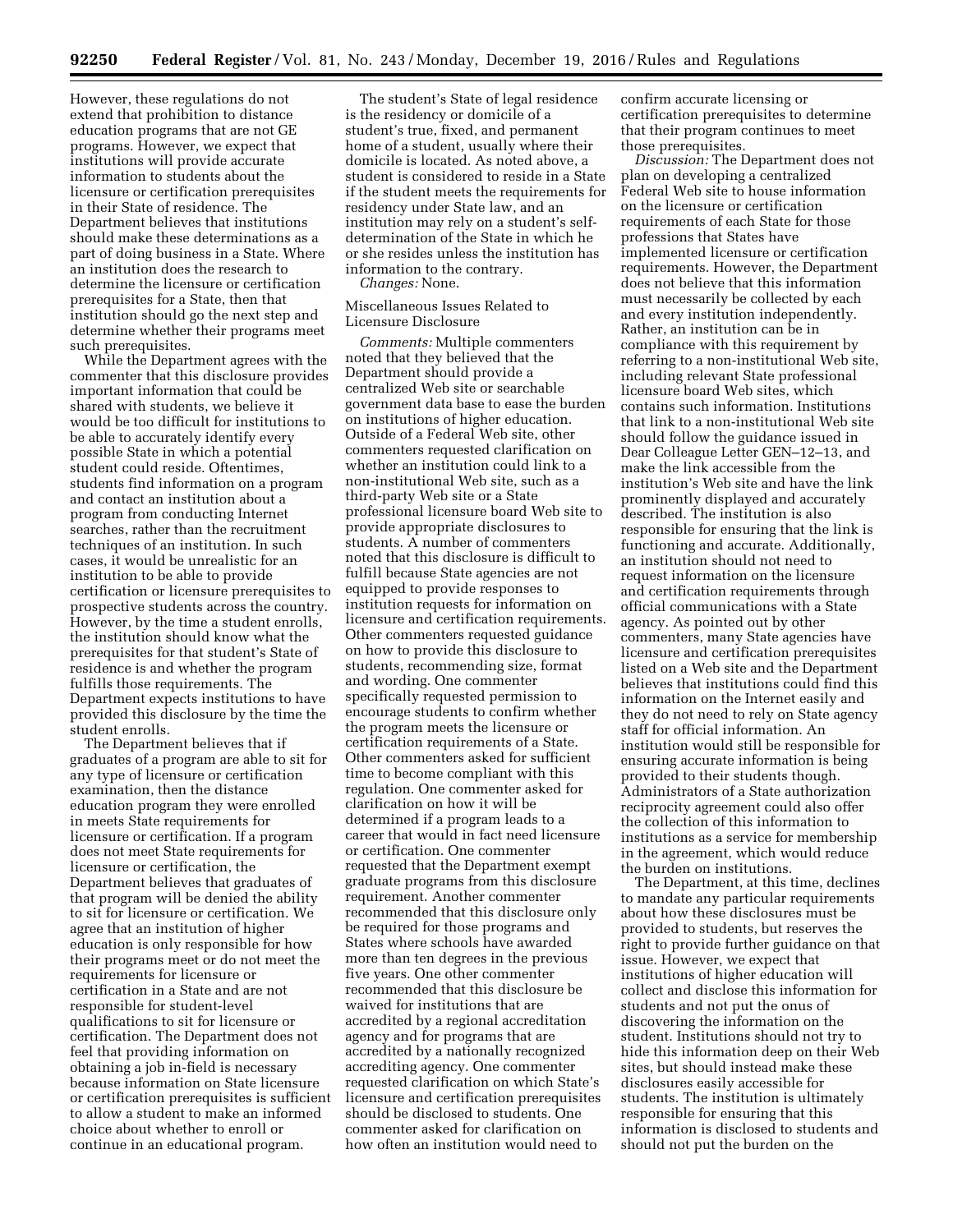However, these regulations do not extend that prohibition to distance education programs that are not GE programs. However, we expect that institutions will provide accurate information to students about the licensure or certification prerequisites in their State of residence. The Department believes that institutions should make these determinations as a part of doing business in a State. Where an institution does the research to determine the licensure or certification prerequisites for a State, then that institution should go the next step and determine whether their programs meet such prerequisites.

While the Department agrees with the commenter that this disclosure provides important information that could be shared with students, we believe it would be too difficult for institutions to be able to accurately identify every possible State in which a potential student could reside. Oftentimes, students find information on a program and contact an institution about a program from conducting Internet searches, rather than the recruitment techniques of an institution. In such cases, it would be unrealistic for an institution to be able to provide certification or licensure prerequisites to prospective students across the country. However, by the time a student enrolls, the institution should know what the prerequisites for that student's State of residence is and whether the program fulfills those requirements. The Department expects institutions to have provided this disclosure by the time the student enrolls.

The Department believes that if graduates of a program are able to sit for any type of licensure or certification examination, then the distance education program they were enrolled in meets State requirements for licensure or certification. If a program does not meet State requirements for licensure or certification, the Department believes that graduates of that program will be denied the ability to sit for licensure or certification. We agree that an institution of higher education is only responsible for how their programs meet or do not meet the requirements for licensure or certification in a State and are not responsible for student-level qualifications to sit for licensure or certification. The Department does not feel that providing information on obtaining a job in-field is necessary because information on State licensure or certification prerequisites is sufficient to allow a student to make an informed choice about whether to enroll or continue in an educational program.

The student's State of legal residence is the residency or domicile of a student's true, fixed, and permanent home of a student, usually where their domicile is located. As noted above, a student is considered to reside in a State if the student meets the requirements for residency under State law, and an institution may rely on a student's self-determination of the State in which he or she resides unless the institution has information to the contrary.

*Changes:* None.

Miscellaneous Issues Related to Licensure Disclosure

*Comments:* Multiple commenters noted that they believed that the Department should provide a centralized Web site or searchable government data base to ease the burden on institutions of higher education. Outside of a Federal Web site, other commenters requested clarification on whether an institution could link to a non-institutional Web site, such as a third-party Web site or a State professional licensure board Web site to provide appropriate disclosures to students. A number of commenters noted that this disclosure is difficult to fulfill because State agencies are not equipped to provide responses to institution requests for information on licensure and certification requirements. Other commenters requested guidance on how to provide this disclosure to students, recommending size, format and wording. One commenter specifically requested permission to encourage students to confirm whether the program meets the licensure or certification requirements of a State. Other commenters asked for sufficient time to become compliant with this regulation. One commenter asked for clarification on how it will be determined if a program leads to a career that would in fact need licensure or certification. One commenter requested that the Department exempt graduate programs from this disclosure requirement. Another commenter recommended that this disclosure only be required for those programs and States where schools have awarded more than ten degrees in the previous five years. One other commenter recommended that this disclosure be waived for institutions that are accredited by a regional accreditation agency and for programs that are accredited by a nationally recognized accrediting agency. One commenter requested clarification on which State's licensure and certification prerequisites should be disclosed to students. One commenter asked for clarification on how often an institution would need to confirm accurate licensing or certification prerequisites to determine that their program continues to meet those prerequisites.

*Discussion:* The Department does not plan on developing a centralized Federal Web site to house information on the licensure or certification requirements of each State for those professions that States have implemented licensure or certification requirements. However, the Department does not believe that this information must necessarily be collected by each and every institution independently. Rather, an institution can be in compliance with this requirement by referring to a non-institutional Web site, including relevant State professional licensure board Web sites, which contains such information. Institutions that link to a non-institutional Web site should follow the guidance issued in Dear Colleague Letter GEN–12–13, and make the link accessible from the institution's Web site and have the link prominently displayed and accurately described. The institution is also responsible for ensuring that the link is functioning and accurate. Additionally, an institution should not need to request information on the licensure and certification requirements through official communications with a State agency. As pointed out by other commenters, many State agencies have licensure and certification prerequisites listed on a Web site and the Department believes that institutions could find this information on the Internet easily and they do not need to rely on State agency staff for official information. An institution would still be responsible for ensuring accurate information is being provided to their students though. Administrators of a State authorization reciprocity agreement could also offer the collection of this information to institutions as a service for membership in the agreement, which would reduce the burden on institutions.

The Department, at this time, declines to mandate any particular requirements about how these disclosures must be provided to students, but reserves the right to provide further guidance on that issue. However, we expect that institutions of higher education will collect and disclose this information for students and not put the onus of discovering the information on the student. Institutions should not try to hide this information deep on their Web sites, but should instead make these disclosures easily accessible for students. The institution is ultimately responsible for ensuring that this information is disclosed to students and should not put the burden on the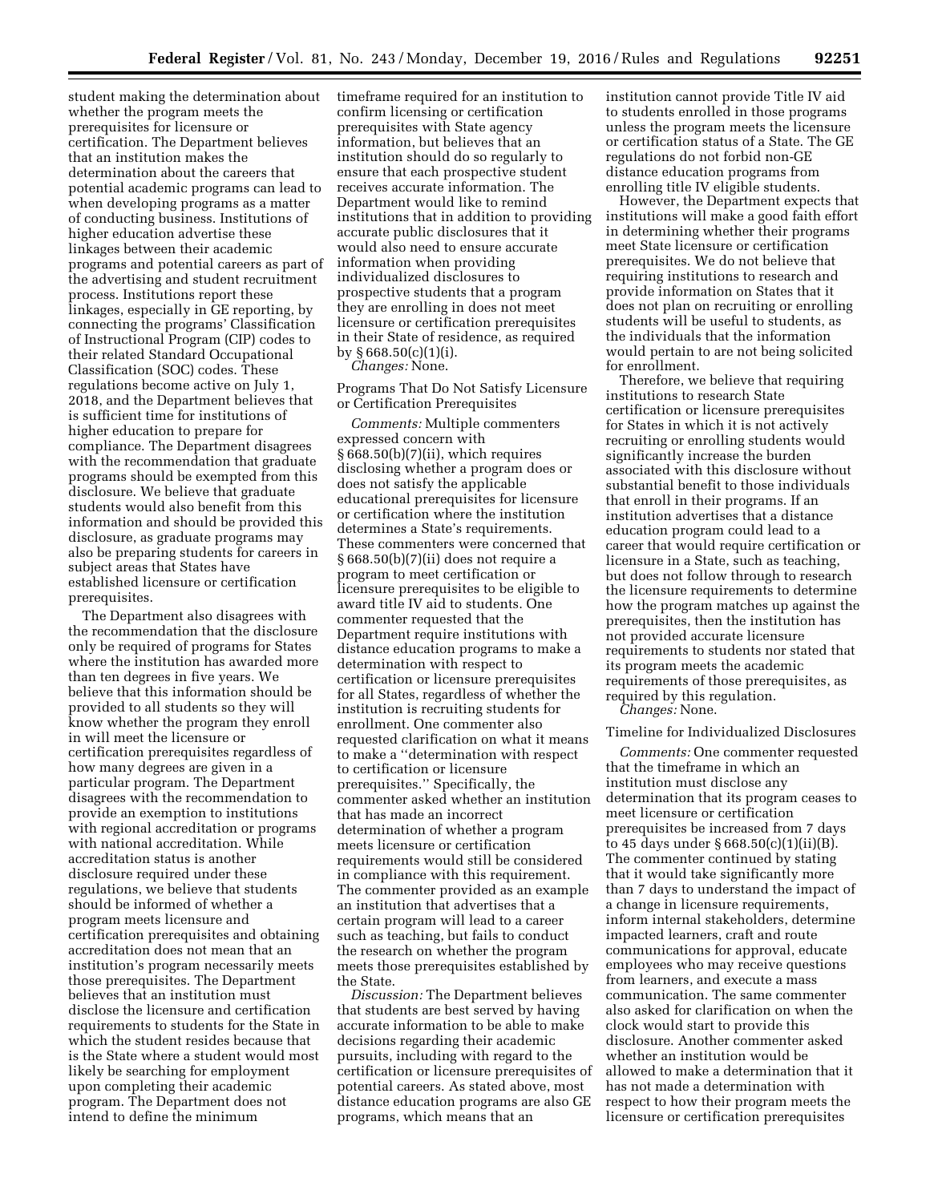student making the determination about whether the program meets the prerequisites for licensure or certification. The Department believes that an institution makes the determination about the careers that potential academic programs can lead to when developing programs as a matter of conducting business. Institutions of higher education advertise these linkages between their academic programs and potential careers as part of the advertising and student recruitment process. Institutions report these linkages, especially in GE reporting, by connecting the programs' Classification of Instructional Program (CIP) codes to their related Standard Occupational Classification (SOC) codes. These regulations become active on July 1, 2018, and the Department believes that is sufficient time for institutions of higher education to prepare for compliance. The Department disagrees with the recommendation that graduate programs should be exempted from this disclosure. We believe that graduate students would also benefit from this information and should be provided this disclosure, as graduate programs may also be preparing students for careers in subject areas that States have established licensure or certification prerequisites.

The Department also disagrees with the recommendation that the disclosure only be required of programs for States where the institution has awarded more than ten degrees in five years. We believe that this information should be provided to all students so they will know whether the program they enroll in will meet the licensure or certification prerequisites regardless of how many degrees are given in a particular program. The Department disagrees with the recommendation to provide an exemption to institutions with regional accreditation or programs with national accreditation. While accreditation status is another disclosure required under these regulations, we believe that students should be informed of whether a program meets licensure and certification prerequisites and obtaining accreditation does not mean that an institution's program necessarily meets those prerequisites. The Department believes that an institution must disclose the licensure and certification requirements to students for the State in which the student resides because that is the State where a student would most likely be searching for employment upon completing their academic program. The Department does not intend to define the minimum timeframe required for an institution to confirm licensing or certification prerequisites with State agency information, but believes that an institution should do so regularly to ensure that each prospective student receives accurate information. The Department would like to remind institutions that in addition to providing accurate public disclosures that it would also need to ensure accurate information when providing individualized disclosures to prospective students that a program they are enrolling in does not meet licensure or certification prerequisites in their State of residence, as required by § 668.50(c)(1)(i).

*Changes:* None.

### Programs That Do Not Satisfy Licensure or Certification Prerequisites

*Comments:* Multiple commenters expressed concern with § 668.50(b)(7)(ii), which requires disclosing whether a program does or does not satisfy the applicable educational prerequisites for licensure or certification where the institution determines a State's requirements. These commenters were concerned that § 668.50(b)(7)(ii) does not require a program to meet certification or licensure prerequisites to be eligible to award title IV aid to students. One commenter requested that the Department require institutions with distance education programs to make a determination with respect to certification or licensure prerequisites for all States, regardless of whether the institution is recruiting students for enrollment. One commenter also requested clarification on what it means to make a ''determination with respect to certification or licensure prerequisites.'' Specifically, the commenter asked whether an institution that has made an incorrect determination of whether a program meets licensure or certification requirements would still be considered in compliance with this requirement. The commenter provided as an example an institution that advertises that a certain program will lead to a career such as teaching, but fails to conduct the research on whether the program meets those prerequisites established by the State.

*Discussion:* The Department believes that students are best served by having accurate information to be able to make decisions regarding their academic pursuits, including with regard to the certification or licensure prerequisites of potential careers. As stated above, most distance education programs are also GE programs, which means that an institution cannot provide Title IV aid to students enrolled in those programs unless the program meets the licensure or certification status of a State. The GE regulations do not forbid non-GE distance education programs from enrolling title IV eligible students.

However, the Department expects that institutions will make a good faith effort in determining whether their programs meet State licensure or certification prerequisites. We do not believe that requiring institutions to research and provide information on States that it does not plan on recruiting or enrolling students will be useful to students, as the individuals that the information would pertain to are not being solicited for enrollment.

Therefore, we believe that requiring institutions to research State certification or licensure prerequisites for States in which it is not actively recruiting or enrolling students would significantly increase the burden associated with this disclosure without substantial benefit to those individuals that enroll in their programs. If an institution advertises that a distance education program could lead to a career that would require certification or licensure in a State, such as teaching, but does not follow through to research the licensure requirements to determine how the program matches up against the prerequisites, then the institution has not provided accurate licensure requirements to students nor stated that its program meets the academic requirements of those prerequisites, as required by this regulation.

*Changes:* None.

### Timeline for Individualized Disclosures

*Comments:* One commenter requested that the timeframe in which an institution must disclose any determination that its program ceases to meet licensure or certification prerequisites be increased from 7 days to 45 days under § 668.50(c)(1)(ii)(B). The commenter continued by stating that it would take significantly more than 7 days to understand the impact of a change in licensure requirements, inform internal stakeholders, determine impacted learners, craft and route communications for approval, educate employees who may receive questions from learners, and execute a mass communication. The same commenter also asked for clarification on when the clock would start to provide this disclosure. Another commenter asked whether an institution would be allowed to make a determination that it has not made a determination with respect to how their program meets the licensure or certification prerequisites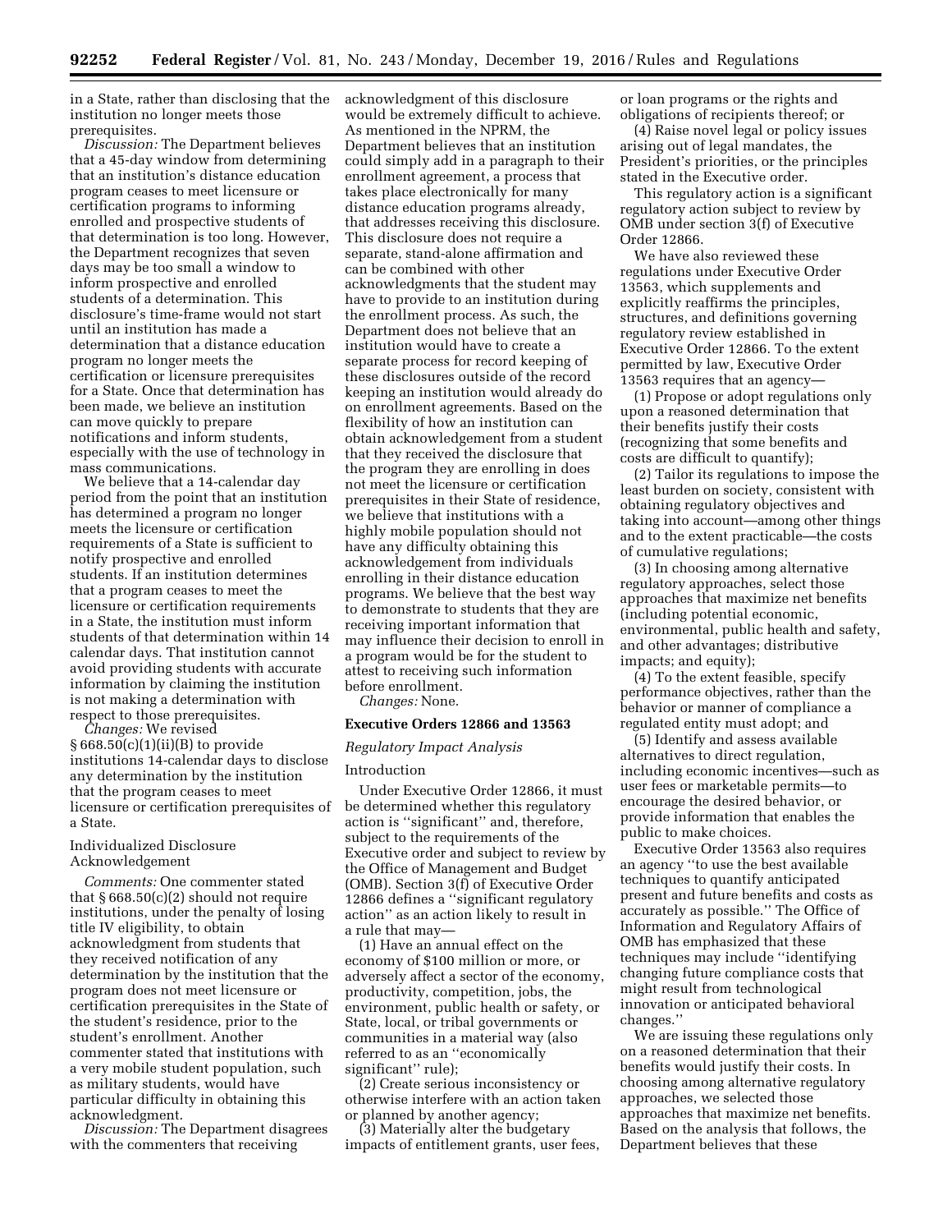in a State, rather than disclosing that the institution no longer meets those prerequisites.

*Discussion:* The Department believes that a 45-day window from determining that an institution's distance education program ceases to meet licensure or certification programs to informing enrolled and prospective students of that determination is too long. However, the Department recognizes that seven days may be too small a window to inform prospective and enrolled students of a determination. This disclosure's time-frame would not start until an institution has made a determination that a distance education program no longer meets the certification or licensure prerequisites for a State. Once that determination has been made, we believe an institution can move quickly to prepare notifications and inform students, especially with the use of technology in mass communications.

We believe that a 14-calendar day period from the point that an institution has determined a program no longer meets the licensure or certification requirements of a State is sufficient to notify prospective and enrolled students. If an institution determines that a program ceases to meet the licensure or certification requirements in a State, the institution must inform students of that determination within 14 calendar days. That institution cannot avoid providing students with accurate information by claiming the institution is not making a determination with respect to those prerequisites.

*Changes:* We revised § 668.50(c)(1)(ii)(B) to provide institutions 14-calendar days to disclose any determination by the institution that the program ceases to meet licensure or certification prerequisites of a State.

Individualized Disclosure Acknowledgement

*Comments:* One commenter stated that § 668.50(c)(2) should not require institutions, under the penalty of losing title IV eligibility, to obtain acknowledgment from students that they received notification of any determination by the institution that the program does not meet licensure or certification prerequisites in the State of the student's residence, prior to the student's enrollment. Another commenter stated that institutions with a very mobile student population, such as military students, would have particular difficulty in obtaining this acknowledgment.

*Discussion:* The Department disagrees with the commenters that receiving acknowledgment of this disclosure would be extremely difficult to achieve. As mentioned in the NPRM, the Department believes that an institution could simply add in a paragraph to their enrollment agreement, a process that takes place electronically for many distance education programs already, that addresses receiving this disclosure. This disclosure does not require a separate, stand-alone affirmation and can be combined with other acknowledgments that the student may have to provide to an institution during the enrollment process. As such, the Department does not believe that an institution would have to create a separate process for record keeping of these disclosures outside of the record keeping an institution would already do on enrollment agreements. Based on the flexibility of how an institution can obtain acknowledgement from a student that they received the disclosure that the program they are enrolling in does not meet the licensure or certification prerequisites in their State of residence, we believe that institutions with a highly mobile population should not have any difficulty obtaining this acknowledgement from individuals enrolling in their distance education programs. We believe that the best way to demonstrate to students that they are receiving important information that may influence their decision to enroll in a program would be for the student to attest to receiving such information before enrollment.

*Changes:* None.

## Executive Orders 12866 and 13563

### *Regulatory Impact Analysis*

Introduction

Under Executive Order 12866, it must be determined whether this regulatory action is "significant" and, therefore, subject to the requirements of the Executive order and subject to review by the Office of Management and Budget (OMB). Section 3(f) of Executive Order 12866 defines a "significant regulatory action" as an action likely to result in a rule that may—

(1) Have an annual effect on the economy of $100 million or more, or adversely affect a sector of the economy, productivity, competition, jobs, the environment, public health or safety, or State, local, or tribal governments or communities in a material way (also referred to as an "economically significant" rule);

(2) Create serious inconsistency or otherwise interfere with an action taken or planned by another agency;

(3) Materially alter the budgetary impacts of entitlement grants, user fees, or loan programs or the rights and obligations of recipients thereof; or

(4) Raise novel legal or policy issues arising out of legal mandates, the President's priorities, or the principles stated in the Executive order.

This regulatory action is a significant regulatory action subject to review by OMB under section 3(f) of Executive Order 12866.

We have also reviewed these regulations under Executive Order 13563, which supplements and explicitly reaffirms the principles, structures, and definitions governing regulatory review established in Executive Order 12866. To the extent permitted by law, Executive Order 13563 requires that an agency—

(1) Propose or adopt regulations only upon a reasoned determination that their benefits justify their costs (recognizing that some benefits and costs are difficult to quantify);

(2) Tailor its regulations to impose the least burden on society, consistent with obtaining regulatory objectives and taking into account—among other things and to the extent practicable—the costs of cumulative regulations;

(3) In choosing among alternative regulatory approaches, select those approaches that maximize net benefits (including potential economic, environmental, public health and safety, and other advantages; distributive impacts; and equity);

(4) To the extent feasible, specify performance objectives, rather than the behavior or manner of compliance a regulated entity must adopt; and

(5) Identify and assess available alternatives to direct regulation, including economic incentives—such as user fees or marketable permits—to encourage the desired behavior, or provide information that enables the public to make choices.

Executive Order 13563 also requires an agency "to use the best available techniques to quantify anticipated present and future benefits and costs as accurately as possible." The Office of Information and Regulatory Affairs of OMB has emphasized that these techniques may include "identifying changing future compliance costs that might result from technological innovation or anticipated behavioral changes."

We are issuing these regulations only on a reasoned determination that their benefits would justify their costs. In choosing among alternative regulatory approaches, we selected those approaches that maximize net benefits. Based on the analysis that follows, the Department believes that these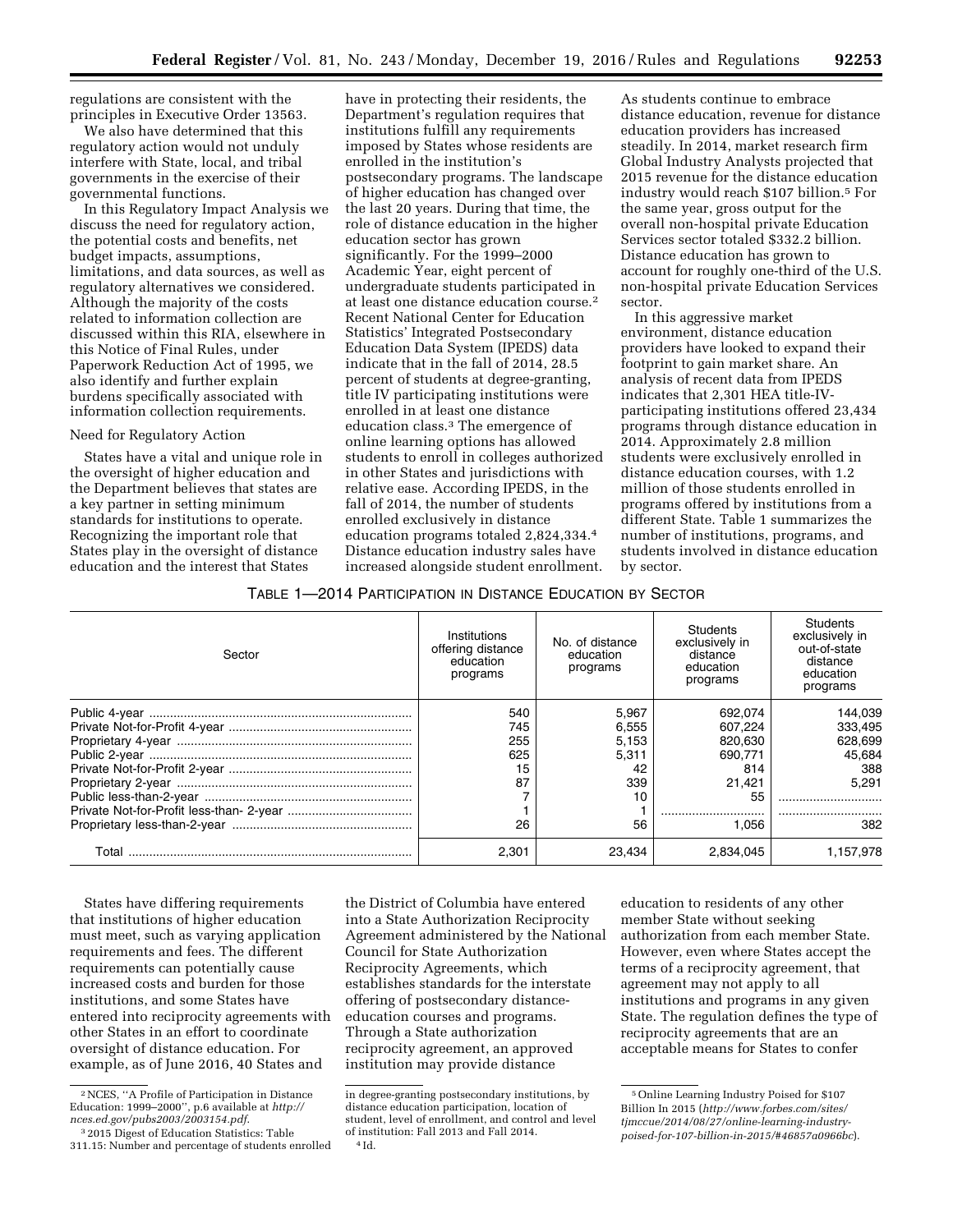regulations are consistent with the principles in Executive Order 13563.

We also have determined that this regulatory action would not unduly interfere with State, local, and tribal governments in the exercise of their governmental functions.

In this Regulatory Impact Analysis we discuss the need for regulatory action, the potential costs and benefits, net budget impacts, assumptions, limitations, and data sources, as well as regulatory alternatives we considered. Although the majority of the costs related to information collection are discussed within this RIA, elsewhere in this Notice of Final Rules, under Paperwork Reduction Act of 1995, we also identify and further explain burdens specifically associated with information collection requirements.

Need for Regulatory Action

States have a vital and unique role in the oversight of higher education and the Department believes that states are a key partner in setting minimum standards for institutions to operate. Recognizing the important role that States play in the oversight of distance education and the interest that States have in protecting their residents, the Department's regulation requires that institutions fulfill any requirements imposed by States whose residents are enrolled in the institution's postsecondary programs. The landscape of higher education has changed over the last 20 years. During that time, the role of distance education in the higher education sector has grown significantly. For the 1999–2000 Academic Year, eight percent of undergraduate students participated in at least one distance education course.[2] Recent National Center for Education Statistics' Integrated Postsecondary Education Data System (IPEDS) data indicate that in the fall of 2014, 28.5 percent of students at degree-granting, title IV participating institutions were enrolled in at least one distance education class.[3] The emergence of online learning options has allowed students to enroll in colleges authorized in other States and jurisdictions with relative ease. According IPEDS, in the fall of 2014, the number of students enrolled exclusively in distance education programs totaled 2,824,334.[4] Distance education industry sales have increased alongside student enrollment. As students continue to embrace distance education, revenue for distance education providers has increased steadily. In 2014, market research firm Global Industry Analysts projected that 2015 revenue for the distance education industry would reach $107 billion.[5] For the same year, gross output for the overall non-hospital private Education Services sector totaled $332.2 billion. Distance education has grown to account for roughly one-third of the U.S. non-hospital private Education Services sector.

In this aggressive market environment, distance education providers have looked to expand their footprint to gain market share. An analysis of recent data from IPEDS indicates that 2,301 HEA title-IV-participating institutions offered 23,434 programs through distance education in 2014. Approximately 2.8 million students were exclusively enrolled in distance education courses, with 1.2 million of those students enrolled in programs offered by institutions from a different State. Table 1 summarizes the number of institutions, programs, and students involved in distance education by sector.

TABLE 1—2014 PARTICIPATION IN DISTANCE EDUCATION BY SECTOR

| Sector | Institutions offering distance education programs | No. of distance education programs | Students exclusively in distance education programs | Students exclusively in out-of-state distance education programs |
|---|---|---|---|---|
| Public 4-year | 540 | 5,967 | 692,074 | 144,039 |
| Private Not-for-Profit 4-year | 745 | 6,555 | 607,224 | 333,495 |
| Proprietary 4-year | 255 | 5,153 | 820,630 | 628,699 |
| Public 2-year | 625 | 5,311 | 690,771 | 45,684 |
| Private Not-for-Profit 2-year | 15 | 42 | 814 | 388 |
| Proprietary 2-year | 87 | 339 | 21,421 | 5,291 |
| Public less-than-2-year | 7 | 10 | 55 | |
| Private Not-for-Profit less-than- 2-year | 1 | 1 | | |
| Proprietary less-than-2-year | 26 | 56 | 1,056 | 382 |
| Total | 2,301 | 23,434 | 2,834,045 | 1,157,978 |

States have differing requirements that institutions of higher education must meet, such as varying application requirements and fees. The different requirements can potentially cause increased costs and burden for those institutions, and some States have entered into reciprocity agreements with other States in an effort to coordinate oversight of distance education. For example, as of June 2016, 40 States and the District of Columbia have entered into a State Authorization Reciprocity Agreement administered by the National Council for State Authorization Reciprocity Agreements, which establishes standards for the interstate offering of postsecondary distance-education courses and programs. Through a State authorization reciprocity agreement, an approved institution may provide distance education to residents of any other member State without seeking authorization from each member State. However, even where States accept the terms of a reciprocity agreement, that agreement may not apply to all institutions and programs in any given State. The regulation defines the type of reciprocity agreements that are an acceptable means for States to confer

[2] NCES, "A Profile of Participation in Distance Education: 1999–2000", p.6 available at *http://nces.ed.gov/pubs2003/2003154.pdf*.

[3] 2015 Digest of Education Statistics: Table 311.15: Number and percentage of students enrolled in degree-granting postsecondary institutions, by distance education participation, location of student, level of enrollment, and control and level of institution: Fall 2013 and Fall 2014.

[4] Id.

[5] Online Learning Industry Poised for $107 Billion In 2015 (*http://www.forbes.com/sites/tjmccue/2014/08/27/online-learning-industry-poised-for-107-billion-in-2015/#46857a0966bc*).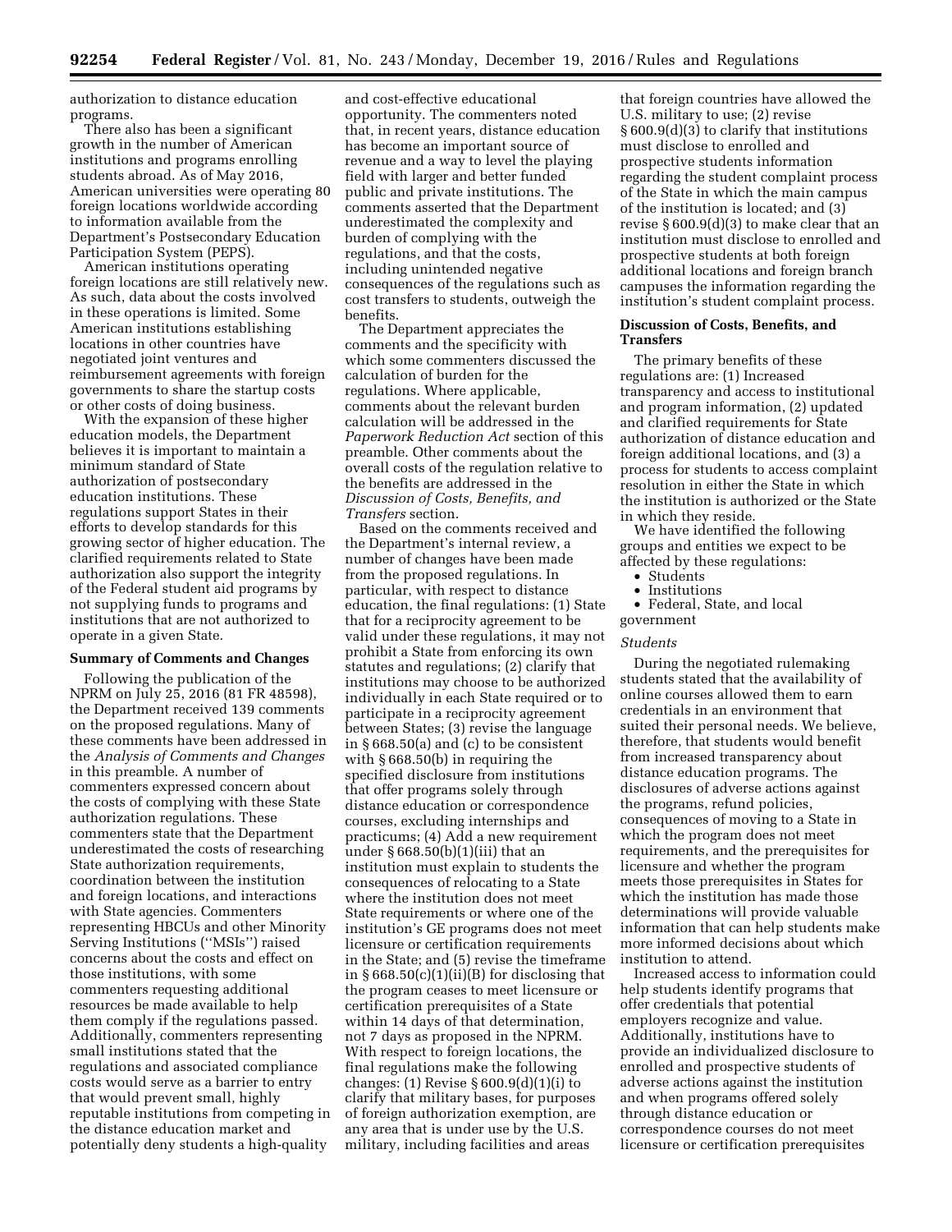authorization to distance education programs.

There also has been a significant growth in the number of American institutions and programs enrolling students abroad. As of May 2016, American universities were operating 80 foreign locations worldwide according to information available from the Department's Postsecondary Education Participation System (PEPS).

American institutions operating foreign locations are still relatively new. As such, data about the costs involved in these operations is limited. Some American institutions establishing locations in other countries have negotiated joint ventures and reimbursement agreements with foreign governments to share the startup costs or other costs of doing business.

With the expansion of these higher education models, the Department believes it is important to maintain a minimum standard of State authorization of postsecondary education institutions. These regulations support States in their efforts to develop standards for this growing sector of higher education. The clarified requirements related to State authorization also support the integrity of the Federal student aid programs by not supplying funds to programs and institutions that are not authorized to operate in a given State.

**Summary of Comments and Changes**

Following the publication of the NPRM on July 25, 2016 (81 FR 48598), the Department received 139 comments on the proposed regulations. Many of these comments have been addressed in the *Analysis of Comments and Changes* in this preamble. A number of commenters expressed concern about the costs of complying with these State authorization regulations. These commenters state that the Department underestimated the costs of researching State authorization requirements, coordination between the institution and foreign locations, and interactions with State agencies. Commenters representing HBCUs and other Minority Serving Institutions (''MSIs'') raised concerns about the costs and effect on those institutions, with some commenters requesting additional resources be made available to help them comply if the regulations passed. Additionally, commenters representing small institutions stated that the regulations and associated compliance costs would serve as a barrier to entry that would prevent small, highly reputable institutions from competing in the distance education market and potentially deny students a high-quality and cost-effective educational opportunity. The commenters noted that, in recent years, distance education has become an important source of revenue and a way to level the playing field with larger and better funded public and private institutions. The comments asserted that the Department underestimated the complexity and burden of complying with the regulations, and that the costs, including unintended negative consequences of the regulations such as cost transfers to students, outweigh the benefits.

The Department appreciates the comments and the specificity with which some commenters discussed the calculation of burden for the regulations. Where applicable, comments about the relevant burden calculation will be addressed in the *Paperwork Reduction Act* section of this preamble. Other comments about the overall costs of the regulation relative to the benefits are addressed in the *Discussion of Costs, Benefits, and Transfers* section.

Based on the comments received and the Department's internal review, a number of changes have been made from the proposed regulations. In particular, with respect to distance education, the final regulations: (1) State that for a reciprocity agreement to be valid under these regulations, it may not prohibit a State from enforcing its own statutes and regulations; (2) clarify that institutions may choose to be authorized individually in each State required or to participate in a reciprocity agreement between States; (3) revise the language in § 668.50(a) and (c) to be consistent with § 668.50(b) in requiring the specified disclosure from institutions that offer programs solely through distance education or correspondence courses, excluding internships and practicums; (4) Add a new requirement under § 668.50(b)(1)(iii) that an institution must explain to students the consequences of relocating to a State where the institution does not meet State requirements or where one of the institution's GE programs does not meet licensure or certification requirements in the State; and (5) revise the timeframe in § 668.50(c)(1)(ii)(B) for disclosing that the program ceases to meet licensure or certification prerequisites of a State within 14 days of that determination, not 7 days as proposed in the NPRM. With respect to foreign locations, the final regulations make the following changes: (1) Revise § 600.9(d)(1)(i) to clarify that military bases, for purposes of foreign authorization exemption, are any area that is under use by the U.S. military, including facilities and areas that foreign countries have allowed the U.S. military to use; (2) revise § 600.9(d)(3) to clarify that institutions must disclose to enrolled and prospective students information regarding the student complaint process of the State in which the main campus of the institution is located; and (3) revise § 600.9(d)(3) to make clear that an institution must disclose to enrolled and prospective students at both foreign additional locations and foreign branch campuses the information regarding the institution's student complaint process.

**Discussion of Costs, Benefits, and Transfers**

The primary benefits of these regulations are: (1) Increased transparency and access to institutional and program information, (2) updated and clarified requirements for State authorization of distance education and foreign additional locations, and (3) a process for students to access complaint resolution in either the State in which the institution is authorized or the State in which they reside.

We have identified the following groups and entities we expect to be affected by these regulations:

- Students
- Institutions
- Federal, State, and local government

*Students*

During the negotiated rulemaking students stated that the availability of online courses allowed them to earn credentials in an environment that suited their personal needs. We believe, therefore, that students would benefit from increased transparency about distance education programs. The disclosures of adverse actions against the programs, refund policies, consequences of moving to a State in which the program does not meet requirements, and the prerequisites for licensure and whether the program meets those prerequisites in States for which the institution has made those determinations will provide valuable information that can help students make more informed decisions about which institution to attend.

Increased access to information could help students identify programs that offer credentials that potential employers recognize and value. Additionally, institutions have to provide an individualized disclosure to enrolled and prospective students of adverse actions against the institution and when programs offered solely through distance education or correspondence courses do not meet licensure or certification prerequisites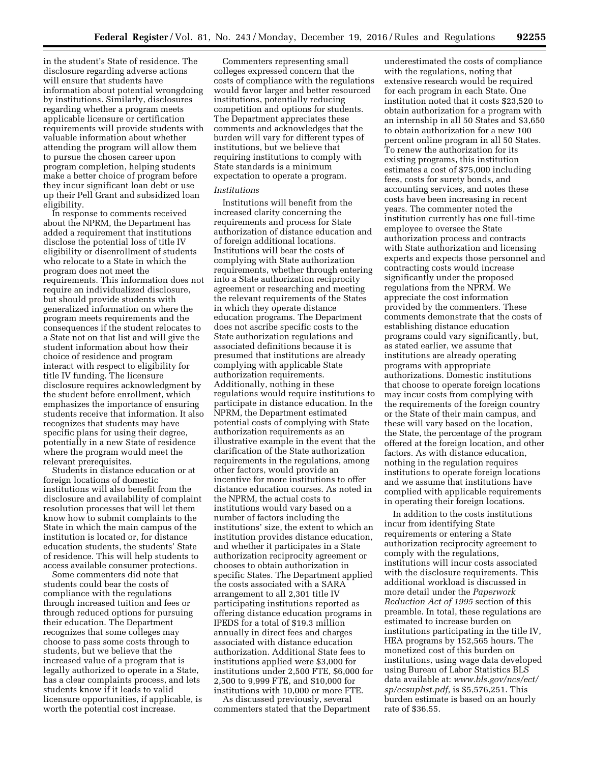in the student's State of residence. The disclosure regarding adverse actions will ensure that students have information about potential wrongdoing by institutions. Similarly, disclosures regarding whether a program meets applicable licensure or certification requirements will provide students with valuable information about whether attending the program will allow them to pursue the chosen career upon program completion, helping students make a better choice of program before they incur significant loan debt or use up their Pell Grant and subsidized loan eligibility.

In response to comments received about the NPRM, the Department has added a requirement that institutions disclose the potential loss of title IV eligibility or disenrollment of students who relocate to a State in which the program does not meet the requirements. This information does not require an individualized disclosure, but should provide students with generalized information on where the program meets requirements and the consequences if the student relocates to a State not on that list and will give the student information about how their choice of residence and program interact with respect to eligibility for title IV funding. The licensure disclosure requires acknowledgment by the student before enrollment, which emphasizes the importance of ensuring students receive that information. It also recognizes that students may have specific plans for using their degree, potentially in a new State of residence where the program would meet the relevant prerequisites.

Students in distance education or at foreign locations of domestic institutions will also benefit from the disclosure and availability of complaint resolution processes that will let them know how to submit complaints to the State in which the main campus of the institution is located or, for distance education students, the students' State of residence. This will help students to access available consumer protections.

Some commenters did note that students could bear the costs of compliance with the regulations through increased tuition and fees or through reduced options for pursuing their education. The Department recognizes that some colleges may choose to pass some costs through to students, but we believe that the increased value of a program that is legally authorized to operate in a State, has a clear complaints process, and lets students know if it leads to valid licensure opportunities, if applicable, is worth the potential cost increase.

Commenters representing small colleges expressed concern that the costs of compliance with the regulations would favor larger and better resourced institutions, potentially reducing competition and options for students. The Department appreciates these comments and acknowledges that the burden will vary for different types of institutions, but we believe that requiring institutions to comply with State standards is a minimum expectation to operate a program.

*Institutions*

Institutions will benefit from the increased clarity concerning the requirements and process for State authorization of distance education and of foreign additional locations. Institutions will bear the costs of complying with State authorization requirements, whether through entering into a State authorization reciprocity agreement or researching and meeting the relevant requirements of the States in which they operate distance education programs. The Department does not ascribe specific costs to the State authorization regulations and associated definitions because it is presumed that institutions are already complying with applicable State authorization requirements. Additionally, nothing in these regulations would require institutions to participate in distance education. In the NPRM, the Department estimated potential costs of complying with State authorization requirements as an illustrative example in the event that the clarification of the State authorization requirements in the regulations, among other factors, would provide an incentive for more institutions to offer distance education courses. As noted in the NPRM, the actual costs to institutions would vary based on a number of factors including the institutions' size, the extent to which an institution provides distance education, and whether it participates in a State authorization reciprocity agreement or chooses to obtain authorization in specific States. The Department applied the costs associated with a SARA arrangement to all 2,301 title IV participating institutions reported as offering distance education programs in IPEDS for a total of $19.3 million annually in direct fees and charges associated with distance education authorization. Additional State fees to institutions applied were $3,000 for institutions under 2,500 FTE, $6,000 for 2,500 to 9,999 FTE, and $10,000 for institutions with 10,000 or more FTE.

As discussed previously, several commenters stated that the Department underestimated the costs of compliance with the regulations, noting that extensive research would be required for each program in each State. One institution noted that it costs $23,520 to obtain authorization for a program with an internship in all 50 States and $3,650 to obtain authorization for a new 100 percent online program in all 50 States. To renew the authorization for its existing programs, this institution estimates a cost of $75,000 including fees, costs for surety bonds, and accounting services, and notes these costs have been increasing in recent years. The commenter noted the institution currently has one full-time employee to oversee the State authorization process and contracts with State authorization and licensing experts and expects those personnel and contracting costs would increase significantly under the proposed regulations from the NPRM. We appreciate the cost information provided by the commenters. These comments demonstrate that the costs of establishing distance education programs could vary significantly, but, as stated earlier, we assume that institutions are already operating programs with appropriate authorizations. Domestic institutions that choose to operate foreign locations may incur costs from complying with the requirements of the foreign country or the State of their main campus, and these will vary based on the location, the State, the percentage of the program offered at the foreign location, and other factors. As with distance education, nothing in the regulation requires institutions to operate foreign locations and we assume that institutions have complied with applicable requirements in operating their foreign locations.

In addition to the costs institutions incur from identifying State requirements or entering a State authorization reciprocity agreement to comply with the regulations, institutions will incur costs associated with the disclosure requirements. This additional workload is discussed in more detail under the *Paperwork Reduction Act of 1995* section of this preamble. In total, these regulations are estimated to increase burden on institutions participating in the title IV, HEA programs by 152,565 hours. The monetized cost of this burden on institutions, using wage data developed using Bureau of Labor Statistics BLS data available at: *www.bls.gov/ncs/ect/sp/ecsuphst.pdf,* is $5,576,251. This burden estimate is based on an hourly rate of $36.55.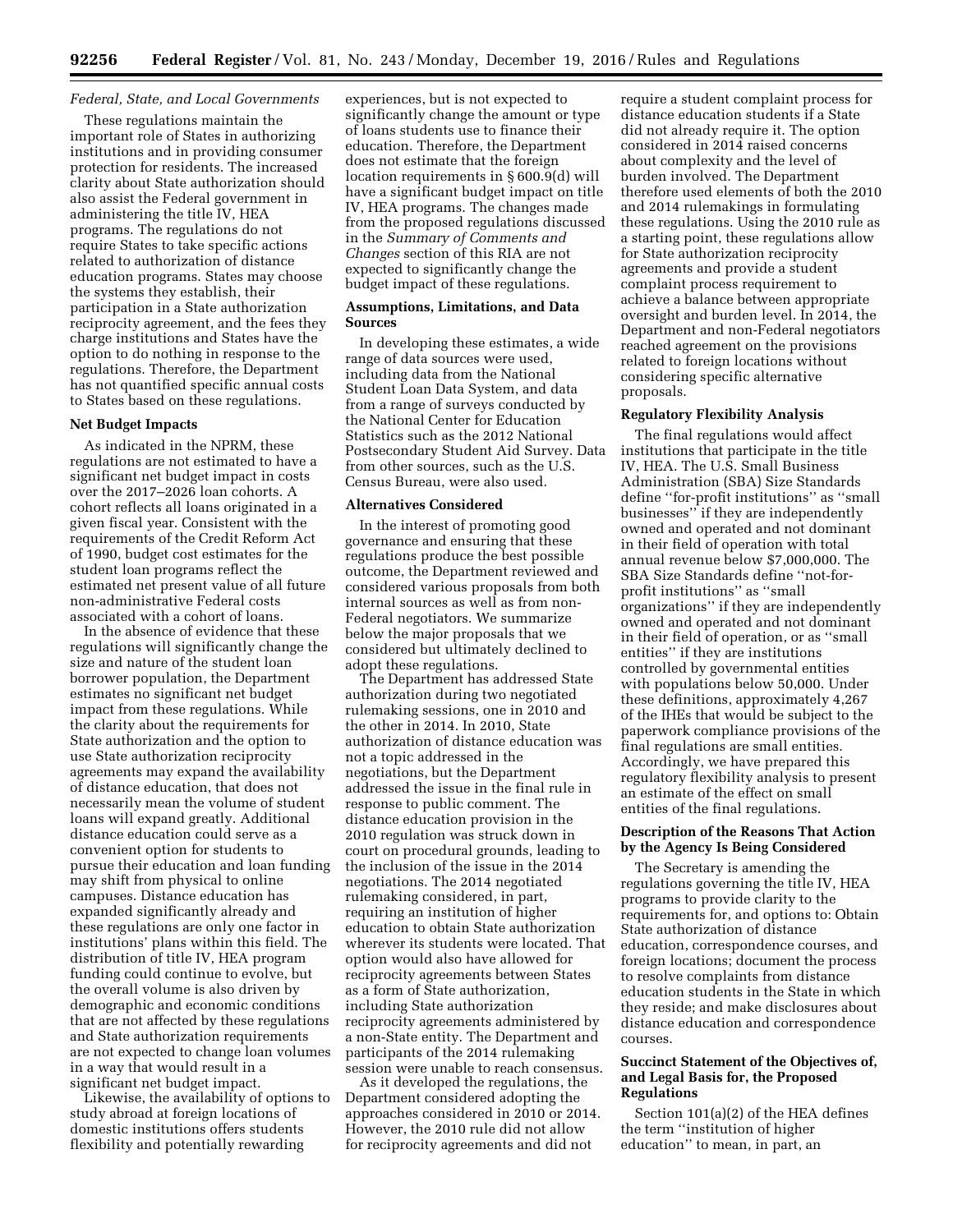*Federal, State, and Local Governments*

These regulations maintain the important role of States in authorizing institutions and in providing consumer protection for residents. The increased clarity about State authorization should also assist the Federal government in administering the title IV, HEA programs. The regulations do not require States to take specific actions related to authorization of distance education programs. States may choose the systems they establish, their participation in a State authorization reciprocity agreement, and the fees they charge institutions and States have the option to do nothing in response to the regulations. Therefore, the Department has not quantified specific annual costs to States based on these regulations.

**Net Budget Impacts**

As indicated in the NPRM, these regulations are not estimated to have a significant net budget impact in costs over the 2017–2026 loan cohorts. A cohort reflects all loans originated in a given fiscal year. Consistent with the requirements of the Credit Reform Act of 1990, budget cost estimates for the student loan programs reflect the estimated net present value of all future non-administrative Federal costs associated with a cohort of loans.

In the absence of evidence that these regulations will significantly change the size and nature of the student loan borrower population, the Department estimates no significant net budget impact from these regulations. While the clarity about the requirements for State authorization and the option to use State authorization reciprocity agreements may expand the availability of distance education, that does not necessarily mean the volume of student loans will expand greatly. Additional distance education could serve as a convenient option for students to pursue their education and loan funding may shift from physical to online campuses. Distance education has expanded significantly already and these regulations are only one factor in institutions' plans within this field. The distribution of title IV, HEA program funding could continue to evolve, but the overall volume is also driven by demographic and economic conditions that are not affected by these regulations and State authorization requirements are not expected to change loan volumes in a way that would result in a significant net budget impact.

Likewise, the availability of options to study abroad at foreign locations of domestic institutions offers students flexibility and potentially rewarding experiences, but is not expected to significantly change the amount or type of loans students use to finance their education. Therefore, the Department does not estimate that the foreign location requirements in § 600.9(d) will have a significant budget impact on title IV, HEA programs. The changes made from the proposed regulations discussed in the *Summary of Comments and Changes* section of this RIA are not expected to significantly change the budget impact of these regulations.

**Assumptions, Limitations, and Data Sources**

In developing these estimates, a wide range of data sources were used, including data from the National Student Loan Data System, and data from a range of surveys conducted by the National Center for Education Statistics such as the 2012 National Postsecondary Student Aid Survey. Data from other sources, such as the U.S. Census Bureau, were also used.

**Alternatives Considered**

In the interest of promoting good governance and ensuring that these regulations produce the best possible outcome, the Department reviewed and considered various proposals from both internal sources as well as from non-Federal negotiators. We summarize below the major proposals that we considered but ultimately declined to adopt these regulations.

The Department has addressed State authorization during two negotiated rulemaking sessions, one in 2010 and the other in 2014. In 2010, State authorization of distance education was not a topic addressed in the negotiations, but the Department addressed the issue in the final rule in response to public comment. The distance education provision in the 2010 regulation was struck down in court on procedural grounds, leading to the inclusion of the issue in the 2014 negotiations. The 2014 negotiated rulemaking considered, in part, requiring an institution of higher education to obtain State authorization wherever its students were located. That option would also have allowed for reciprocity agreements between States as a form of State authorization, including State authorization reciprocity agreements administered by a non-State entity. The Department and participants of the 2014 rulemaking session were unable to reach consensus.

As it developed the regulations, the Department considered adopting the approaches considered in 2010 or 2014. However, the 2010 rule did not allow for reciprocity agreements and did not require a student complaint process for distance education students if a State did not already require it. The option considered in 2014 raised concerns about complexity and the level of burden involved. The Department therefore used elements of both the 2010 and 2014 rulemakings in formulating these regulations. Using the 2010 rule as a starting point, these regulations allow for State authorization reciprocity agreements and provide a student complaint process requirement to achieve a balance between appropriate oversight and burden level. In 2014, the Department and non-Federal negotiators reached agreement on the provisions related to foreign locations without considering specific alternative proposals.

**Regulatory Flexibility Analysis**

The final regulations would affect institutions that participate in the title IV, HEA. The U.S. Small Business Administration (SBA) Size Standards define "for-profit institutions" as "small businesses" if they are independently owned and operated and not dominant in their field of operation with total annual revenue below $7,000,000. The SBA Size Standards define "not-for-profit institutions" as "small organizations" if they are independently owned and operated and not dominant in their field of operation, or as "small entities" if they are institutions controlled by governmental entities with populations below 50,000. Under these definitions, approximately 4,267 of the IHEs that would be subject to the paperwork compliance provisions of the final regulations are small entities. Accordingly, we have prepared this regulatory flexibility analysis to present an estimate of the effect on small entities of the final regulations.

**Description of the Reasons That Action by the Agency Is Being Considered**

The Secretary is amending the regulations governing the title IV, HEA programs to provide clarity to the requirements for, and options to: Obtain State authorization of distance education, correspondence courses, and foreign locations; document the process to resolve complaints from distance education students in the State in which they reside; and make disclosures about distance education and correspondence courses.

**Succinct Statement of the Objectives of, and Legal Basis for, the Proposed Regulations**

Section 101(a)(2) of the HEA defines the term "institution of higher education" to mean, in part, an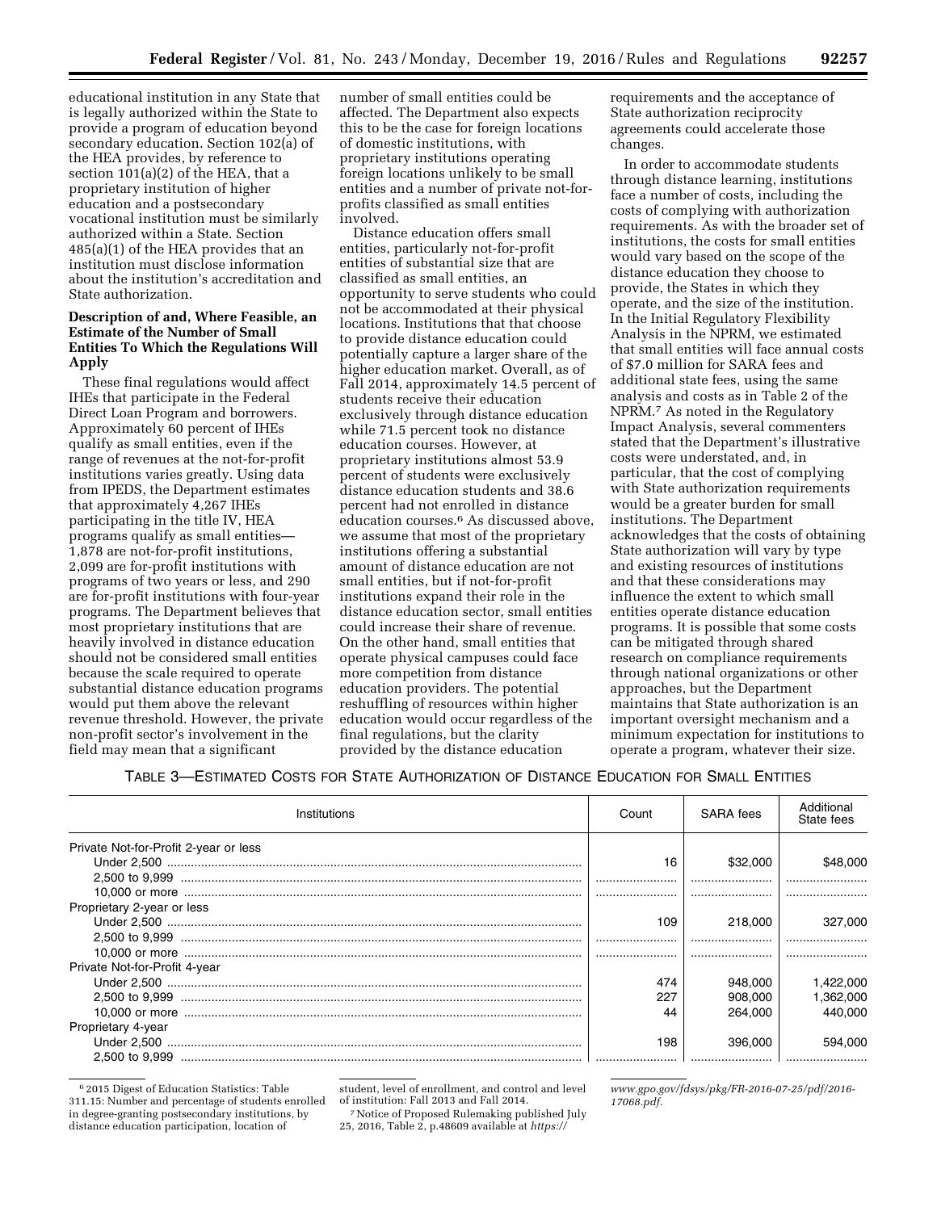educational institution in any State that is legally authorized within the State to provide a program of education beyond secondary education. Section 102(a) of the HEA provides, by reference to section 101(a)(2) of the HEA, that a proprietary institution of higher education and a postsecondary vocational institution must be similarly authorized within a State. Section 485(a)(1) of the HEA provides that an institution must disclose information about the institution's accreditation and State authorization.

**Description of and, Where Feasible, an Estimate of the Number of Small Entities To Which the Regulations Will Apply**

These final regulations would affect IHEs that participate in the Federal Direct Loan Program and borrowers. Approximately 60 percent of IHEs qualify as small entities, even if the range of revenues at the not-for-profit institutions varies greatly. Using data from IPEDS, the Department estimates that approximately 4,267 IHEs participating in the title IV, HEA programs qualify as small entities—1,878 are not-for-profit institutions, 2,099 are for-profit institutions with programs of two years or less, and 290 are for-profit institutions with four-year programs. The Department believes that most proprietary institutions that are heavily involved in distance education should not be considered small entities because the scale required to operate substantial distance education programs would put them above the relevant revenue threshold. However, the private non-profit sector's involvement in the field may mean that a significant number of small entities could be affected. The Department also expects this to be the case for foreign locations of domestic institutions, with proprietary institutions operating foreign locations unlikely to be small entities and a number of private not-for-profits classified as small entities involved.

Distance education offers small entities, particularly not-for-profit entities of substantial size that are classified as small entities, an opportunity to serve students who could not be accommodated at their physical locations. Institutions that that choose to provide distance education could potentially capture a larger share of the higher education market. Overall, as of Fall 2014, approximately 14.5 percent of students receive their education exclusively through distance education while 71.5 percent took no distance education courses. However, at proprietary institutions almost 53.9 percent of students were exclusively distance education students and 38.6 percent had not enrolled in distance education courses.[6] As discussed above, we assume that most of the proprietary institutions offering a substantial amount of distance education are not small entities, but if not-for-profit institutions expand their role in the distance education sector, small entities could increase their share of revenue. On the other hand, small entities that operate physical campuses could face more competition from distance education providers. The potential reshuffling of resources within higher education would occur regardless of the final regulations, but the clarity provided by the distance education requirements and the acceptance of State authorization reciprocity agreements could accelerate those changes.

In order to accommodate students through distance learning, institutions face a number of costs, including the costs of complying with authorization requirements. As with the broader set of institutions, the costs for small entities would vary based on the scope of the distance education they choose to provide, the States in which they operate, and the size of the institution. In the Initial Regulatory Flexibility Analysis in the NPRM, we estimated that small entities will face annual costs of $7.0 million for SARA fees and additional state fees, using the same analysis and costs as in Table 2 of the NPRM.[7] As noted in the Regulatory Impact Analysis, several commenters stated that the Department's illustrative costs were understated, and, in particular, that the cost of complying with State authorization requirements would be a greater burden for small institutions. The Department acknowledges that the costs of obtaining State authorization will vary by type and existing resources of institutions and that these considerations may influence the extent to which small entities operate distance education programs. It is possible that some costs can be mitigated through shared research on compliance requirements through national organizations or other approaches, but the Department maintains that State authorization is an important oversight mechanism and a minimum expectation for institutions to operate a program, whatever their size.

TABLE 3—ESTIMATED COSTS FOR STATE AUTHORIZATION OF DISTANCE EDUCATION FOR SMALL ENTITIES

| Institutions | Count | SARA fees | Additional State fees |
|---|---|---|---|
| Private Not-for-Profit 2-year or less | | | |
| Under 2,500 | 16 | $32,000 | $48,000 |
| 2,500 to 9,999 | | | |
| 10,000 or more | | | |
| Proprietary 2-year or less | | | |
| Under 2,500 | 109 | 218,000 | 327,000 |
| 2,500 to 9,999 | | | |
| 10,000 or more | | | |
| Private Not-for-Profit 4-year | | | |
| Under 2,500 | 474 | 948,000 | 1,422,000 |
| 2,500 to 9,999 | 227 | 908,000 | 1,362,000 |
| 10,000 or more | 44 | 264,000 | 440,000 |
| Proprietary 4-year | | | |
| Under 2,500 | 198 | 396,000 | 594,000 |
| 2,500 to 9,999 | | | |

[6] 2015 Digest of Education Statistics: Table 311.15: Number and percentage of students enrolled in degree-granting postsecondary institutions, by distance education participation, location of student, level of enrollment, and control and level of institution: Fall 2013 and Fall 2014.

[7] Notice of Proposed Rulemaking published July 25, 2016, Table 2, p.48609 available at *https://www.gpo.gov/fdsys/pkg/FR-2016-07-25/pdf/2016-17068.pdf.*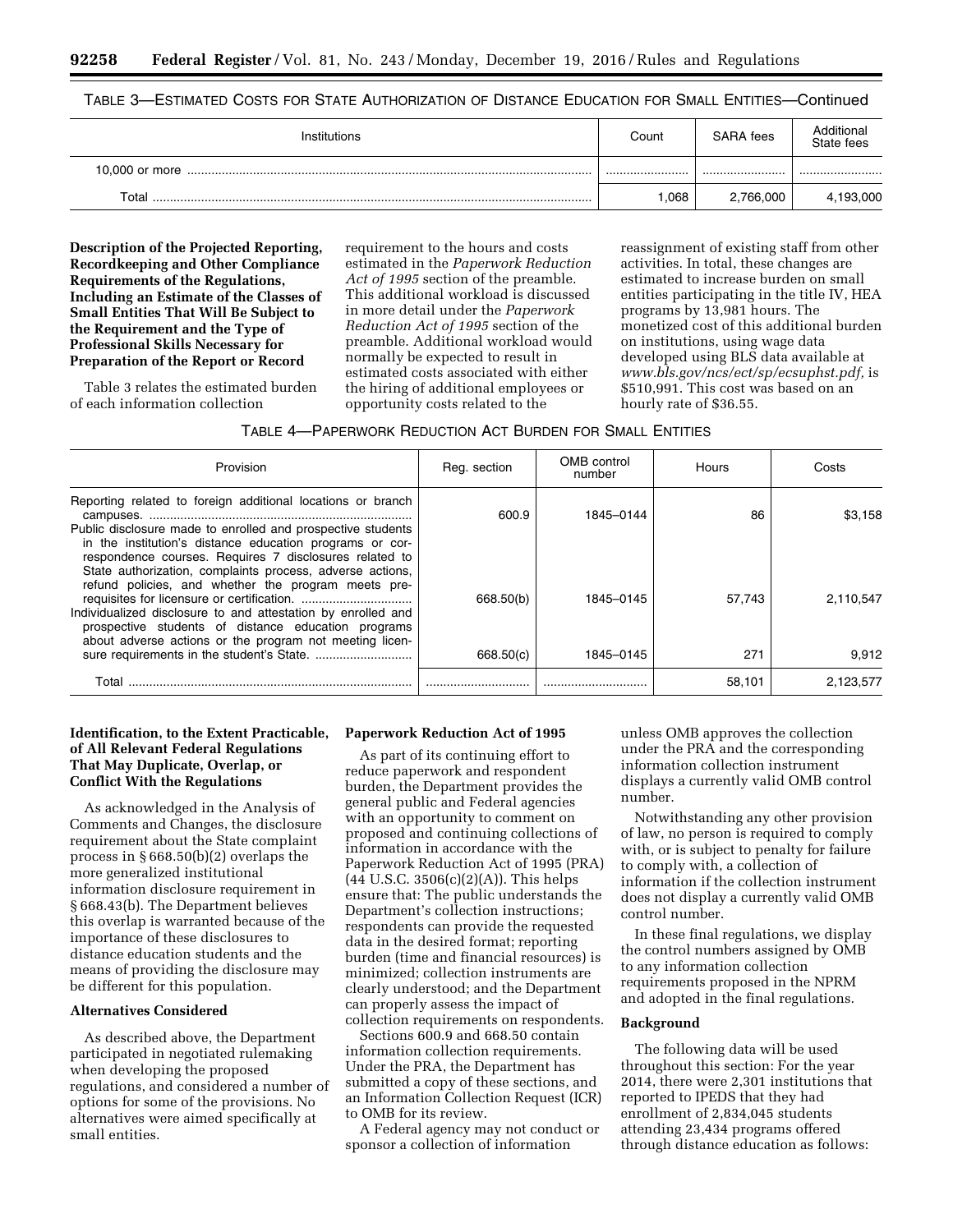TABLE 3—ESTIMATED COSTS FOR STATE AUTHORIZATION OF DISTANCE EDUCATION FOR SMALL ENTITIES—Continued

| Institutions | Count | SARA fees | Additional State fees |
| --- | --- | --- | --- |
| 10,000 or more | | | |
| Total | 1,068 | 2,766,000 | 4,193,000 |

**Description of the Projected Reporting, Recordkeeping and Other Compliance Requirements of the Regulations, Including an Estimate of the Classes of Small Entities That Will Be Subject to the Requirement and the Type of Professional Skills Necessary for Preparation of the Report or Record**

Table 3 relates the estimated burden of each information collection requirement to the hours and costs estimated in the *Paperwork Reduction Act of 1995* section of the preamble. This additional workload is discussed in more detail under the *Paperwork Reduction Act of 1995* section of the preamble. Additional workload would normally be expected to result in estimated costs associated with either the hiring of additional employees or opportunity costs related to the reassignment of existing staff from other activities. In total, these changes are estimated to increase burden on small entities participating in the title IV, HEA programs by 13,981 hours. The monetized cost of this additional burden on institutions, using wage data developed using BLS data available at *www.bls.gov/ncs/ect/sp/ecsuphst.pdf,* is $510,991. This cost was based on an hourly rate of $36.55.

TABLE 4—PAPERWORK REDUCTION ACT BURDEN FOR SMALL ENTITIES

| Provision | Reg. section | OMB control number | Hours | Costs |
| --- | --- | --- | --- | --- |
| Reporting related to foreign additional locations or branch campuses. | 600.9 | 1845–0144 | 86 | $3,158 |
| Public disclosure made to enrolled and prospective students in the institution's distance education programs or correspondence courses. Requires 7 disclosures related to State authorization, complaints process, adverse actions, refund policies, and whether the program meets prerequisites for licensure or certification. | 668.50(b) | 1845–0145 | 57,743 | 2,110,547 |
| Individualized disclosure to and attestation by enrolled and prospective students of distance education programs about adverse actions or the program not meeting licensure requirements in the student's State. | 668.50(c) | 1845–0145 | 271 | 9,912 |
| Total | | | 58,101 | 2,123,577 |

**Identification, to the Extent Practicable, of All Relevant Federal Regulations That May Duplicate, Overlap, or Conflict With the Regulations**

As acknowledged in the Analysis of Comments and Changes, the disclosure requirement about the State complaint process in § 668.50(b)(2) overlaps the more generalized institutional information disclosure requirement in § 668.43(b). The Department believes this overlap is warranted because of the importance of these disclosures to distance education students and the means of providing the disclosure may be different for this population.

**Alternatives Considered**

As described above, the Department participated in negotiated rulemaking when developing the proposed regulations, and considered a number of options for some of the provisions. No alternatives were aimed specifically at small entities.

**Paperwork Reduction Act of 1995**

As part of its continuing effort to reduce paperwork and respondent burden, the Department provides the general public and Federal agencies with an opportunity to comment on proposed and continuing collections of information in accordance with the Paperwork Reduction Act of 1995 (PRA) (44 U.S.C. 3506(c)(2)(A)). This helps ensure that: The public understands the Department's collection instructions; respondents can provide the requested data in the desired format; reporting burden (time and financial resources) is minimized; collection instruments are clearly understood; and the Department can properly assess the impact of collection requirements on respondents.

Sections 600.9 and 668.50 contain information collection requirements. Under the PRA, the Department has submitted a copy of these sections, and an Information Collection Request (ICR) to OMB for its review.

A Federal agency may not conduct or sponsor a collection of information unless OMB approves the collection under the PRA and the corresponding information collection instrument displays a currently valid OMB control number.

Notwithstanding any other provision of law, no person is required to comply with, or is subject to penalty for failure to comply with, a collection of information if the collection instrument does not display a currently valid OMB control number.

In these final regulations, we display the control numbers assigned by OMB to any information collection requirements proposed in the NPRM and adopted in the final regulations.

**Background**

The following data will be used throughout this section: For the year 2014, there were 2,301 institutions that reported to IPEDS that they had enrollment of 2,834,045 students attending 23,434 programs offered through distance education as follows: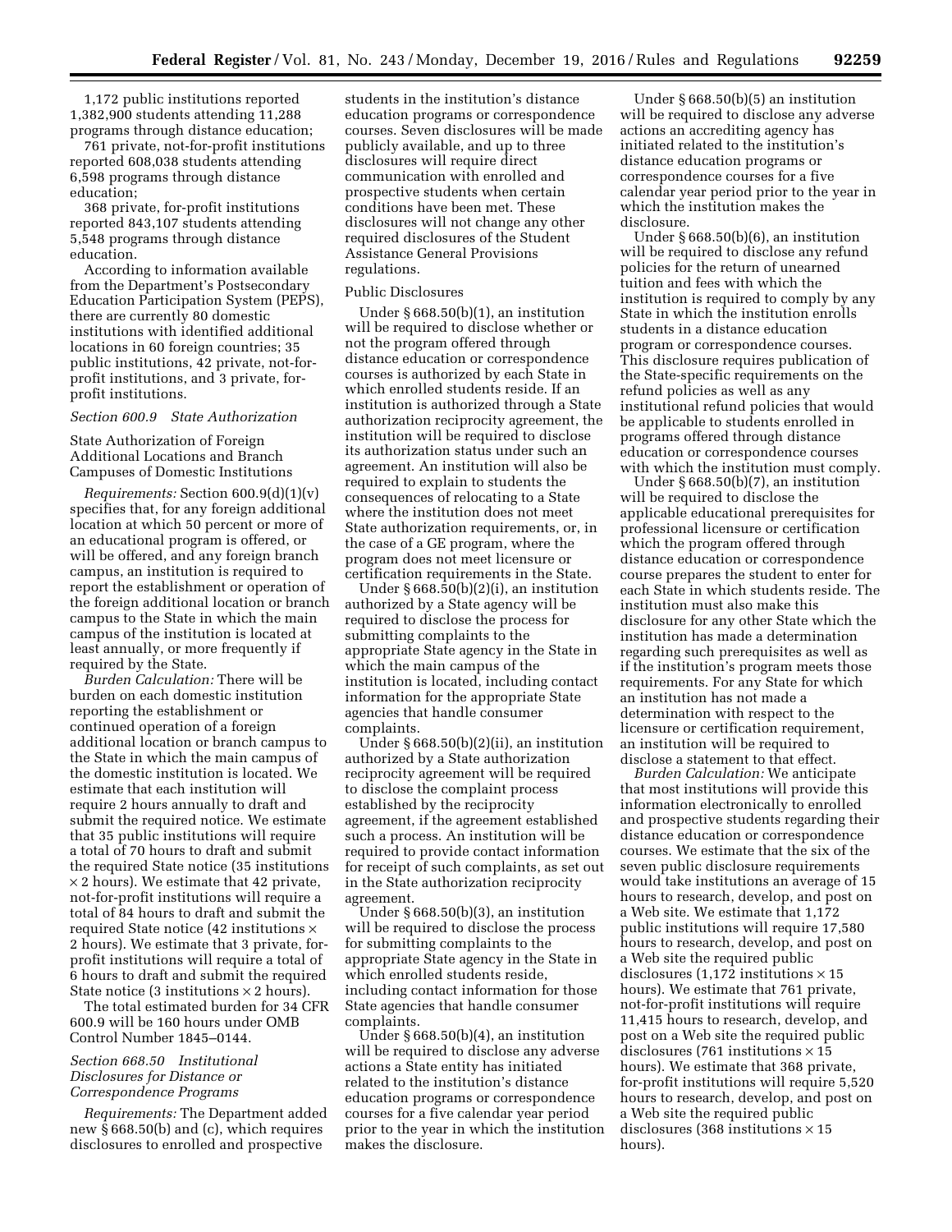1,172 public institutions reported 1,382,900 students attending 11,288 programs through distance education;

761 private, not-for-profit institutions reported 608,038 students attending 6,598 programs through distance education;

368 private, for-profit institutions reported 843,107 students attending 5,548 programs through distance education.

According to information available from the Department's Postsecondary Education Participation System (PEPS), there are currently 80 domestic institutions with identified additional locations in 60 foreign countries; 35 public institutions, 42 private, not-for-profit institutions, and 3 private, for-profit institutions.

### *Section 600.9 State Authorization*

State Authorization of Foreign Additional Locations and Branch Campuses of Domestic Institutions

*Requirements:* Section 600.9(d)(1)(v) specifies that, for any foreign additional location at which 50 percent or more of an educational program is offered, or will be offered, and any foreign branch campus, an institution is required to report the establishment or operation of the foreign additional location or branch campus to the State in which the main campus of the institution is located at least annually, or more frequently if required by the State.

*Burden Calculation:* There will be burden on each domestic institution reporting the establishment or continued operation of a foreign additional location or branch campus to the State in which the main campus of the domestic institution is located. We estimate that each institution will require 2 hours annually to draft and submit the required notice. We estimate that 35 public institutions will require a total of 70 hours to draft and submit the required State notice (35 institutions × 2 hours). We estimate that 42 private, not-for-profit institutions will require a total of 84 hours to draft and submit the required State notice (42 institutions × 2 hours). We estimate that 3 private, for-profit institutions will require a total of 6 hours to draft and submit the required State notice (3 institutions × 2 hours).

The total estimated burden for 34 CFR 600.9 will be 160 hours under OMB Control Number 1845–0144.

### *Section 668.50 Institutional Disclosures for Distance or Correspondence Programs*

*Requirements:* The Department added new § 668.50(b) and (c), which requires disclosures to enrolled and prospective students in the institution's distance education programs or correspondence courses. Seven disclosures will be made publicly available, and up to three disclosures will require direct communication with enrolled and prospective students when certain conditions have been met. These disclosures will not change any other required disclosures of the Student Assistance General Provisions regulations.

Public Disclosures

Under § 668.50(b)(1), an institution will be required to disclose whether or not the program offered through distance education or correspondence courses is authorized by each State in which enrolled students reside. If an institution is authorized through a State authorization reciprocity agreement, the institution will be required to disclose its authorization status under such an agreement. An institution will also be required to explain to students the consequences of relocating to a State where the institution does not meet State authorization requirements, or, in the case of a GE program, where the program does not meet licensure or certification requirements in the State.

Under § 668.50(b)(2)(i), an institution authorized by a State agency will be required to disclose the process for submitting complaints to the appropriate State agency in the State in which the main campus of the institution is located, including contact information for the appropriate State agencies that handle consumer complaints.

Under § 668.50(b)(2)(ii), an institution authorized by a State authorization reciprocity agreement will be required to disclose the complaint process established by the reciprocity agreement, if the agreement established such a process. An institution will be required to provide contact information for receipt of such complaints, as set out in the State authorization reciprocity agreement.

Under § 668.50(b)(3), an institution will be required to disclose the process for submitting complaints to the appropriate State agency in the State in which enrolled students reside, including contact information for those State agencies that handle consumer complaints.

Under § 668.50(b)(4), an institution will be required to disclose any adverse actions a State entity has initiated related to the institution's distance education programs or correspondence courses for a five calendar year period prior to the year in which the institution makes the disclosure.

Under § 668.50(b)(5) an institution will be required to disclose any adverse actions an accrediting agency has initiated related to the institution's distance education programs or correspondence courses for a five calendar year period prior to the year in which the institution makes the disclosure.

Under § 668.50(b)(6), an institution will be required to disclose any refund policies for the return of unearned tuition and fees with which the institution is required to comply by any State in which the institution enrolls students in a distance education program or correspondence courses. This disclosure requires publication of the State-specific requirements on the refund policies as well as any institutional refund policies that would be applicable to students enrolled in programs offered through distance education or correspondence courses with which the institution must comply.

Under § 668.50(b)(7), an institution will be required to disclose the applicable educational prerequisites for professional licensure or certification which the program offered through distance education or correspondence course prepares the student to enter for each State in which students reside. The institution must also make this disclosure for any other State which the institution has made a determination regarding such prerequisites as well as if the institution's program meets those requirements. For any State for which an institution has not made a determination with respect to the licensure or certification requirement, an institution will be required to disclose a statement to that effect.

*Burden Calculation:* We anticipate that most institutions will provide this information electronically to enrolled and prospective students regarding their distance education or correspondence courses. We estimate that the six of the seven public disclosure requirements would take institutions an average of 15 hours to research, develop, and post on a Web site. We estimate that 1,172 public institutions will require 17,580 hours to research, develop, and post on a Web site the required public disclosures (1,172 institutions × 15 hours). We estimate that 761 private, not-for-profit institutions will require 11,415 hours to research, develop, and post on a Web site the required public disclosures (761 institutions × 15 hours). We estimate that 368 private, for-profit institutions will require 5,520 hours to research, develop, and post on a Web site the required public disclosures (368 institutions × 15 hours).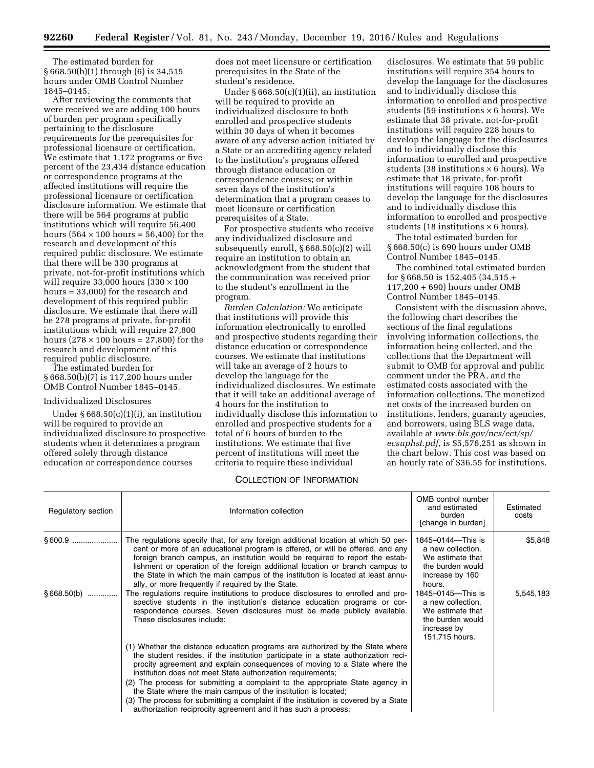The estimated burden for § 668.50(b)(1) through (6) is 34,515 hours under OMB Control Number 1845–0145.

After reviewing the comments that were received we are adding 100 hours of burden per program specifically pertaining to the disclosure requirements for the prerequisites for professional licensure or certification. We estimate that 1,172 programs or five percent of the 23,434 distance education or correspondence programs at the affected institutions will require the professional licensure or certification disclosure information. We estimate that there will be 564 programs at public institutions which will require 56,400 hours (564 × 100 hours = 56,400) for the research and development of this required public disclosure. We estimate that there will be 330 programs at private, not-for-profit institutions which will require 33,000 hours (330 × 100 hours = 33,000) for the research and development of this required public disclosure. We estimate that there will be 278 programs at private, for-profit institutions which will require 27,800 hours (278 × 100 hours = 27,800) for the research and development of this required public disclosure.

The estimated burden for § 668.50(b)(7) is 117,200 hours under OMB Control Number 1845–0145.

Individualized Disclosures

Under § 668.50(c)(1)(i), an institution will be required to provide an individualized disclosure to prospective students when it determines a program offered solely through distance education or correspondence courses does not meet licensure or certification prerequisites in the State of the student's residence.

Under § 668.50(c)(1)(ii), an institution will be required to provide an individualized disclosure to both enrolled and prospective students within 30 days of when it becomes aware of any adverse action initiated by a State or an accrediting agency related to the institution's programs offered through distance education or correspondence courses; or within seven days of the institution's determination that a program ceases to meet licensure or certification prerequisites of a State.

For prospective students who receive any individualized disclosure and subsequently enroll, § 668.50(c)(2) will require an institution to obtain an acknowledgment from the student that the communication was received prior to the student's enrollment in the program.

*Burden Calculation:* We anticipate that institutions will provide this information electronically to enrolled and prospective students regarding their distance education or correspondence courses. We estimate that institutions will take an average of 2 hours to develop the language for the individualized disclosures. We estimate that it will take an additional average of 4 hours for the institution to individually disclose this information to enrolled and prospective students for a total of 6 hours of burden to the institutions. We estimate that five percent of institutions will meet the criteria to require these individual disclosures. We estimate that 59 public institutions will require 354 hours to develop the language for the disclosures and to individually disclose this information to enrolled and prospective students (59 institutions × 6 hours). We estimate that 38 private, not-for-profit institutions will require 228 hours to develop the language for the disclosures and to individually disclose this information to enrolled and prospective students (38 institutions × 6 hours). We estimate that 18 private, for-profit institutions will require 108 hours to develop the language for the disclosures and to individually disclose this information to enrolled and prospective students (18 institutions × 6 hours).

The total estimated burden for § 668.50(c) is 690 hours under OMB Control Number 1845–0145.

The combined total estimated burden for § 668.50 is 152,405 (34,515 + 117,200 + 690) hours under OMB Control Number 1845–0145.

Consistent with the discussion above, the following chart describes the sections of the final regulations involving information collections, the information being collected, and the collections that the Department will submit to OMB for approval and public comment under the PRA, and the estimated costs associated with the information collections. The monetized net costs of the increased burden on institutions, lenders, guaranty agencies, and borrowers, using BLS wage data, available at *www.bls.gov/ncs/ect/sp/ecsuphst.pdf,* is $5,576,251 as shown in the chart below. This cost was based on an hourly rate of $36.55 for institutions.

COLLECTION OF INFORMATION

| Regulatory section | Information collection | OMB control number and estimated burden [change in burden] | Estimated costs |
|---|---|---|---|
| § 600.9 | The regulations specify that, for any foreign additional location at which 50 percent or more of an educational program is offered, or will be offered, and any foreign branch campus, an institution would be required to report the establishment or operation of the foreign additional location or branch campus to the State in which the main campus of the institution is located at least annually, or more frequently if required by the State. | 1845–0144—This is a new collection. We estimate that the burden would increase by 160 hours. | $5,848 |
| § 668.50(b) | The regulations require institutions to produce disclosures to enrolled and prospective students in the institution's distance education programs or correspondence courses. Seven disclosures must be made publicly available. These disclosures include:<br><br>(1) Whether the distance education programs are authorized by the State where the student resides, if the institution participate in a state authorization reciprocity agreement and explain consequences of moving to a State where the institution does not meet State authorization requirements;<br>(2) The process for submitting a complaint to the appropriate State agency in the State where the main campus of the institution is located;<br>(3) The process for submitting a complaint if the institution is covered by a State authorization reciprocity agreement and it has such a process; | 1845–0145—This is a new collection. We estimate that the burden would increase by 151,715 hours. | 5,545,183 |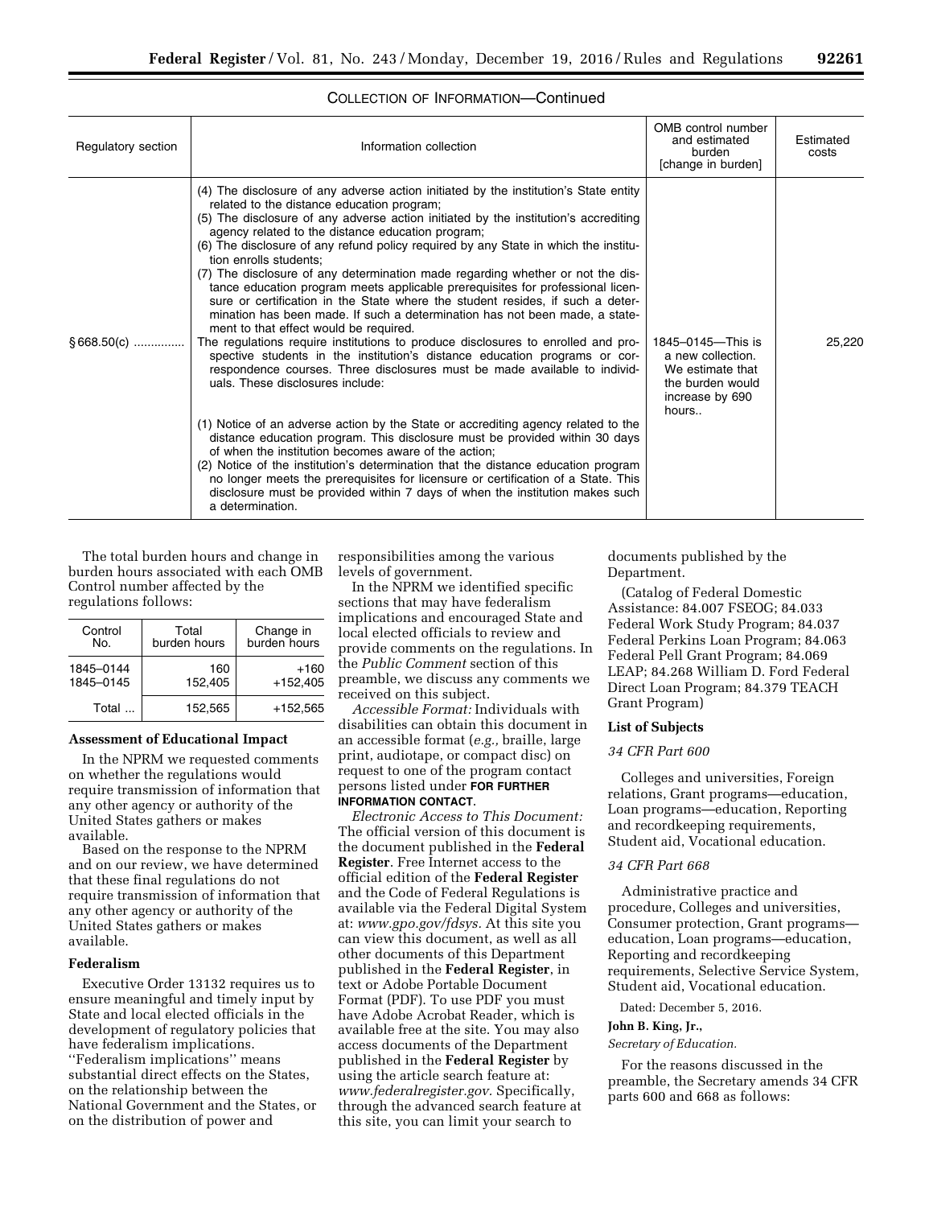COLLECTION OF INFORMATION—Continued

| Regulatory section | Information collection | OMB control number and estimated burden [change in burden] | Estimated costs |
|---|---|---|---|
| § 668.50(c) .............. | (4) The disclosure of any adverse action initiated by the institution's State entity related to the distance education program;<br>(5) The disclosure of any adverse action initiated by the institution's accrediting agency related to the distance education program;<br>(6) The disclosure of any refund policy required by any State in which the institution enrolls students;<br>(7) The disclosure of any determination made regarding whether or not the distance education program meets applicable prerequisites for professional licensure or certification in the State where the student resides, if such a determination has been made. If such a determination has not been made, a statement to that effect would be required.<br>The regulations require institutions to produce disclosures to enrolled and prospective students in the institution's distance education programs or correspondence courses. Three disclosures must be made available to individuals. These disclosures include:<br><br>(1) Notice of an adverse action by the State or accrediting agency related to the distance education program. This disclosure must be provided within 30 days of when the institution becomes aware of the action;<br>(2) Notice of the institution's determination that the distance education program no longer meets the prerequisites for licensure or certification of a State. This disclosure must be provided within 7 days of when the institution makes such a determination. | 1845–0145—This is a new collection. We estimate that the burden would increase by 690 hours.. | 25,220 |

The total burden hours and change in burden hours associated with each OMB Control number affected by the regulations follows:

| Control No. | Total burden hours | Change in burden hours |
|---|---|---|
| 1845–0144 | 160 | +160 |
| 1845–0145 | 152,405 | +152,405 |
| Total ... | 152,565 | +152,565 |

**Assessment of Educational Impact**

In the NPRM we requested comments on whether the regulations would require transmission of information that any other agency or authority of the United States gathers or makes available.

Based on the response to the NPRM and on our review, we have determined that these final regulations do not require transmission of information that any other agency or authority of the United States gathers or makes available.

**Federalism**

Executive Order 13132 requires us to ensure meaningful and timely input by State and local elected officials in the development of regulatory policies that have federalism implications. ''Federalism implications'' means substantial direct effects on the States, on the relationship between the National Government and the States, or on the distribution of power and responsibilities among the various levels of government.

In the NPRM we identified specific sections that may have federalism implications and encouraged State and local elected officials to review and provide comments on the regulations. In the *Public Comment* section of this preamble, we discuss any comments we received on this subject.

*Accessible Format:* Individuals with disabilities can obtain this document in an accessible format (*e.g.,* braille, large print, audiotape, or compact disc) on request to one of the program contact persons listed under **FOR FURTHER INFORMATION CONTACT**.

*Electronic Access to This Document:* The official version of this document is the document published in the **Federal Register**. Free Internet access to the official edition of the **Federal Register** and the Code of Federal Regulations is available via the Federal Digital System at: *www.gpo.gov/fdsys.* At this site you can view this document, as well as all other documents of this Department published in the **Federal Register**, in text or Adobe Portable Document Format (PDF). To use PDF you must have Adobe Acrobat Reader, which is available free at the site. You may also access documents of the Department published in the **Federal Register** by using the article search feature at: *www.federalregister.gov.* Specifically, through the advanced search feature at this site, you can limit your search to documents published by the Department.

(Catalog of Federal Domestic Assistance: 84.007 FSEOG; 84.033 Federal Work Study Program; 84.037 Federal Perkins Loan Program; 84.063 Federal Pell Grant Program; 84.069 LEAP; 84.268 William D. Ford Federal Direct Loan Program; 84.379 TEACH Grant Program)

**List of Subjects**

*34 CFR Part 600*

Colleges and universities, Foreign relations, Grant programs—education, Loan programs—education, Reporting and recordkeeping requirements, Student aid, Vocational education.

*34 CFR Part 668*

Administrative practice and procedure, Colleges and universities, Consumer protection, Grant programs—education, Loan programs—education, Reporting and recordkeeping requirements, Selective Service System, Student aid, Vocational education.

Dated: December 5, 2016.

**John B. King, Jr.,**

*Secretary of Education.*

For the reasons discussed in the preamble, the Secretary amends 34 CFR parts 600 and 668 as follows: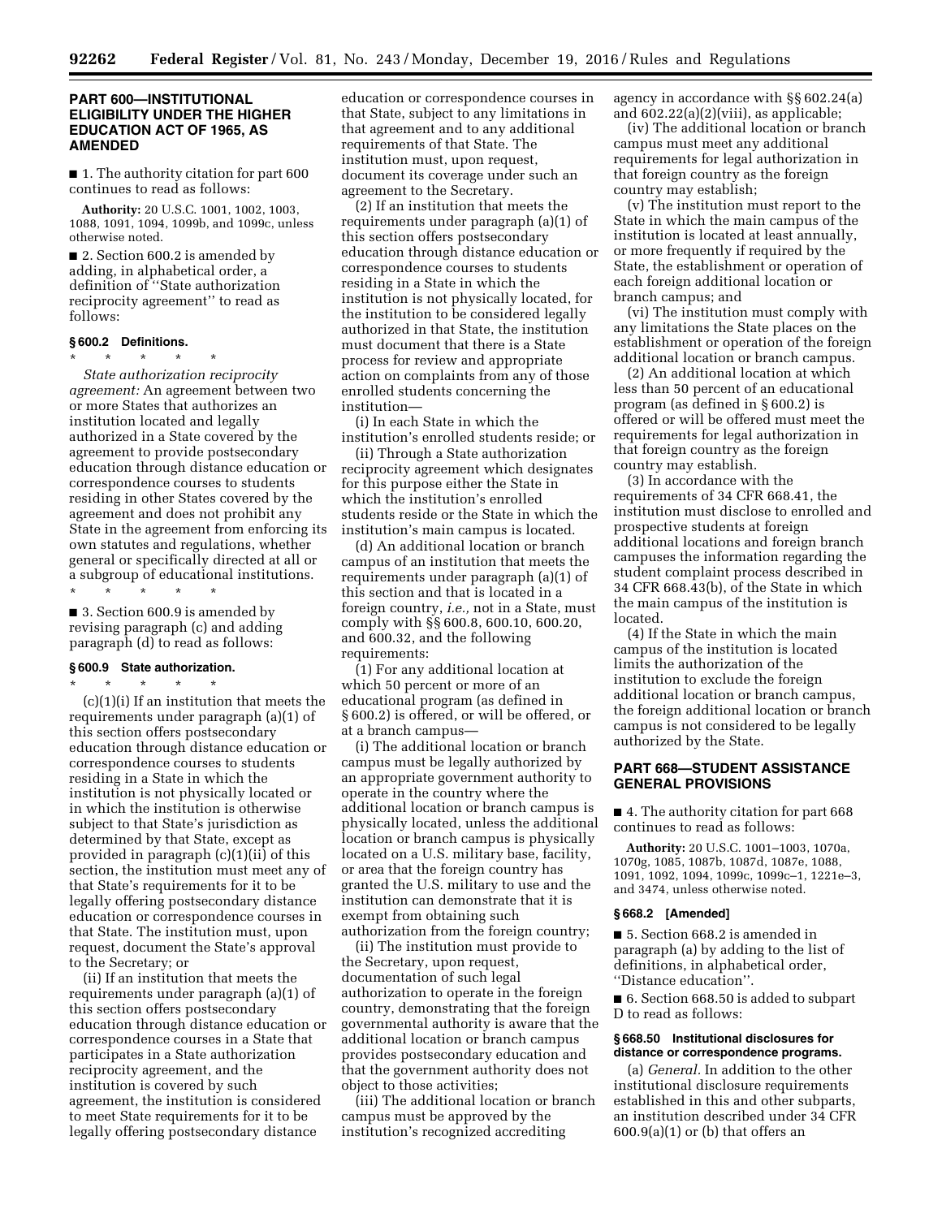## PART 600—INSTITUTIONAL ELIGIBILITY UNDER THE HIGHER EDUCATION ACT OF 1965, AS AMENDED

■ 1. The authority citation for part 600 continues to read as follows:

**Authority:** 20 U.S.C. 1001, 1002, 1003, 1088, 1091, 1094, 1099b, and 1099c, unless otherwise noted.

■ 2. Section 600.2 is amended by adding, in alphabetical order, a definition of ''State authorization reciprocity agreement'' to read as follows:

### § 600.2 Definitions.

\* \* \* \* \*

*State authorization reciprocity agreement:* An agreement between two or more States that authorizes an institution located and legally authorized in a State covered by the agreement to provide postsecondary education through distance education or correspondence courses to students residing in other States covered by the agreement and does not prohibit any State in the agreement from enforcing its own statutes and regulations, whether general or specifically directed at all or a subgroup of educational institutions.

\* \* \* \* \*

■ 3. Section 600.9 is amended by revising paragraph (c) and adding paragraph (d) to read as follows:

### § 600.9 State authorization.

\* \* \* \* \*

(c)(1)(i) If an institution that meets the requirements under paragraph (a)(1) of this section offers postsecondary education through distance education or correspondence courses to students residing in a State in which the institution is not physically located or in which the institution is otherwise subject to that State's jurisdiction as determined by that State, except as provided in paragraph (c)(1)(ii) of this section, the institution must meet any of that State's requirements for it to be legally offering postsecondary distance education or correspondence courses in that State. The institution must, upon request, document the State's approval to the Secretary; or

(ii) If an institution that meets the requirements under paragraph (a)(1) of this section offers postsecondary education through distance education or correspondence courses in a State that participates in a State authorization reciprocity agreement, and the institution is covered by such agreement, the institution is considered to meet State requirements for it to be legally offering postsecondary distance education or correspondence courses in that State, subject to any limitations in that agreement and to any additional requirements of that State. The institution must, upon request, document its coverage under such an agreement to the Secretary.

(2) If an institution that meets the requirements under paragraph (a)(1) of this section offers postsecondary education through distance education or correspondence courses to students residing in a State in which the institution is not physically located, for the institution to be considered legally authorized in that State, the institution must document that there is a State process for review and appropriate action on complaints from any of those enrolled students concerning the institution—

(i) In each State in which the institution's enrolled students reside; or

(ii) Through a State authorization reciprocity agreement which designates for this purpose either the State in which the institution's enrolled students reside or the State in which the institution's main campus is located.

(d) An additional location or branch campus of an institution that meets the requirements under paragraph (a)(1) of this section and that is located in a foreign country, *i.e.,* not in a State, must comply with §§ 600.8, 600.10, 600.20, and 600.32, and the following requirements:

(1) For any additional location at which 50 percent or more of an educational program (as defined in § 600.2) is offered, or will be offered, or at a branch campus—

(i) The additional location or branch campus must be legally authorized by an appropriate government authority to operate in the country where the additional location or branch campus is physically located, unless the additional location or branch campus is physically located on a U.S. military base, facility, or area that the foreign country has granted the U.S. military to use and the institution can demonstrate that it is exempt from obtaining such authorization from the foreign country;

(ii) The institution must provide to the Secretary, upon request, documentation of such legal authorization to operate in the foreign country, demonstrating that the foreign governmental authority is aware that the additional location or branch campus provides postsecondary education and that the government authority does not object to those activities;

(iii) The additional location or branch campus must be approved by the institution's recognized accrediting agency in accordance with §§ 602.24(a) and 602.22(a)(2)(viii), as applicable;

(iv) The additional location or branch campus must meet any additional requirements for legal authorization in that foreign country as the foreign country may establish;

(v) The institution must report to the State in which the main campus of the institution is located at least annually, or more frequently if required by the State, the establishment or operation of each foreign additional location or branch campus; and

(vi) The institution must comply with any limitations the State places on the establishment or operation of the foreign additional location or branch campus.

(2) An additional location at which less than 50 percent of an educational program (as defined in § 600.2) is offered or will be offered must meet the requirements for legal authorization in that foreign country as the foreign country may establish.

(3) In accordance with the requirements of 34 CFR 668.41, the institution must disclose to enrolled and prospective students at foreign additional locations and foreign branch campuses the information regarding the student complaint process described in 34 CFR 668.43(b), of the State in which the main campus of the institution is located.

(4) If the State in which the main campus of the institution is located limits the authorization of the institution to exclude the foreign additional location or branch campus, the foreign additional location or branch campus is not considered to be legally authorized by the State.

## PART 668—STUDENT ASSISTANCE GENERAL PROVISIONS

■ 4. The authority citation for part 668 continues to read as follows:

**Authority:** 20 U.S.C. 1001–1003, 1070a, 1070g, 1085, 1087b, 1087d, 1087e, 1088, 1091, 1092, 1094, 1099c, 1099c–1, 1221e–3, and 3474, unless otherwise noted.

### § 668.2 [Amended]

■ 5. Section 668.2 is amended in paragraph (a) by adding to the list of definitions, in alphabetical order, ''Distance education''.

■ 6. Section 668.50 is added to subpart D to read as follows:

### § 668.50 Institutional disclosures for distance or correspondence programs.

(a) *General.* In addition to the other institutional disclosure requirements established in this and other subparts, an institution described under 34 CFR 600.9(a)(1) or (b) that offers an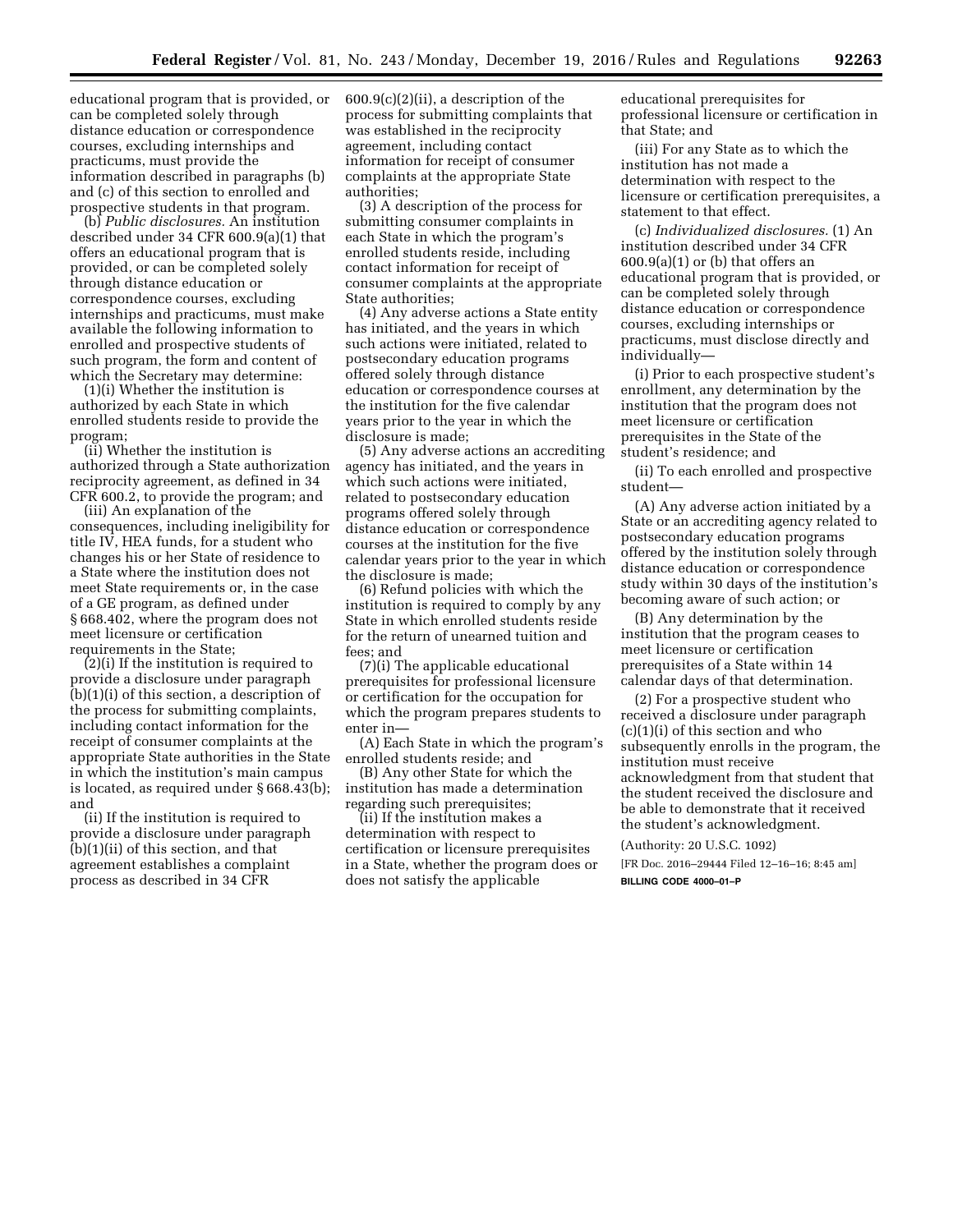educational program that is provided, or can be completed solely through distance education or correspondence courses, excluding internships and practicums, must provide the information described in paragraphs (b) and (c) of this section to enrolled and prospective students in that program.

(b) *Public disclosures.* An institution described under 34 CFR 600.9(a)(1) that offers an educational program that is provided, or can be completed solely through distance education or correspondence courses, excluding internships and practicums, must make available the following information to enrolled and prospective students of such program, the form and content of which the Secretary may determine:

(1)(i) Whether the institution is authorized by each State in which enrolled students reside to provide the program;

(ii) Whether the institution is authorized through a State authorization reciprocity agreement, as defined in 34 CFR 600.2, to provide the program; and

(iii) An explanation of the consequences, including ineligibility for title IV, HEA funds, for a student who changes his or her State of residence to a State where the institution does not meet State requirements or, in the case of a GE program, as defined under § 668.402, where the program does not meet licensure or certification requirements in the State;

(2)(i) If the institution is required to provide a disclosure under paragraph (b)(1)(i) of this section, a description of the process for submitting complaints, including contact information for the receipt of consumer complaints at the appropriate State authorities in the State in which the institution's main campus is located, as required under § 668.43(b); and

(ii) If the institution is required to provide a disclosure under paragraph (b)(1)(ii) of this section, and that agreement establishes a complaint process as described in 34 CFR 600.9(c)(2)(ii), a description of the process for submitting complaints that was established in the reciprocity agreement, including contact information for receipt of consumer complaints at the appropriate State authorities;

(3) A description of the process for submitting consumer complaints in each State in which the program's enrolled students reside, including contact information for receipt of consumer complaints at the appropriate State authorities;

(4) Any adverse actions a State entity has initiated, and the years in which such actions were initiated, related to postsecondary education programs offered solely through distance education or correspondence courses at the institution for the five calendar years prior to the year in which the disclosure is made;

(5) Any adverse actions an accrediting agency has initiated, and the years in which such actions were initiated, related to postsecondary education programs offered solely through distance education or correspondence courses at the institution for the five calendar years prior to the year in which the disclosure is made;

(6) Refund policies with which the institution is required to comply by any State in which enrolled students reside for the return of unearned tuition and fees; and

(7)(i) The applicable educational prerequisites for professional licensure or certification for the occupation for which the program prepares students to enter in—

(A) Each State in which the program's enrolled students reside; and

(B) Any other State for which the institution has made a determination regarding such prerequisites;

(ii) If the institution makes a determination with respect to certification or licensure prerequisites in a State, whether the program does or does not satisfy the applicable educational prerequisites for professional licensure or certification in that State; and

(iii) For any State as to which the institution has not made a determination with respect to the licensure or certification prerequisites, a statement to that effect.

(c) *Individualized disclosures.* (1) An institution described under 34 CFR 600.9(a)(1) or (b) that offers an educational program that is provided, or can be completed solely through distance education or correspondence courses, excluding internships or practicums, must disclose directly and individually—

(i) Prior to each prospective student's enrollment, any determination by the institution that the program does not meet licensure or certification prerequisites in the State of the student's residence; and

(ii) To each enrolled and prospective student—

(A) Any adverse action initiated by a State or an accrediting agency related to postsecondary education programs offered by the institution solely through distance education or correspondence study within 30 days of the institution's becoming aware of such action; or

(B) Any determination by the institution that the program ceases to meet licensure or certification prerequisites of a State within 14 calendar days of that determination.

(2) For a prospective student who received a disclosure under paragraph (c)(1)(i) of this section and who subsequently enrolls in the program, the institution must receive acknowledgment from that student that the student received the disclosure and be able to demonstrate that it received the student's acknowledgment.

(Authority: 20 U.S.C. 1092)

[FR Doc. 2016–29444 Filed 12–16–16; 8:45 am]

**BILLING CODE 4000–01–P**